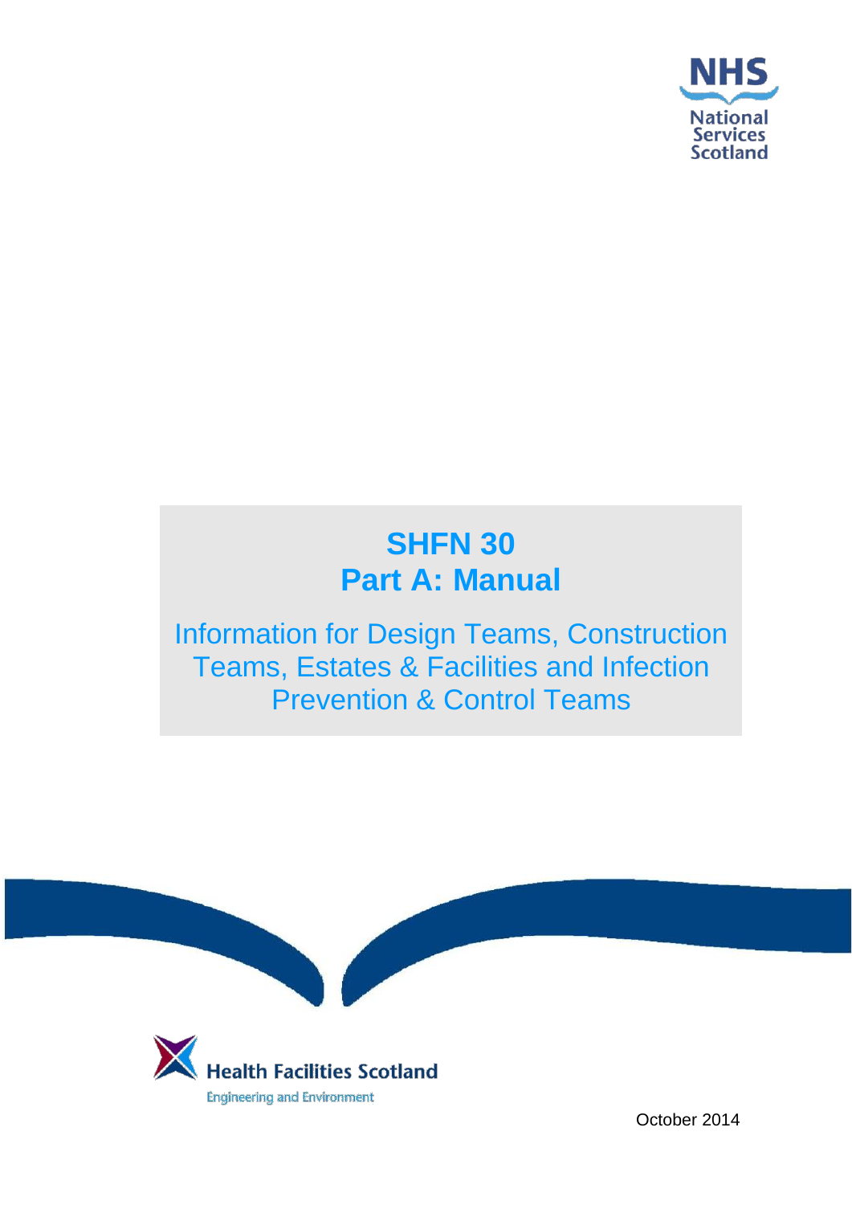NHS National Services Scotland

# SHFN 30
# Part A: Manual

## Information for Design Teams, Construction Teams, Estates & Facilities and Infection Prevention & Control Teams

Health Facilities Scotland
Engineering and Environment

October 2014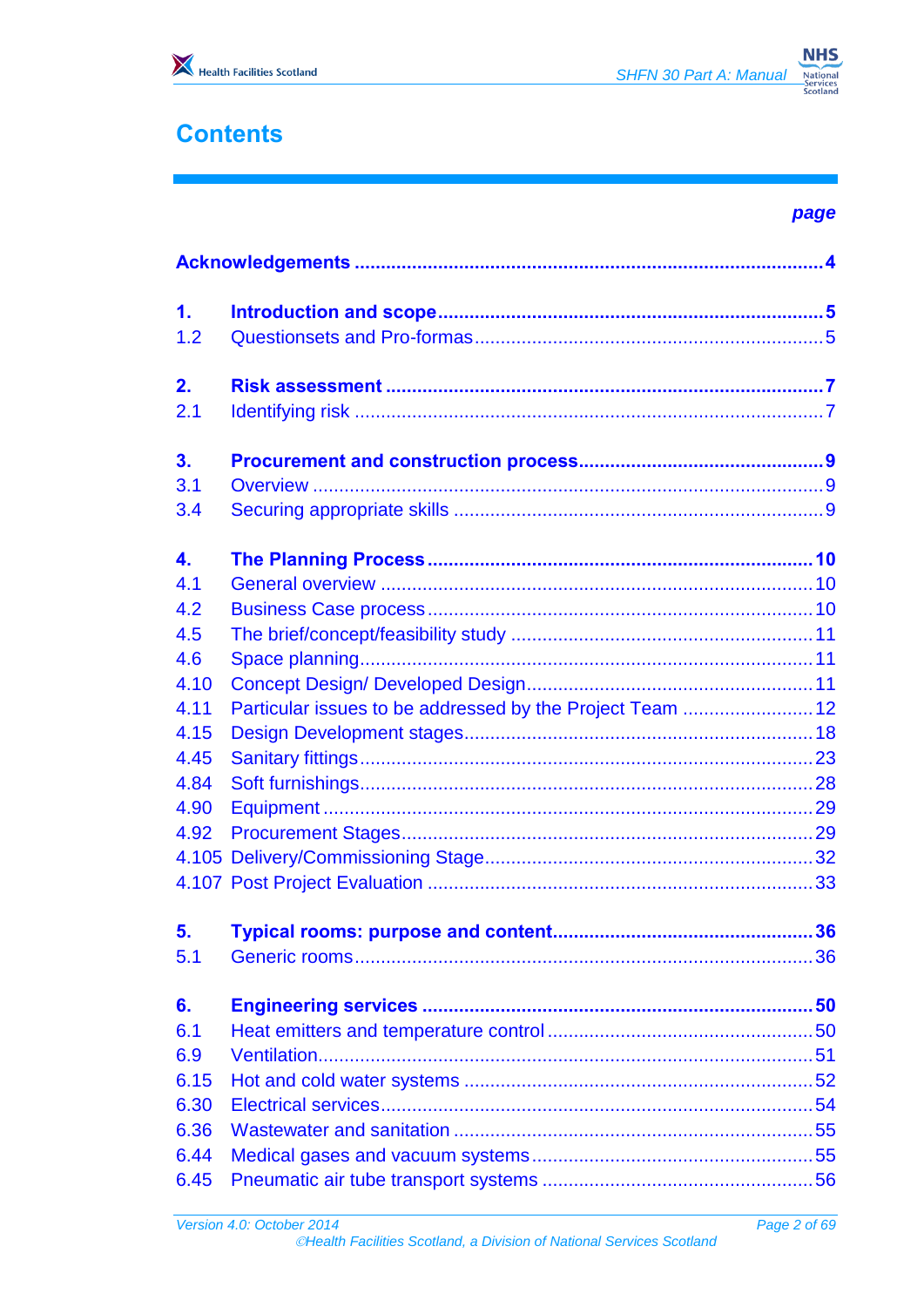# Contents

| | | page |
|---|---|---|
| **Acknowledgements** | | **4** |
| **1.** | **Introduction and scope** | **5** |
| 1.2 | Questionsets and Pro-formas | 5 |
| **2.** | **Risk assessment** | **7** |
| 2.1 | Identifying risk | 7 |
| **3.** | **Procurement and construction process** | **9** |
| 3.1 | Overview | 9 |
| 3.4 | Securing appropriate skills | 9 |
| **4.** | **The Planning Process** | **10** |
| 4.1 | General overview | 10 |
| 4.2 | Business Case process | 10 |
| 4.5 | The brief/concept/feasibility study | 11 |
| 4.6 | Space planning | 11 |
| 4.10 | Concept Design/ Developed Design | 11 |
| 4.11 | Particular issues to be addressed by the Project Team | 12 |
| 4.15 | Design Development stages | 18 |
| 4.45 | Sanitary fittings | 23 |
| 4.84 | Soft furnishings | 28 |
| 4.90 | Equipment | 29 |
| 4.92 | Procurement Stages | 29 |
| 4.105 | Delivery/Commissioning Stage | 32 |
| 4.107 | Post Project Evaluation | 33 |
| **5.** | **Typical rooms: purpose and content** | **36** |
| 5.1 | Generic rooms | 36 |
| **6.** | **Engineering services** | **50** |
| 6.1 | Heat emitters and temperature control | 50 |
| 6.9 | Ventilation | 51 |
| 6.15 | Hot and cold water systems | 52 |
| 6.30 | Electrical services | 54 |
| 6.36 | Wastewater and sanitation | 55 |
| 6.44 | Medical gases and vacuum systems | 55 |
| 6.45 | Pneumatic air tube transport systems | 56 |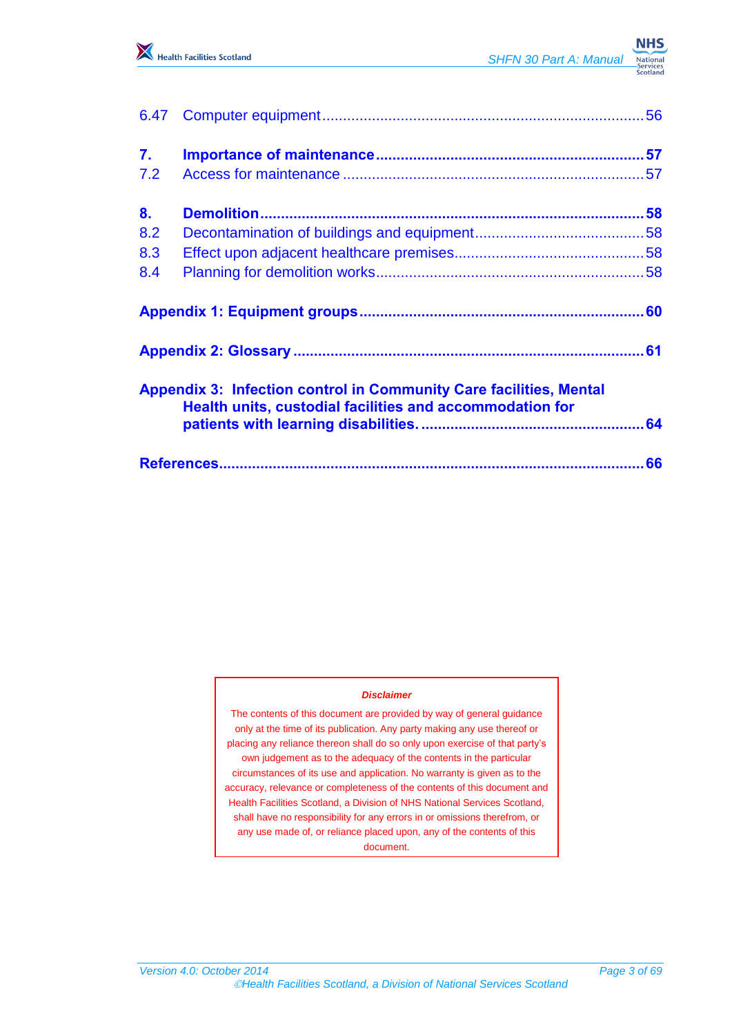6.47 Computer equipment ... 56

**7. Importance of maintenance ... 57**

7.2 Access for maintenance ... 57

**8. Demolition ... 58**

8.2 Decontamination of buildings and equipment ... 58

8.3 Effect upon adjacent healthcare premises ... 58

8.4 Planning for demolition works ... 58

**Appendix 1: Equipment groups ... 60**

**Appendix 2: Glossary ... 61**

**Appendix 3: Infection control in Community Care facilities, Mental Health units, custodial facilities and accommodation for patients with learning disabilities. ... 64**

**References ... 66**

***Disclaimer***

The contents of this document are provided by way of general guidance only at the time of its publication. Any party making any use thereof or placing any reliance thereon shall do so only upon exercise of that party's own judgement as to the adequacy of the contents in the particular circumstances of its use and application. No warranty is given as to the accuracy, relevance or completeness of the contents of this document and Health Facilities Scotland, a Division of NHS National Services Scotland, shall have no responsibility for any errors in or omissions therefrom, or any use made of, or reliance placed upon, any of the contents of this document.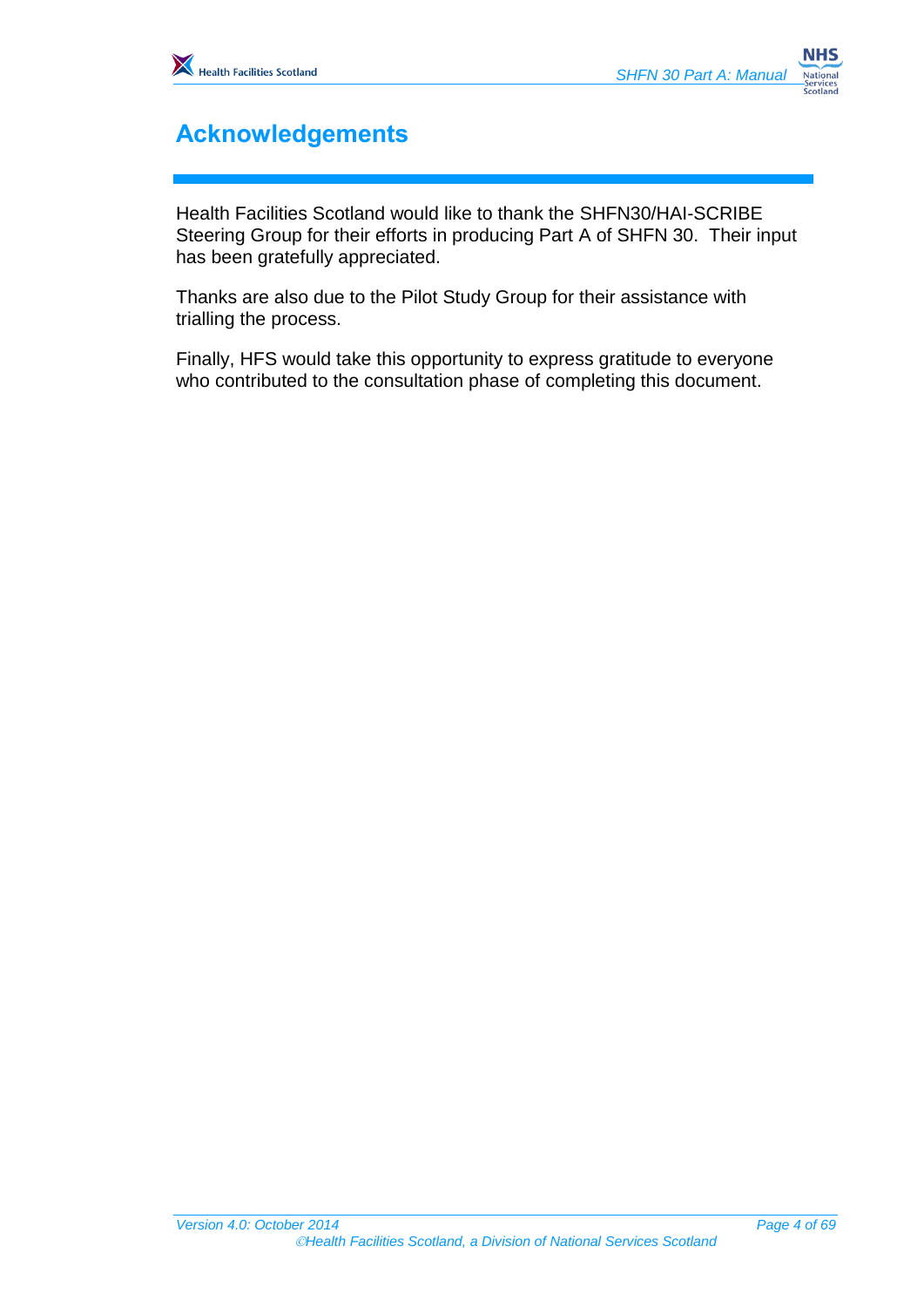# Acknowledgements

Health Facilities Scotland would like to thank the SHFN30/HAI-SCRIBE Steering Group for their efforts in producing Part A of SHFN 30. Their input has been gratefully appreciated.

Thanks are also due to the Pilot Study Group for their assistance with trialling the process.

Finally, HFS would take this opportunity to express gratitude to everyone who contributed to the consultation phase of completing this document.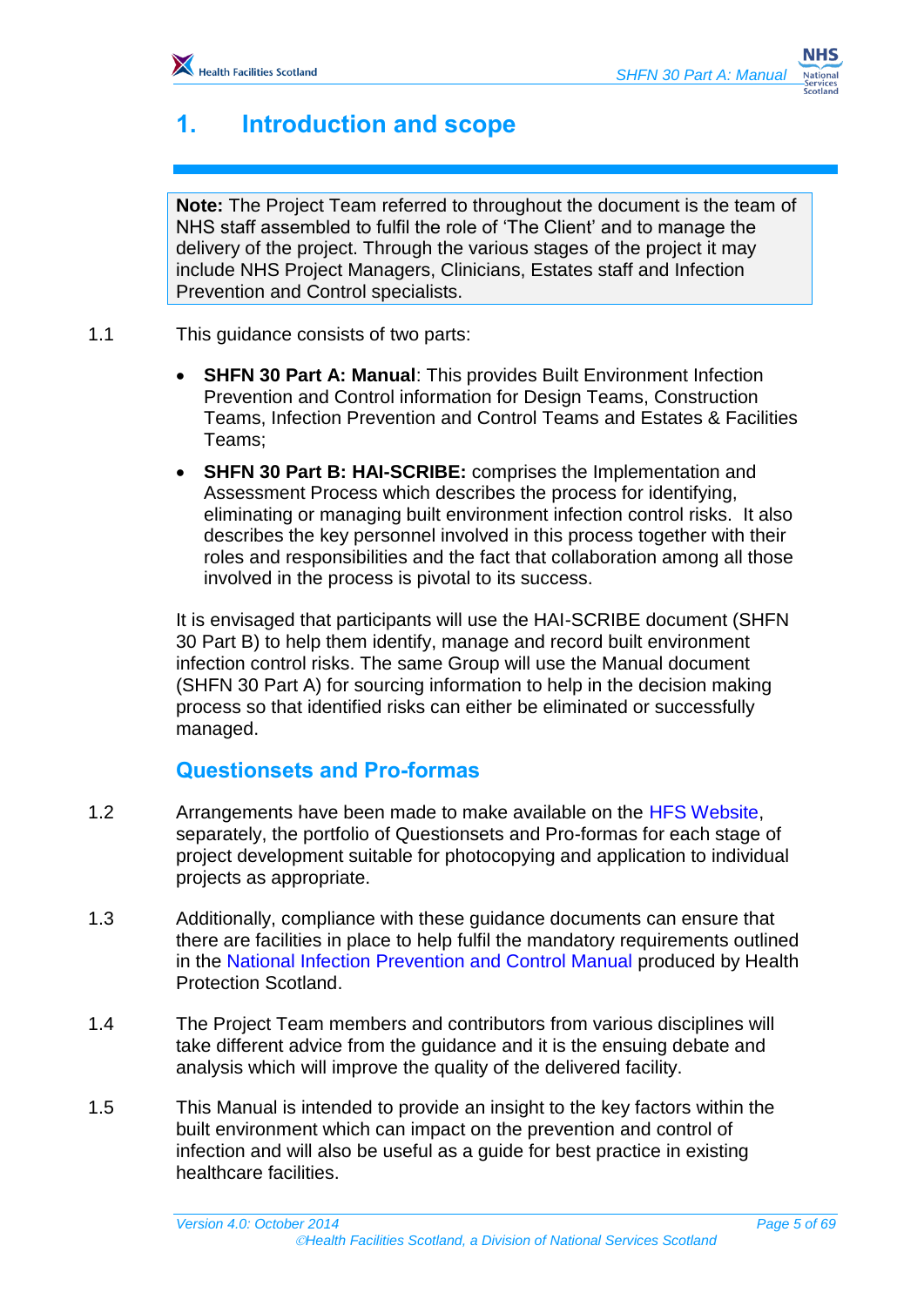# 1. Introduction and scope

> **Note:** The Project Team referred to throughout the document is the team of NHS staff assembled to fulfil the role of 'The Client' and to manage the delivery of the project. Through the various stages of the project it may include NHS Project Managers, Clinicians, Estates staff and Infection Prevention and Control specialists.

1.1 This guidance consists of two parts:

- **SHFN 30 Part A: Manual**: This provides Built Environment Infection Prevention and Control information for Design Teams, Construction Teams, Infection Prevention and Control Teams and Estates & Facilities Teams;
- **SHFN 30 Part B: HAI-SCRIBE:** comprises the Implementation and Assessment Process which describes the process for identifying, eliminating or managing built environment infection control risks. It also describes the key personnel involved in this process together with their roles and responsibilities and the fact that collaboration among all those involved in the process is pivotal to its success.

It is envisaged that participants will use the HAI-SCRIBE document (SHFN 30 Part B) to help them identify, manage and record built environment infection control risks. The same Group will use the Manual document (SHFN 30 Part A) for sourcing information to help in the decision making process so that identified risks can either be eliminated or successfully managed.

## Questionsets and Pro-formas

1.2 Arrangements have been made to make available on the HFS Website, separately, the portfolio of Questionsets and Pro-formas for each stage of project development suitable for photocopying and application to individual projects as appropriate.

1.3 Additionally, compliance with these guidance documents can ensure that there are facilities in place to help fulfil the mandatory requirements outlined in the National Infection Prevention and Control Manual produced by Health Protection Scotland.

1.4 The Project Team members and contributors from various disciplines will take different advice from the guidance and it is the ensuing debate and analysis which will improve the quality of the delivered facility.

1.5 This Manual is intended to provide an insight to the key factors within the built environment which can impact on the prevention and control of infection and will also be useful as a guide for best practice in existing healthcare facilities.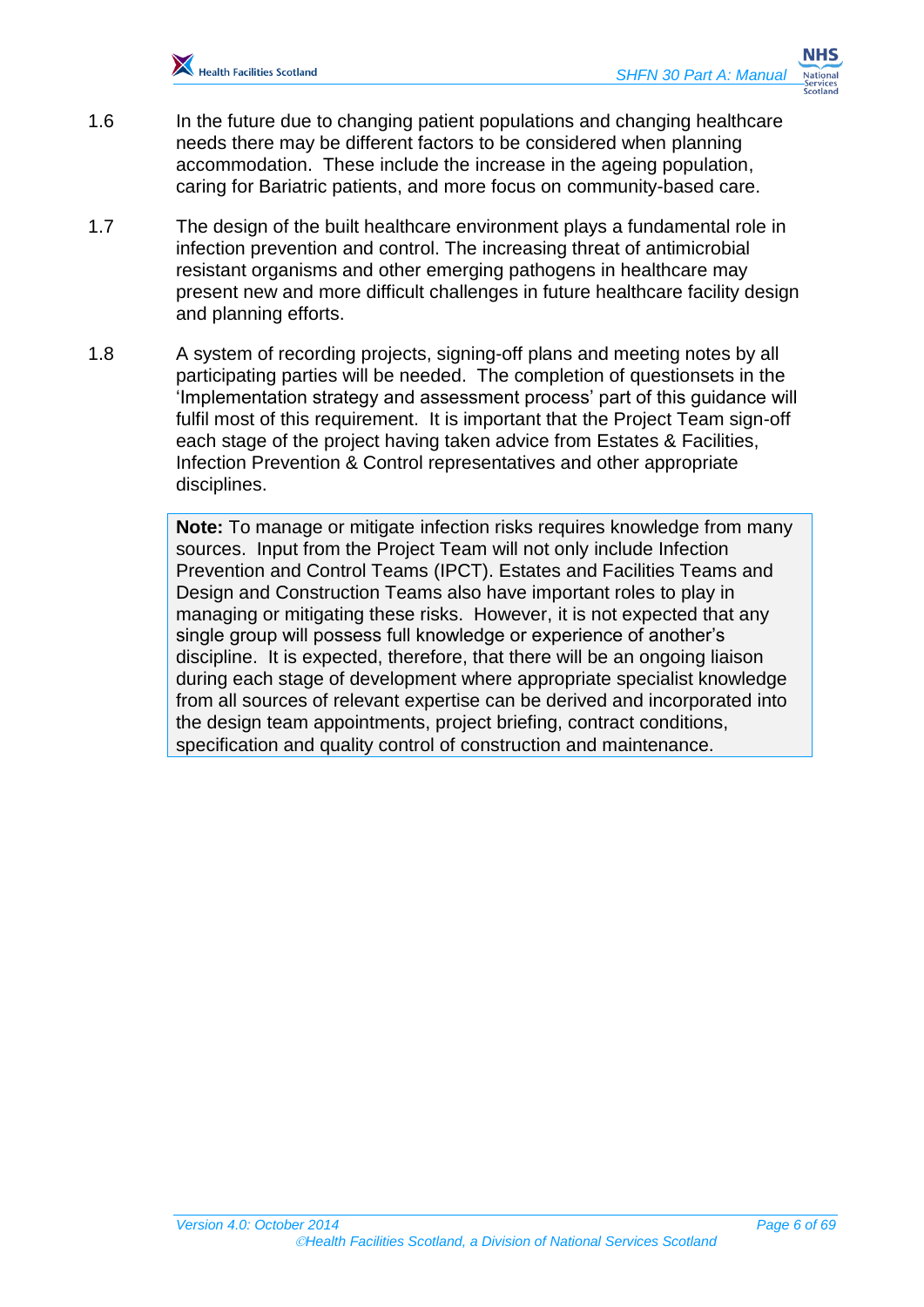1.6 In the future due to changing patient populations and changing healthcare needs there may be different factors to be considered when planning accommodation. These include the increase in the ageing population, caring for Bariatric patients, and more focus on community-based care.

1.7 The design of the built healthcare environment plays a fundamental role in infection prevention and control. The increasing threat of antimicrobial resistant organisms and other emerging pathogens in healthcare may present new and more difficult challenges in future healthcare facility design and planning efforts.

1.8 A system of recording projects, signing-off plans and meeting notes by all participating parties will be needed. The completion of questionsets in the 'Implementation strategy and assessment process' part of this guidance will fulfil most of this requirement. It is important that the Project Team sign-off each stage of the project having taken advice from Estates & Facilities, Infection Prevention & Control representatives and other appropriate disciplines.

> **Note:** To manage or mitigate infection risks requires knowledge from many sources. Input from the Project Team will not only include Infection Prevention and Control Teams (IPCT). Estates and Facilities Teams and Design and Construction Teams also have important roles to play in managing or mitigating these risks. However, it is not expected that any single group will possess full knowledge or experience of another's discipline. It is expected, therefore, that there will be an ongoing liaison during each stage of development where appropriate specialist knowledge from all sources of relevant expertise can be derived and incorporated into the design team appointments, project briefing, contract conditions, specification and quality control of construction and maintenance.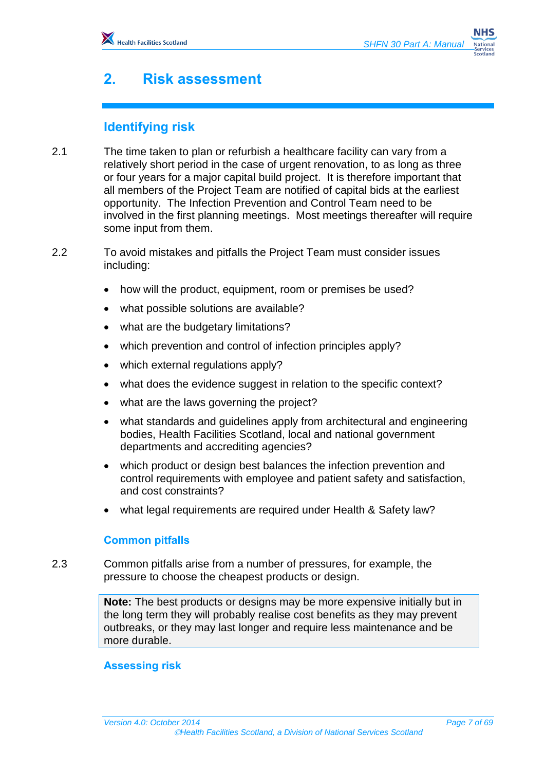# 2. Risk assessment

## Identifying risk

2.1 The time taken to plan or refurbish a healthcare facility can vary from a relatively short period in the case of urgent renovation, to as long as three or four years for a major capital build project. It is therefore important that all members of the Project Team are notified of capital bids at the earliest opportunity. The Infection Prevention and Control Team need to be involved in the first planning meetings. Most meetings thereafter will require some input from them.

2.2 To avoid mistakes and pitfalls the Project Team must consider issues including:

- how will the product, equipment, room or premises be used?
- what possible solutions are available?
- what are the budgetary limitations?
- which prevention and control of infection principles apply?
- which external regulations apply?
- what does the evidence suggest in relation to the specific context?
- what are the laws governing the project?
- what standards and guidelines apply from architectural and engineering bodies, Health Facilities Scotland, local and national government departments and accrediting agencies?
- which product or design best balances the infection prevention and control requirements with employee and patient safety and satisfaction, and cost constraints?
- what legal requirements are required under Health & Safety law?

### Common pitfalls

2.3 Common pitfalls arise from a number of pressures, for example, the pressure to choose the cheapest products or design.

> **Note:** The best products or designs may be more expensive initially but in the long term they will probably realise cost benefits as they may prevent outbreaks, or they may last longer and require less maintenance and be more durable.

### Assessing risk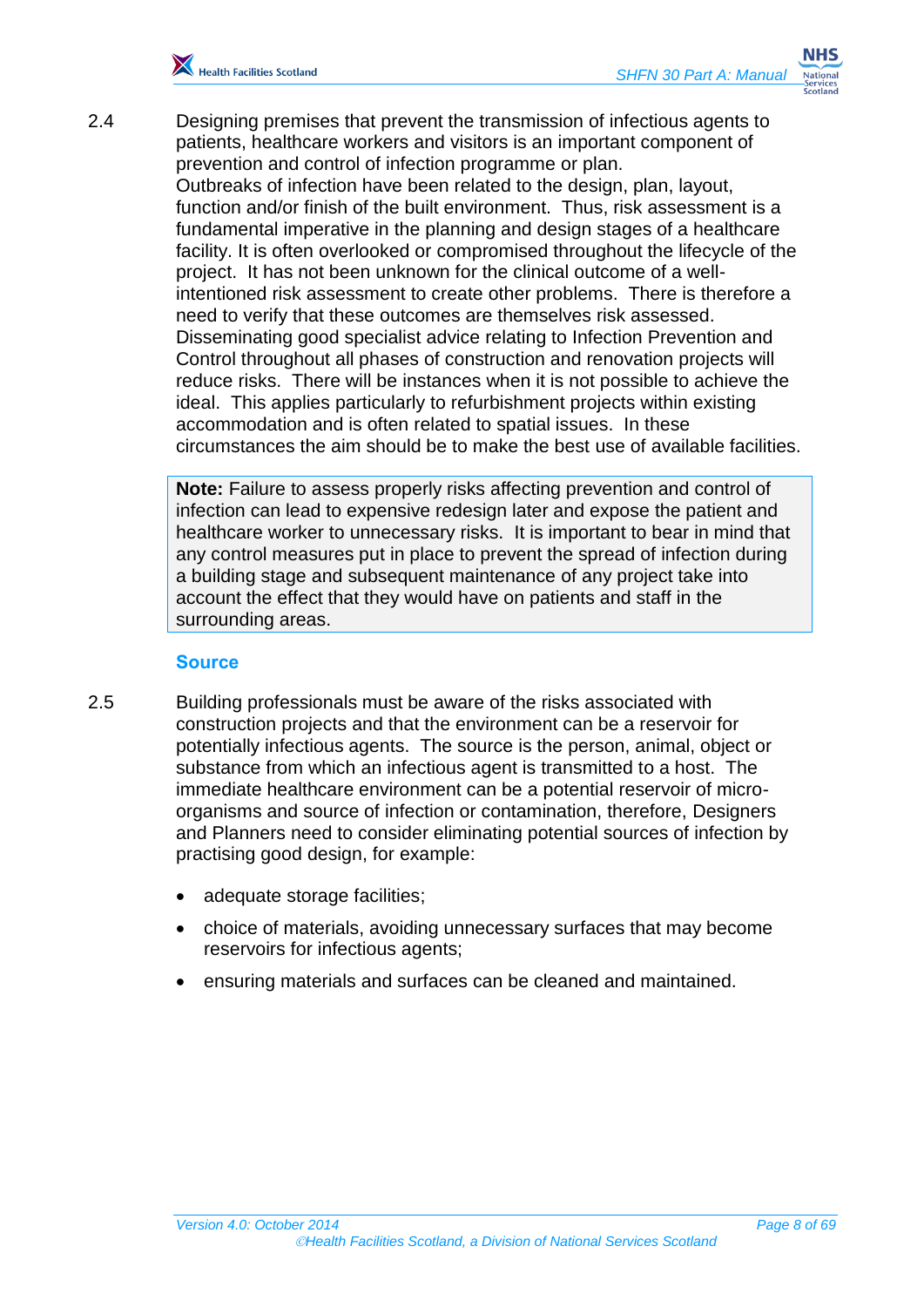2.4 Designing premises that prevent the transmission of infectious agents to patients, healthcare workers and visitors is an important component of prevention and control of infection programme or plan. Outbreaks of infection have been related to the design, plan, layout, function and/or finish of the built environment. Thus, risk assessment is a fundamental imperative in the planning and design stages of a healthcare facility. It is often overlooked or compromised throughout the lifecycle of the project. It has not been unknown for the clinical outcome of a well-intentioned risk assessment to create other problems. There is therefore a need to verify that these outcomes are themselves risk assessed. Disseminating good specialist advice relating to Infection Prevention and Control throughout all phases of construction and renovation projects will reduce risks. There will be instances when it is not possible to achieve the ideal. This applies particularly to refurbishment projects within existing accommodation and is often related to spatial issues. In these circumstances the aim should be to make the best use of available facilities.

> **Note:** Failure to assess properly risks affecting prevention and control of infection can lead to expensive redesign later and expose the patient and healthcare worker to unnecessary risks. It is important to bear in mind that any control measures put in place to prevent the spread of infection during a building stage and subsequent maintenance of any project take into account the effect that they would have on patients and staff in the surrounding areas.

### Source

2.5 Building professionals must be aware of the risks associated with construction projects and that the environment can be a reservoir for potentially infectious agents. The source is the person, animal, object or substance from which an infectious agent is transmitted to a host. The immediate healthcare environment can be a potential reservoir of micro-organisms and source of infection or contamination, therefore, Designers and Planners need to consider eliminating potential sources of infection by practising good design, for example:

- adequate storage facilities;
- choice of materials, avoiding unnecessary surfaces that may become reservoirs for infectious agents;
- ensuring materials and surfaces can be cleaned and maintained.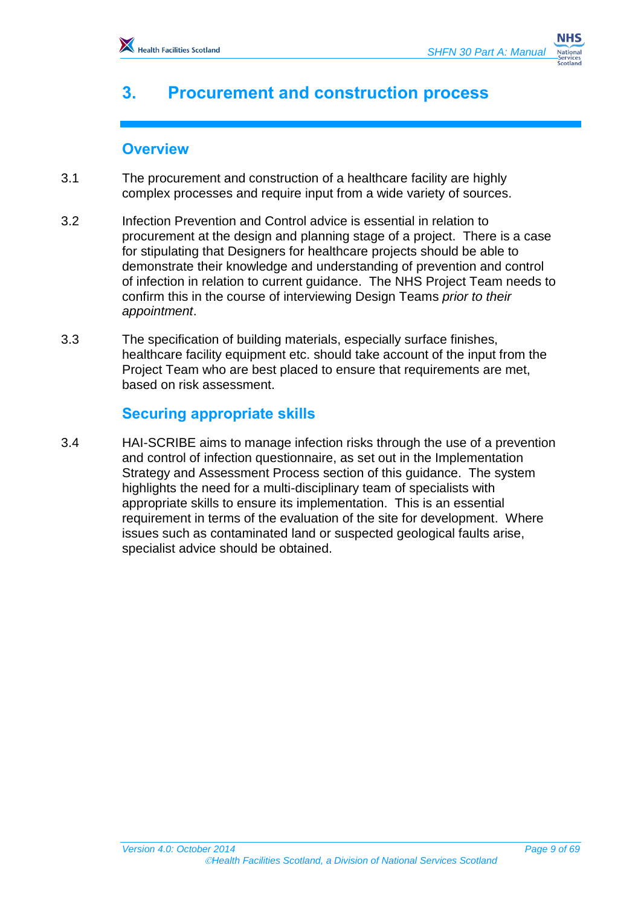# 3. Procurement and construction process

## Overview

3.1 The procurement and construction of a healthcare facility are highly complex processes and require input from a wide variety of sources.

3.2 Infection Prevention and Control advice is essential in relation to procurement at the design and planning stage of a project. There is a case for stipulating that Designers for healthcare projects should be able to demonstrate their knowledge and understanding of prevention and control of infection in relation to current guidance. The NHS Project Team needs to confirm this in the course of interviewing Design Teams *prior to their appointment*.

3.3 The specification of building materials, especially surface finishes, healthcare facility equipment etc. should take account of the input from the Project Team who are best placed to ensure that requirements are met, based on risk assessment.

## Securing appropriate skills

3.4 HAI-SCRIBE aims to manage infection risks through the use of a prevention and control of infection questionnaire, as set out in the Implementation Strategy and Assessment Process section of this guidance. The system highlights the need for a multi-disciplinary team of specialists with appropriate skills to ensure its implementation. This is an essential requirement in terms of the evaluation of the site for development. Where issues such as contaminated land or suspected geological faults arise, specialist advice should be obtained.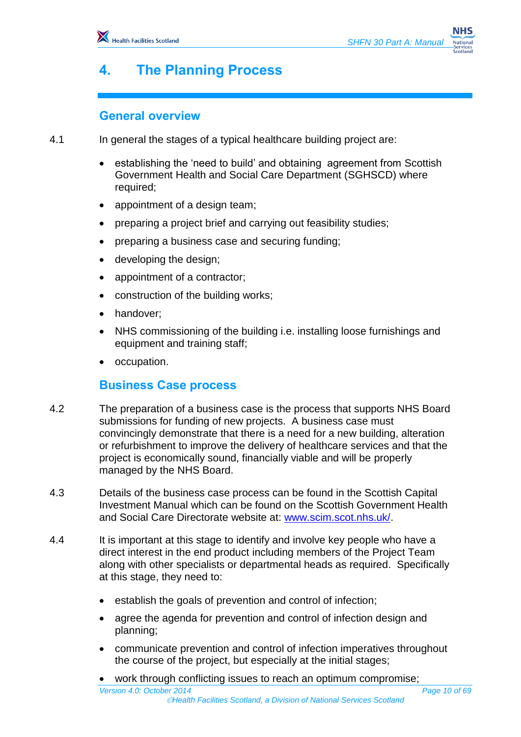# 4. The Planning Process

## General overview

4.1 In general the stages of a typical healthcare building project are:

- establishing the 'need to build' and obtaining agreement from Scottish Government Health and Social Care Department (SGHSCD) where required;
- appointment of a design team;
- preparing a project brief and carrying out feasibility studies;
- preparing a business case and securing funding;
- developing the design;
- appointment of a contractor;
- construction of the building works;
- handover;
- NHS commissioning of the building i.e. installing loose furnishings and equipment and training staff;
- occupation.

## Business Case process

4.2 The preparation of a business case is the process that supports NHS Board submissions for funding of new projects. A business case must convincingly demonstrate that there is a need for a new building, alteration or refurbishment to improve the delivery of healthcare services and that the project is economically sound, financially viable and will be properly managed by the NHS Board.

4.3 Details of the business case process can be found in the Scottish Capital Investment Manual which can be found on the Scottish Government Health and Social Care Directorate website at: [www.scim.scot.nhs.uk/](http://www.scim.scot.nhs.uk/).

4.4 It is important at this stage to identify and involve key people who have a direct interest in the end product including members of the Project Team along with other specialists or departmental heads as required. Specifically at this stage, they need to:

- establish the goals of prevention and control of infection;
- agree the agenda for prevention and control of infection design and planning;
- communicate prevention and control of infection imperatives throughout the course of the project, but especially at the initial stages;
- work through conflicting issues to reach an optimum compromise;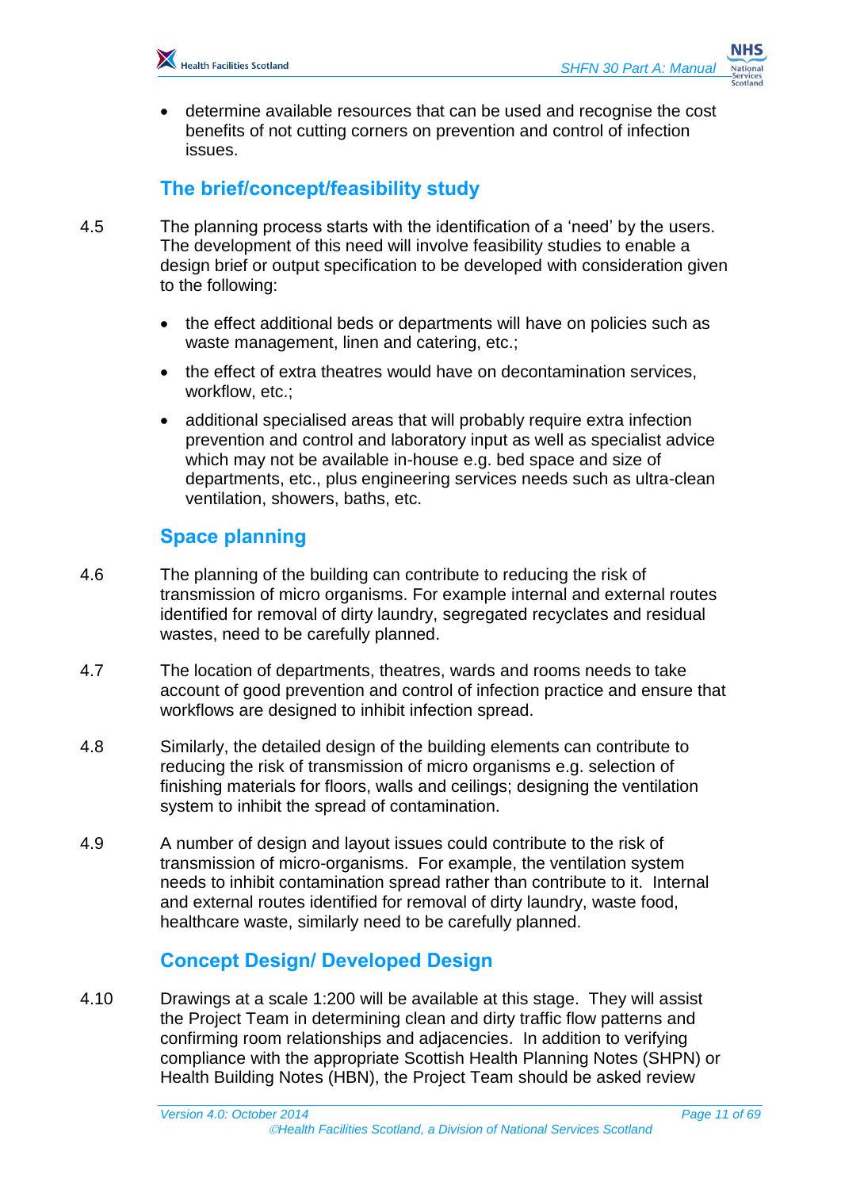- determine available resources that can be used and recognise the cost benefits of not cutting corners on prevention and control of infection issues.

## The brief/concept/feasibility study

4.5 The planning process starts with the identification of a 'need' by the users. The development of this need will involve feasibility studies to enable a design brief or output specification to be developed with consideration given to the following:

- the effect additional beds or departments will have on policies such as waste management, linen and catering, etc.;
- the effect of extra theatres would have on decontamination services, workflow, etc.;
- additional specialised areas that will probably require extra infection prevention and control and laboratory input as well as specialist advice which may not be available in-house e.g. bed space and size of departments, etc., plus engineering services needs such as ultra-clean ventilation, showers, baths, etc.

## Space planning

4.6 The planning of the building can contribute to reducing the risk of transmission of micro organisms. For example internal and external routes identified for removal of dirty laundry, segregated recyclates and residual wastes, need to be carefully planned.

4.7 The location of departments, theatres, wards and rooms needs to take account of good prevention and control of infection practice and ensure that workflows are designed to inhibit infection spread.

4.8 Similarly, the detailed design of the building elements can contribute to reducing the risk of transmission of micro organisms e.g. selection of finishing materials for floors, walls and ceilings; designing the ventilation system to inhibit the spread of contamination.

4.9 A number of design and layout issues could contribute to the risk of transmission of micro-organisms. For example, the ventilation system needs to inhibit contamination spread rather than contribute to it. Internal and external routes identified for removal of dirty laundry, waste food, healthcare waste, similarly need to be carefully planned.

## Concept Design/ Developed Design

4.10 Drawings at a scale 1:200 will be available at this stage. They will assist the Project Team in determining clean and dirty traffic flow patterns and confirming room relationships and adjacencies. In addition to verifying compliance with the appropriate Scottish Health Planning Notes (SHPN) or Health Building Notes (HBN), the Project Team should be asked review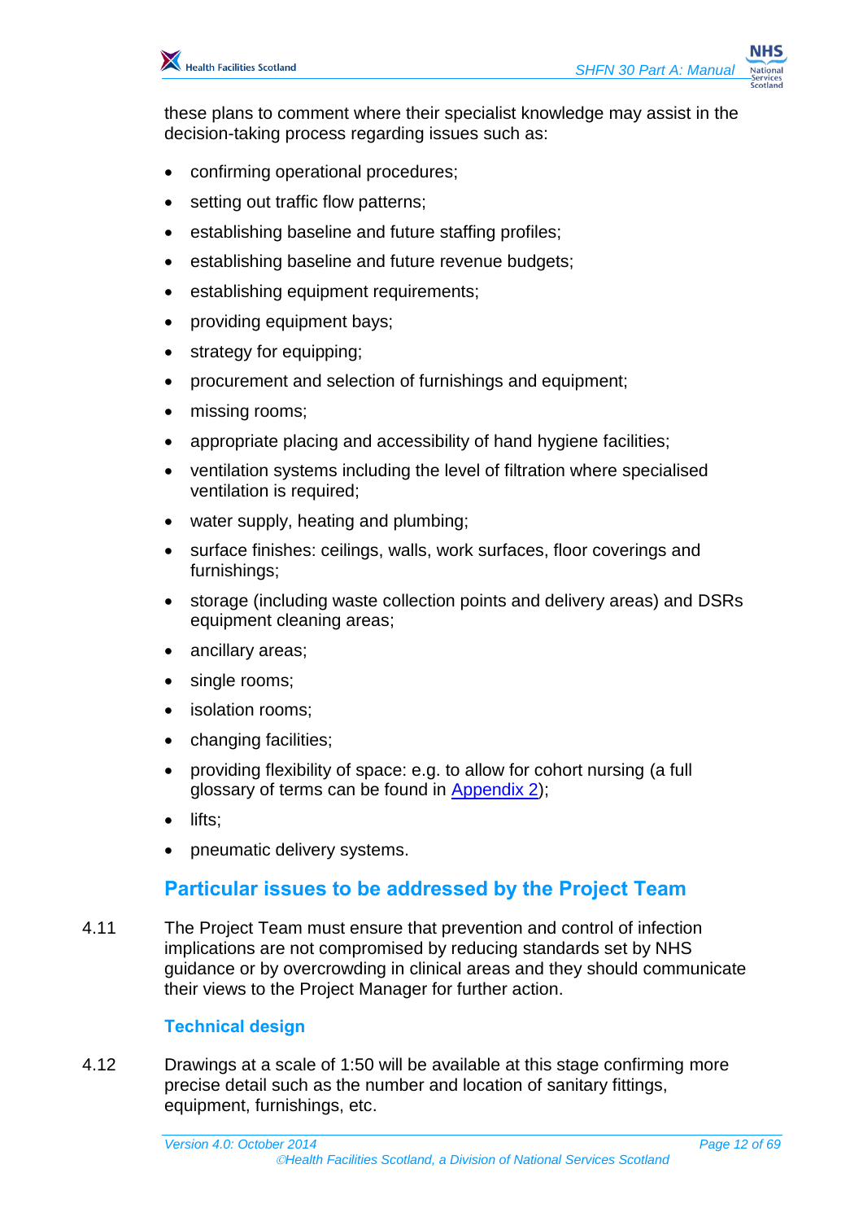these plans to comment where their specialist knowledge may assist in the decision-taking process regarding issues such as:

- confirming operational procedures;
- setting out traffic flow patterns;
- establishing baseline and future staffing profiles;
- establishing baseline and future revenue budgets;
- establishing equipment requirements;
- providing equipment bays;
- strategy for equipping;
- procurement and selection of furnishings and equipment;
- missing rooms;
- appropriate placing and accessibility of hand hygiene facilities;
- ventilation systems including the level of filtration where specialised ventilation is required;
- water supply, heating and plumbing;
- surface finishes: ceilings, walls, work surfaces, floor coverings and furnishings;
- storage (including waste collection points and delivery areas) and DSRs equipment cleaning areas;
- ancillary areas;
- single rooms;
- isolation rooms;
- changing facilities;
- providing flexibility of space: e.g. to allow for cohort nursing (a full glossary of terms can be found in Appendix 2);
- lifts;
- pneumatic delivery systems.

## Particular issues to be addressed by the Project Team

4.11 The Project Team must ensure that prevention and control of infection implications are not compromised by reducing standards set by NHS guidance or by overcrowding in clinical areas and they should communicate their views to the Project Manager for further action.

### Technical design

4.12 Drawings at a scale of 1:50 will be available at this stage confirming more precise detail such as the number and location of sanitary fittings, equipment, furnishings, etc.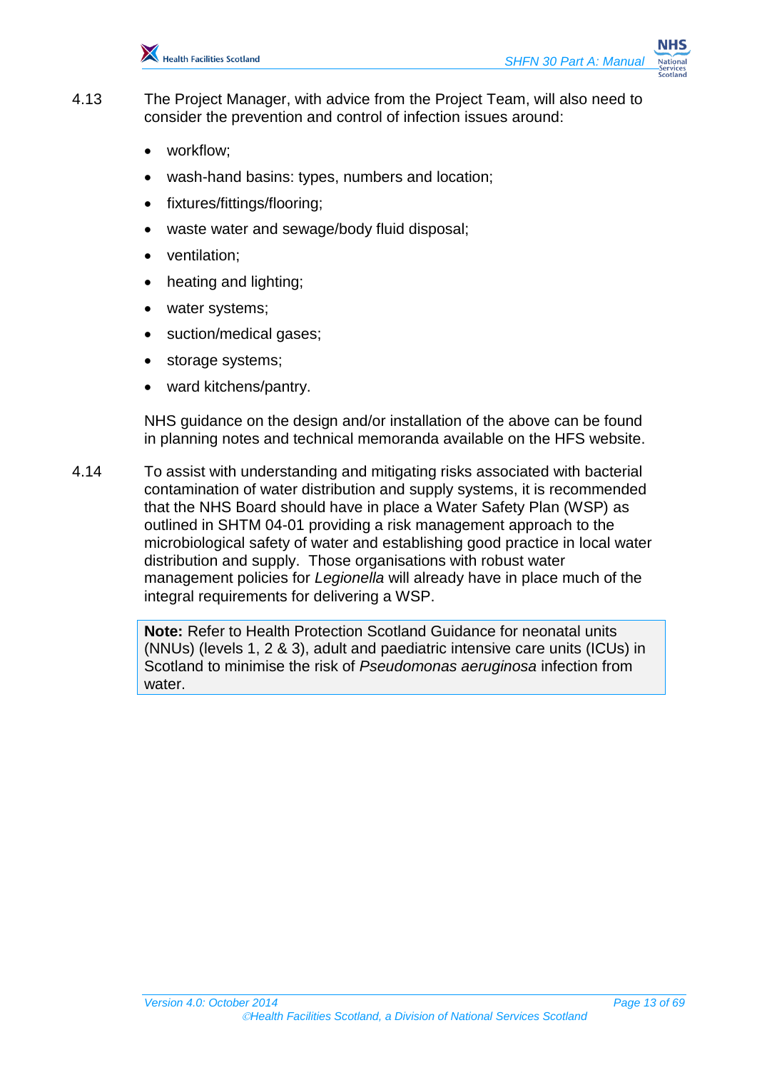4.13 The Project Manager, with advice from the Project Team, will also need to consider the prevention and control of infection issues around:

- workflow;
- wash-hand basins: types, numbers and location;
- fixtures/fittings/flooring;
- waste water and sewage/body fluid disposal;
- ventilation;
- heating and lighting;
- water systems;
- suction/medical gases;
- storage systems;
- ward kitchens/pantry.

NHS guidance on the design and/or installation of the above can be found in planning notes and technical memoranda available on the HFS website.

4.14 To assist with understanding and mitigating risks associated with bacterial contamination of water distribution and supply systems, it is recommended that the NHS Board should have in place a Water Safety Plan (WSP) as outlined in SHTM 04-01 providing a risk management approach to the microbiological safety of water and establishing good practice in local water distribution and supply. Those organisations with robust water management policies for *Legionella* will already have in place much of the integral requirements for delivering a WSP.

> **Note:** Refer to Health Protection Scotland Guidance for neonatal units (NNUs) (levels 1, 2 & 3), adult and paediatric intensive care units (ICUs) in Scotland to minimise the risk of *Pseudomonas aeruginosa* infection from water.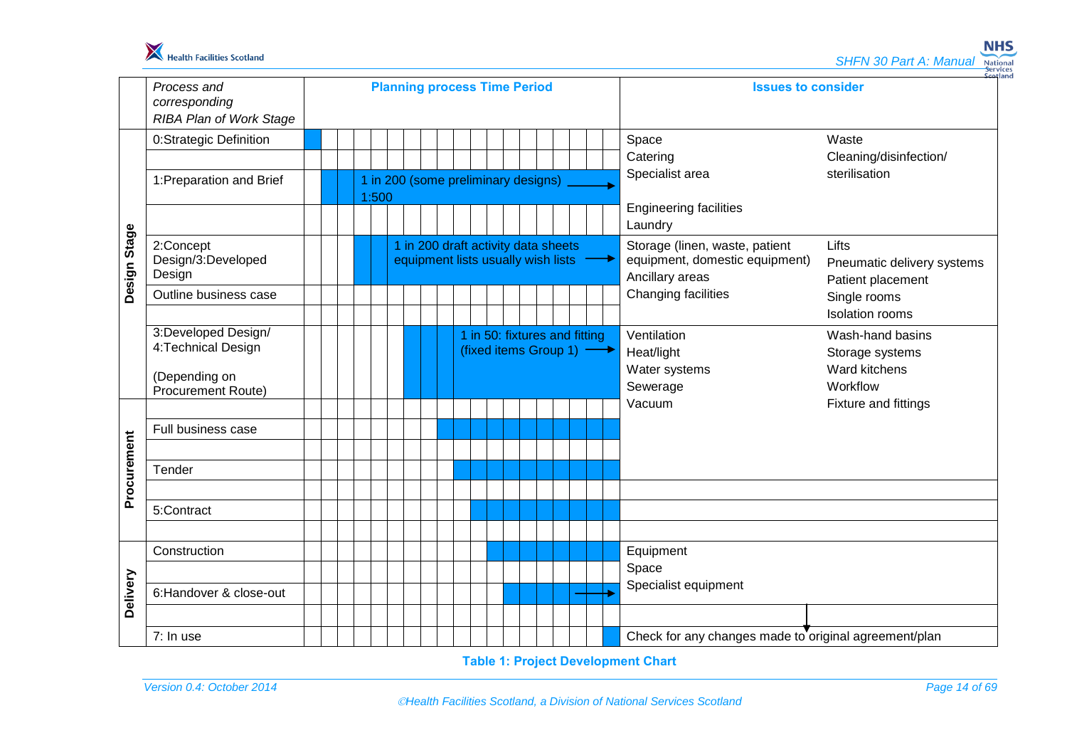| | Process and corresponding RIBA Plan of Work Stage | Planning process Time Period | Issues to consider | |
|---|---|---|---|---|
| Design Stage | 0:Strategic Definition | | Space | Waste |
| | | | Catering | Cleaning/disinfection/ sterilisation |
| | 1:Preparation and Brief | 1 in 200 (some preliminary designs) 1:500 → | Specialist area | |
| | | | Engineering facilities | |
| | | | Laundry | |
| | 2:Concept Design/3:Developed Design | 1 in 200 draft activity data sheets equipment lists usually wish lists → | Storage (linen, waste, patient equipment, domestic equipment) | Lifts |
| | | | Ancillary areas | Pneumatic delivery systems |
| | Outline business case | | Changing facilities | Patient placement |
| | | | | Single rooms |
| | | | | Isolation rooms |
| | 3:Developed Design/ 4:Technical Design (Depending on Procurement Route) | 1 in 50: fixtures and fitting (fixed items Group 1) → | Ventilation | Wash-hand basins |
| | | | Heat/light | Storage systems |
| | | | Water systems | Ward kitchens |
| | | | Sewerage | Workflow |
| Procurement | | | Vacuum | Fixture and fittings |
| | Full business case | | | |
| | | | | |
| | Tender | | | |
| | | | | |
| | 5:Contract | | | |
| | | | | |
| Delivery | Construction | | Equipment | |
| | | | Space | |
| | 6:Handover & close-out | → | Specialist equipment | |
| | | | | |
| | 7: In use | | Check for any changes made to original agreement/plan | |

**Table 1: Project Development Chart**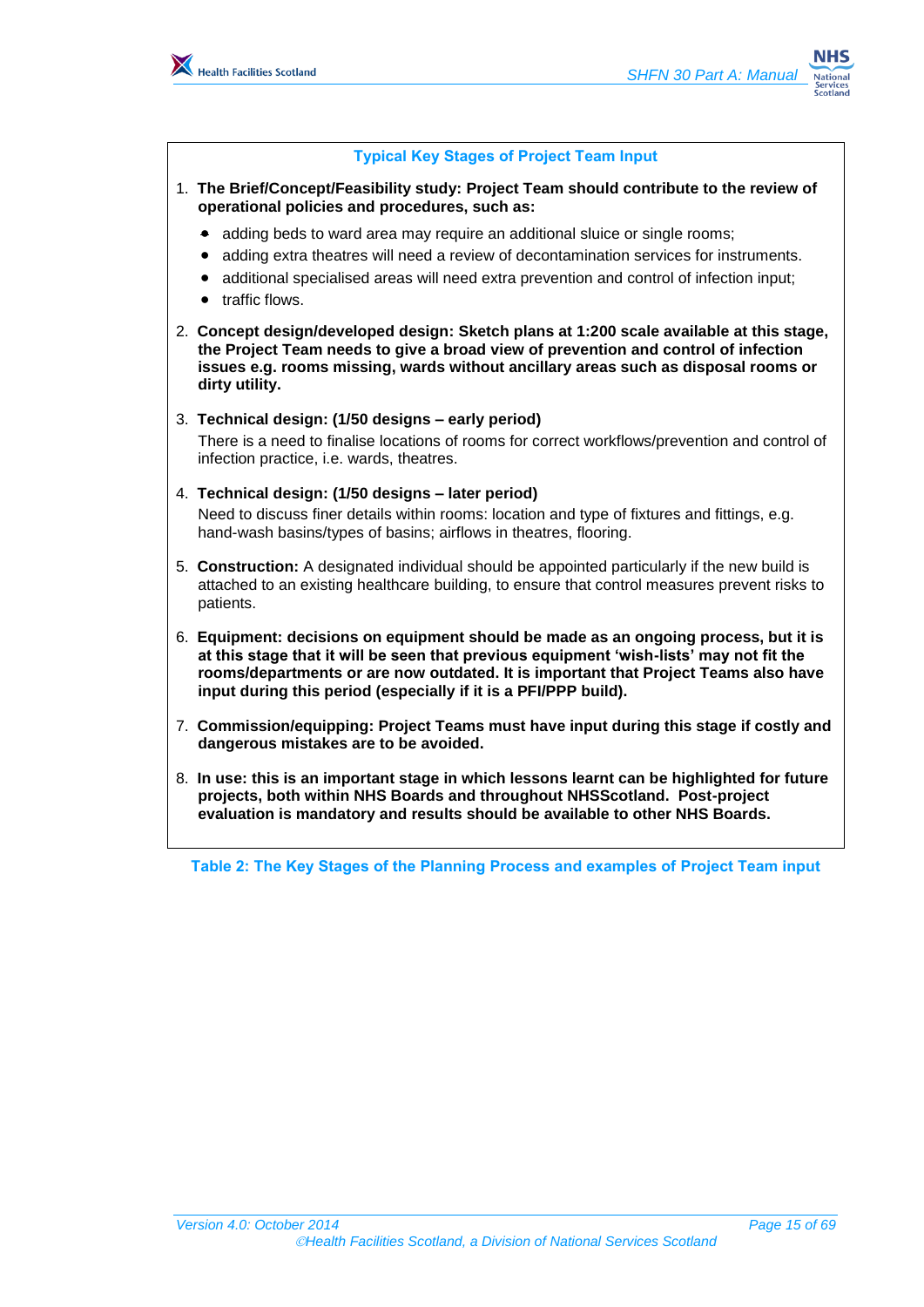**Typical Key Stages of Project Team Input**

1. **The Brief/Concept/Feasibility study: Project Team should contribute to the review of operational policies and procedures, such as:**
   - adding beds to ward area may require an additional sluice or single rooms;
   - adding extra theatres will need a review of decontamination services for instruments.
   - additional specialised areas will need extra prevention and control of infection input;
   - traffic flows.
2. **Concept design/developed design: Sketch plans at 1:200 scale available at this stage, the Project Team needs to give a broad view of prevention and control of infection issues e.g. rooms missing, wards without ancillary areas such as disposal rooms or dirty utility.**
3. **Technical design: (1/50 designs – early period)**
   There is a need to finalise locations of rooms for correct workflows/prevention and control of infection practice, i.e. wards, theatres.
4. **Technical design: (1/50 designs – later period)**
   Need to discuss finer details within rooms: location and type of fixtures and fittings, e.g. hand-wash basins/types of basins; airflows in theatres, flooring.
5. **Construction:** A designated individual should be appointed particularly if the new build is attached to an existing healthcare building, to ensure that control measures prevent risks to patients.
6. **Equipment: decisions on equipment should be made as an ongoing process, but it is at this stage that it will be seen that previous equipment 'wish-lists' may not fit the rooms/departments or are now outdated. It is important that Project Teams also have input during this period (especially if it is a PFI/PPP build).**
7. **Commission/equipping: Project Teams must have input during this stage if costly and dangerous mistakes are to be avoided.**
8. **In use: this is an important stage in which lessons learnt can be highlighted for future projects, both within NHS Boards and throughout NHSScotland. Post-project evaluation is mandatory and results should be available to other NHS Boards.**

**Table 2: The Key Stages of the Planning Process and examples of Project Team input**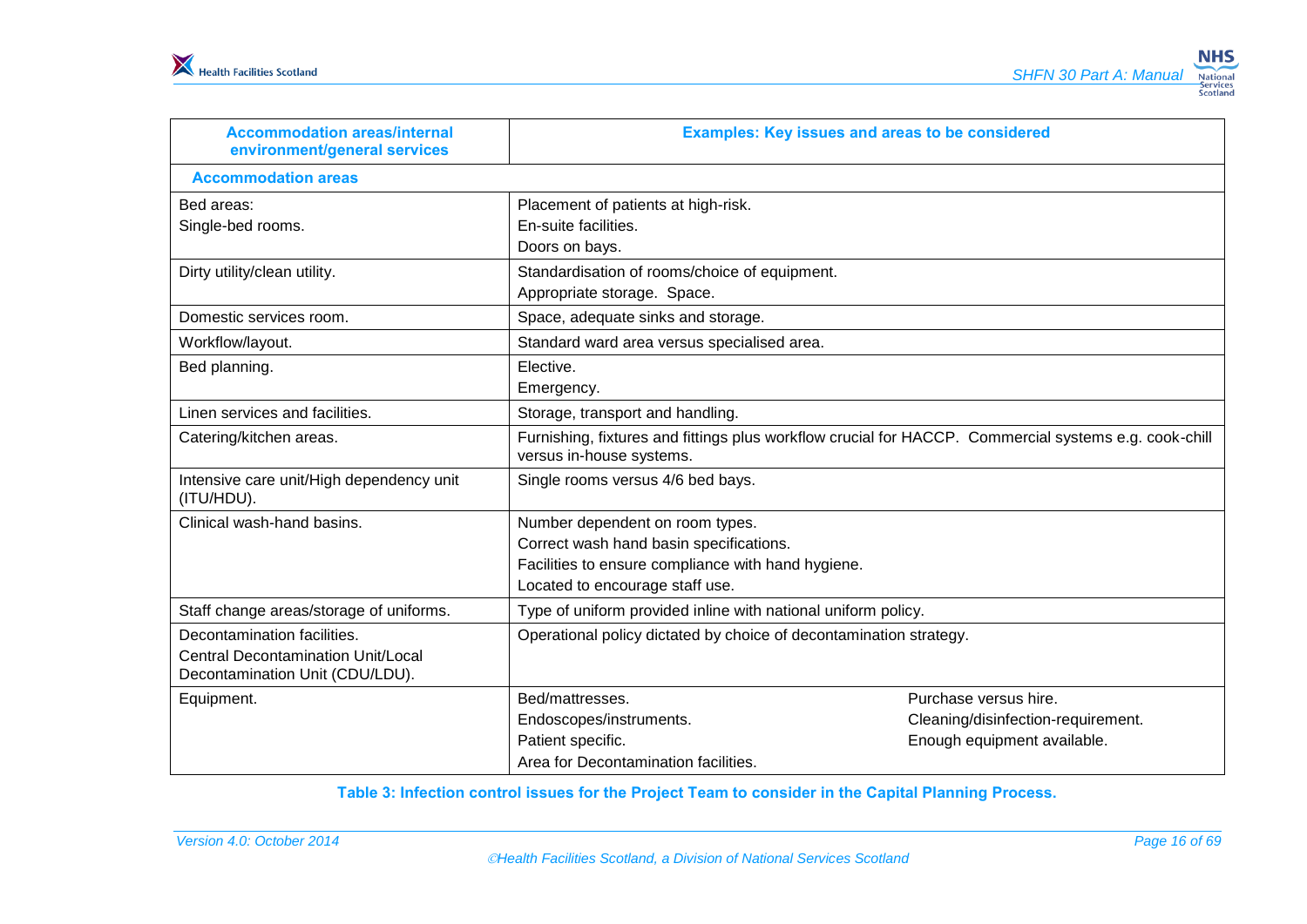| Accommodation areas/internal environment/general services | Examples: Key issues and areas to be considered |
|---|---|
| **Accommodation areas** | |
| Bed areas:<br>Single-bed rooms. | Placement of patients at high-risk.<br>En-suite facilities.<br>Doors on bays. |
| Dirty utility/clean utility. | Standardisation of rooms/choice of equipment.<br>Appropriate storage. Space. |
| Domestic services room. | Space, adequate sinks and storage. |
| Workflow/layout. | Standard ward area versus specialised area. |
| Bed planning. | Elective.<br>Emergency. |
| Linen services and facilities. | Storage, transport and handling. |
| Catering/kitchen areas. | Furnishing, fixtures and fittings plus workflow crucial for HACCP. Commercial systems e.g. cook-chill versus in-house systems. |
| Intensive care unit/High dependency unit (ITU/HDU). | Single rooms versus 4/6 bed bays. |
| Clinical wash-hand basins. | Number dependent on room types.<br>Correct wash hand basin specifications.<br>Facilities to ensure compliance with hand hygiene.<br>Located to encourage staff use. |
| Staff change areas/storage of uniforms. | Type of uniform provided inline with national uniform policy. |
| Decontamination facilities.<br>Central Decontamination Unit/Local Decontamination Unit (CDU/LDU). | Operational policy dictated by choice of decontamination strategy. |
| Equipment. | Bed/mattresses. — Purchase versus hire.<br>Endoscopes/instruments. — Cleaning/disinfection-requirement.<br>Patient specific. — Enough equipment available.<br>Area for Decontamination facilities. |

**Table 3: Infection control issues for the Project Team to consider in the Capital Planning Process.**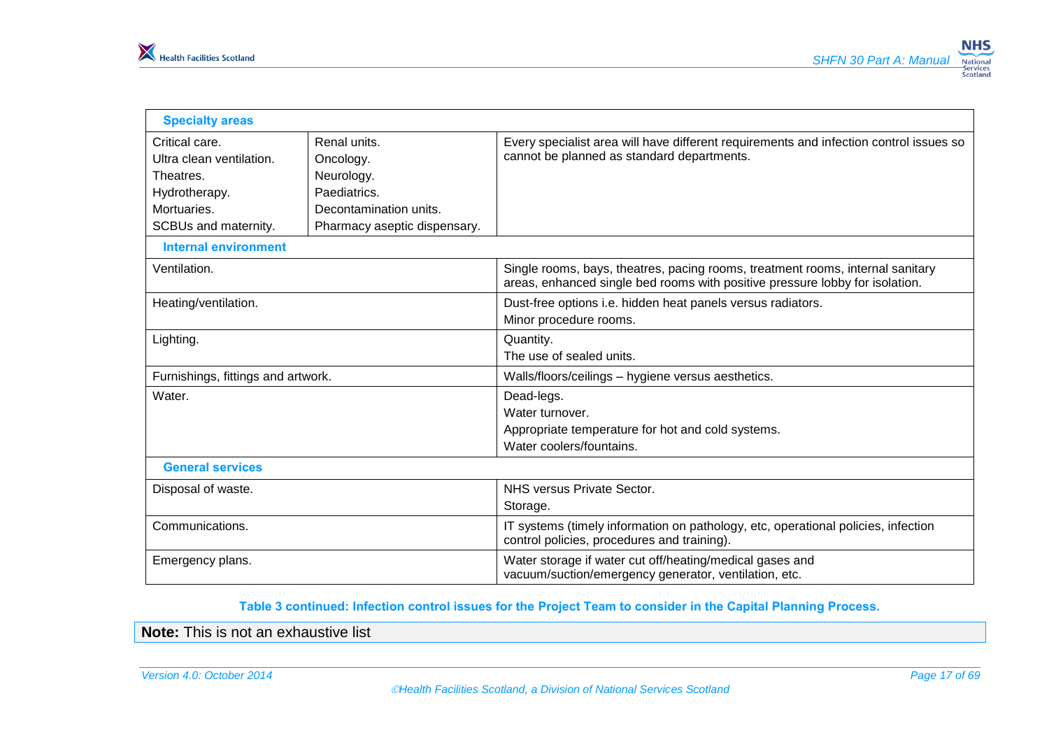| | | |
|---|---|---|
| **Specialty areas** | | |
| Critical care.<br>Ultra clean ventilation.<br>Theatres.<br>Hydrotherapy.<br>Mortuaries.<br>SCBUs and maternity. | Renal units.<br>Oncology.<br>Neurology.<br>Paediatrics.<br>Decontamination units.<br>Pharmacy aseptic dispensary. | Every specialist area will have different requirements and infection control issues so cannot be planned as standard departments. |
| **Internal environment** | | |
| Ventilation. | | Single rooms, bays, theatres, pacing rooms, treatment rooms, internal sanitary areas, enhanced single bed rooms with positive pressure lobby for isolation. |
| Heating/ventilation. | | Dust-free options i.e. hidden heat panels versus radiators.<br>Minor procedure rooms. |
| Lighting. | | Quantity.<br>The use of sealed units. |
| Furnishings, fittings and artwork. | | Walls/floors/ceilings – hygiene versus aesthetics. |
| Water. | | Dead-legs.<br>Water turnover.<br>Appropriate temperature for hot and cold systems.<br>Water coolers/fountains. |
| **General services** | | |
| Disposal of waste. | | NHS versus Private Sector.<br>Storage. |
| Communications. | | IT systems (timely information on pathology, etc, operational policies, infection control policies, procedures and training). |
| Emergency plans. | | Water storage if water cut off/heating/medical gases and vacuum/suction/emergency generator, ventilation, etc. |

**Table 3 continued: Infection control issues for the Project Team to consider in the Capital Planning Process.**

**Note:** This is not an exhaustive list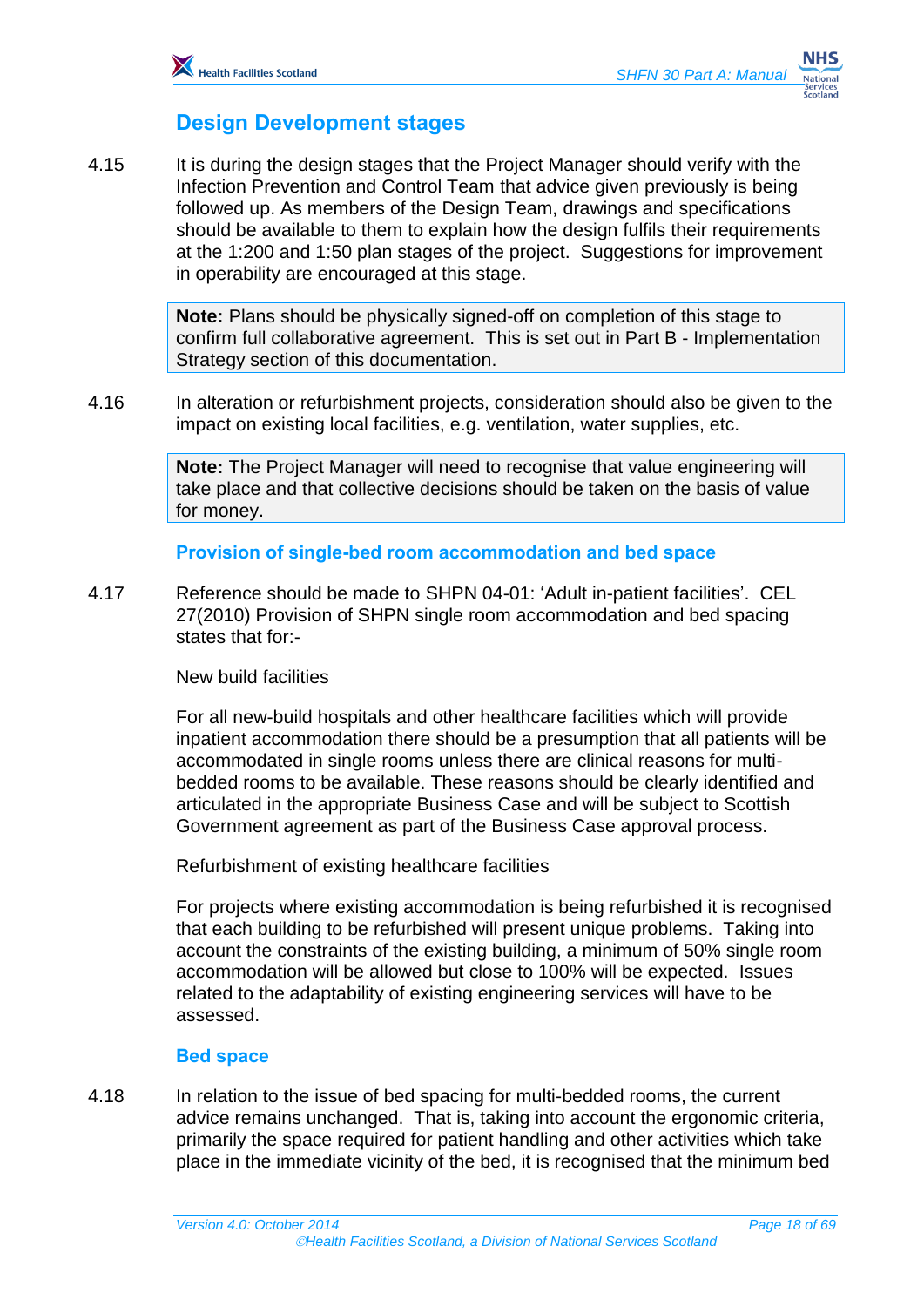## Design Development stages

4.15 It is during the design stages that the Project Manager should verify with the Infection Prevention and Control Team that advice given previously is being followed up. As members of the Design Team, drawings and specifications should be available to them to explain how the design fulfils their requirements at the 1:200 and 1:50 plan stages of the project. Suggestions for improvement in operability are encouraged at this stage.

> **Note:** Plans should be physically signed-off on completion of this stage to confirm full collaborative agreement. This is set out in Part B - Implementation Strategy section of this documentation.

4.16 In alteration or refurbishment projects, consideration should also be given to the impact on existing local facilities, e.g. ventilation, water supplies, etc.

> **Note:** The Project Manager will need to recognise that value engineering will take place and that collective decisions should be taken on the basis of value for money.

### Provision of single-bed room accommodation and bed space

4.17 Reference should be made to SHPN 04-01: 'Adult in-patient facilities'. CEL 27(2010) Provision of SHPN single room accommodation and bed spacing states that for:-

New build facilities

For all new-build hospitals and other healthcare facilities which will provide inpatient accommodation there should be a presumption that all patients will be accommodated in single rooms unless there are clinical reasons for multi-bedded rooms to be available. These reasons should be clearly identified and articulated in the appropriate Business Case and will be subject to Scottish Government agreement as part of the Business Case approval process.

Refurbishment of existing healthcare facilities

For projects where existing accommodation is being refurbished it is recognised that each building to be refurbished will present unique problems. Taking into account the constraints of the existing building, a minimum of 50% single room accommodation will be allowed but close to 100% will be expected. Issues related to the adaptability of existing engineering services will have to be assessed.

### Bed space

4.18 In relation to the issue of bed spacing for multi-bedded rooms, the current advice remains unchanged. That is, taking into account the ergonomic criteria, primarily the space required for patient handling and other activities which take place in the immediate vicinity of the bed, it is recognised that the minimum bed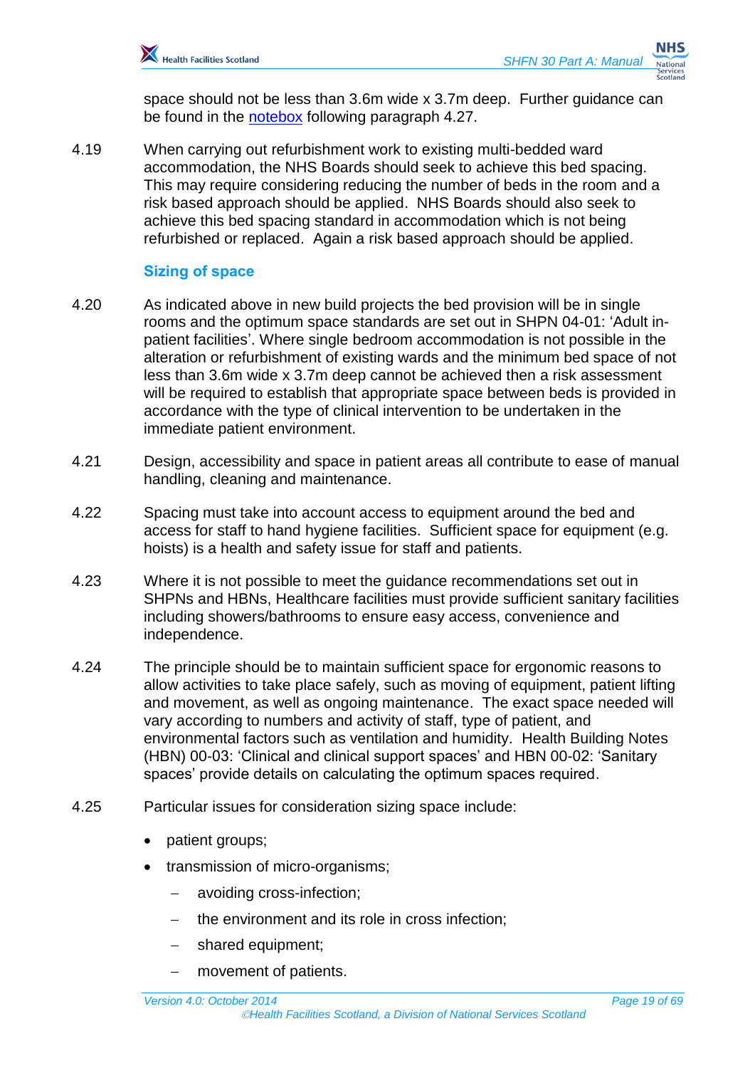space should not be less than 3.6m wide x 3.7m deep. Further guidance can be found in the notebox following paragraph 4.27.

4.19 When carrying out refurbishment work to existing multi-bedded ward accommodation, the NHS Boards should seek to achieve this bed spacing. This may require considering reducing the number of beds in the room and a risk based approach should be applied. NHS Boards should also seek to achieve this bed spacing standard in accommodation which is not being refurbished or replaced. Again a risk based approach should be applied.

### Sizing of space

4.20 As indicated above in new build projects the bed provision will be in single rooms and the optimum space standards are set out in SHPN 04-01: 'Adult in-patient facilities'. Where single bedroom accommodation is not possible in the alteration or refurbishment of existing wards and the minimum bed space of not less than 3.6m wide x 3.7m deep cannot be achieved then a risk assessment will be required to establish that appropriate space between beds is provided in accordance with the type of clinical intervention to be undertaken in the immediate patient environment.

4.21 Design, accessibility and space in patient areas all contribute to ease of manual handling, cleaning and maintenance.

4.22 Spacing must take into account access to equipment around the bed and access for staff to hand hygiene facilities. Sufficient space for equipment (e.g. hoists) is a health and safety issue for staff and patients.

4.23 Where it is not possible to meet the guidance recommendations set out in SHPNs and HBNs, Healthcare facilities must provide sufficient sanitary facilities including showers/bathrooms to ensure easy access, convenience and independence.

4.24 The principle should be to maintain sufficient space for ergonomic reasons to allow activities to take place safely, such as moving of equipment, patient lifting and movement, as well as ongoing maintenance. The exact space needed will vary according to numbers and activity of staff, type of patient, and environmental factors such as ventilation and humidity. Health Building Notes (HBN) 00-03: 'Clinical and clinical support spaces' and HBN 00-02: 'Sanitary spaces' provide details on calculating the optimum spaces required.

4.25 Particular issues for consideration sizing space include:

- patient groups;
- transmission of micro-organisms;
  - avoiding cross-infection;
  - the environment and its role in cross infection;
  - shared equipment;
  - movement of patients.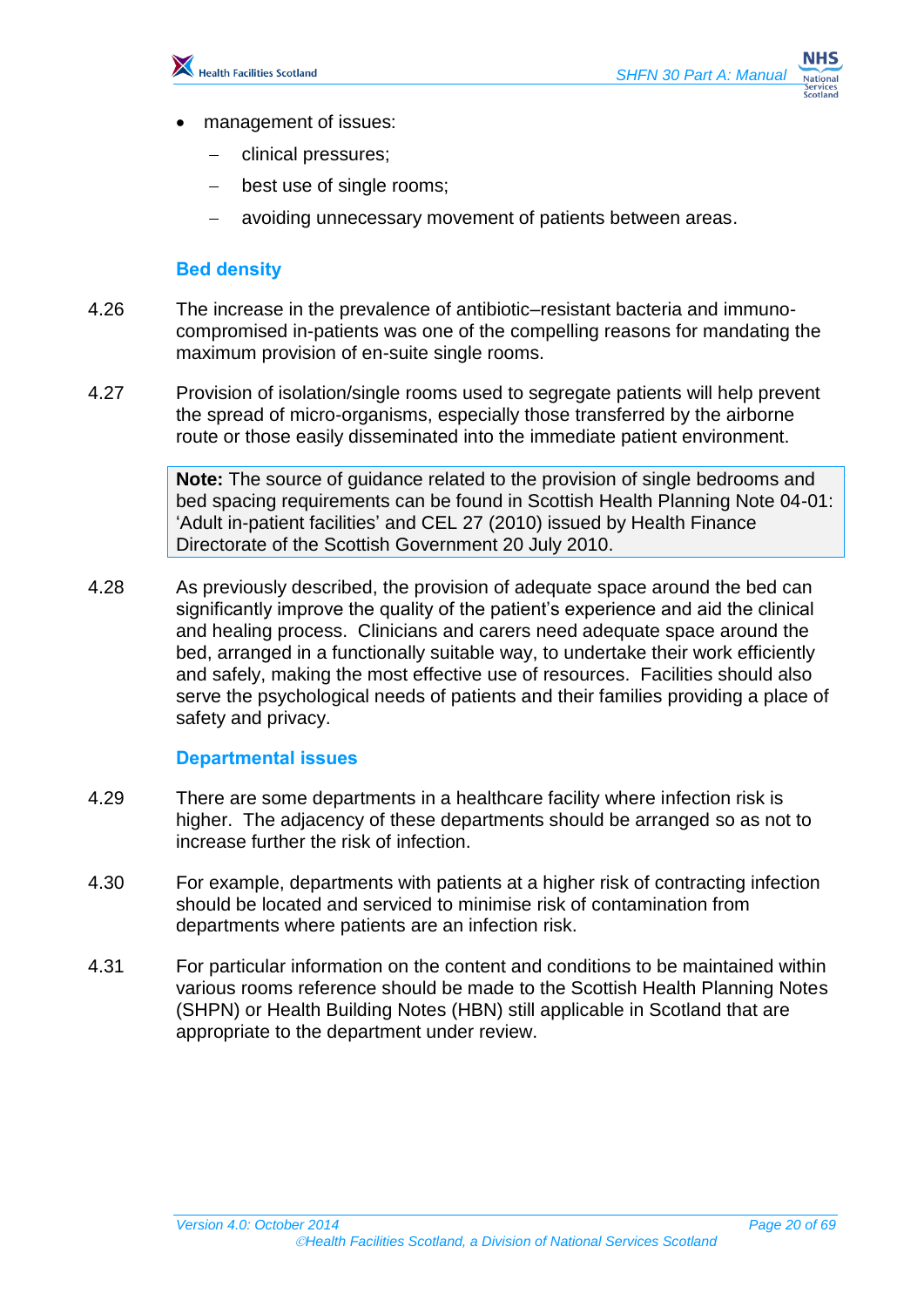- management of issues:
  - clinical pressures;
  - best use of single rooms;
  - avoiding unnecessary movement of patients between areas.

### Bed density

4.26 The increase in the prevalence of antibiotic–resistant bacteria and immuno-compromised in-patients was one of the compelling reasons for mandating the maximum provision of en-suite single rooms.

4.27 Provision of isolation/single rooms used to segregate patients will help prevent the spread of micro-organisms, especially those transferred by the airborne route or those easily disseminated into the immediate patient environment.

> **Note:** The source of guidance related to the provision of single bedrooms and bed spacing requirements can be found in Scottish Health Planning Note 04-01: 'Adult in-patient facilities' and CEL 27 (2010) issued by Health Finance Directorate of the Scottish Government 20 July 2010.

4.28 As previously described, the provision of adequate space around the bed can significantly improve the quality of the patient's experience and aid the clinical and healing process. Clinicians and carers need adequate space around the bed, arranged in a functionally suitable way, to undertake their work efficiently and safely, making the most effective use of resources. Facilities should also serve the psychological needs of patients and their families providing a place of safety and privacy.

### Departmental issues

4.29 There are some departments in a healthcare facility where infection risk is higher. The adjacency of these departments should be arranged so as not to increase further the risk of infection.

4.30 For example, departments with patients at a higher risk of contracting infection should be located and serviced to minimise risk of contamination from departments where patients are an infection risk.

4.31 For particular information on the content and conditions to be maintained within various rooms reference should be made to the Scottish Health Planning Notes (SHPN) or Health Building Notes (HBN) still applicable in Scotland that are appropriate to the department under review.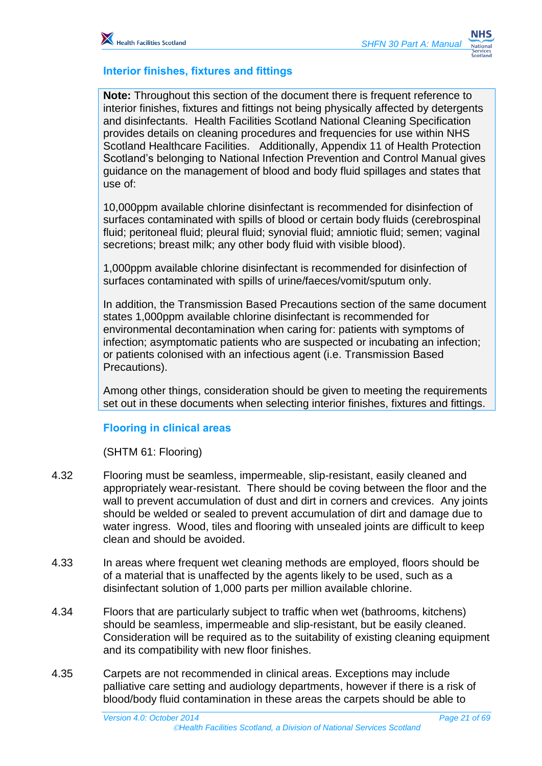## Interior finishes, fixtures and fittings

> **Note:** Throughout this section of the document there is frequent reference to interior finishes, fixtures and fittings not being physically affected by detergents and disinfectants. Health Facilities Scotland National Cleaning Specification provides details on cleaning procedures and frequencies for use within NHS Scotland Healthcare Facilities. Additionally, Appendix 11 of Health Protection Scotland's belonging to National Infection Prevention and Control Manual gives guidance on the management of blood and body fluid spillages and states that use of:
>
> 10,000ppm available chlorine disinfectant is recommended for disinfection of surfaces contaminated with spills of blood or certain body fluids (cerebrospinal fluid; peritoneal fluid; pleural fluid; synovial fluid; amniotic fluid; semen; vaginal secretions; breast milk; any other body fluid with visible blood).
>
> 1,000ppm available chlorine disinfectant is recommended for disinfection of surfaces contaminated with spills of urine/faeces/vomit/sputum only.
>
> In addition, the Transmission Based Precautions section of the same document states 1,000ppm available chlorine disinfectant is recommended for environmental decontamination when caring for: patients with symptoms of infection; asymptomatic patients who are suspected or incubating an infection; or patients colonised with an infectious agent (i.e. Transmission Based Precautions).
>
> Among other things, consideration should be given to meeting the requirements set out in these documents when selecting interior finishes, fixtures and fittings.

### Flooring in clinical areas

(SHTM 61: Flooring)

4.32 Flooring must be seamless, impermeable, slip-resistant, easily cleaned and appropriately wear-resistant. There should be coving between the floor and the wall to prevent accumulation of dust and dirt in corners and crevices. Any joints should be welded or sealed to prevent accumulation of dirt and damage due to water ingress. Wood, tiles and flooring with unsealed joints are difficult to keep clean and should be avoided.

4.33 In areas where frequent wet cleaning methods are employed, floors should be of a material that is unaffected by the agents likely to be used, such as a disinfectant solution of 1,000 parts per million available chlorine.

4.34 Floors that are particularly subject to traffic when wet (bathrooms, kitchens) should be seamless, impermeable and slip-resistant, but be easily cleaned. Consideration will be required as to the suitability of existing cleaning equipment and its compatibility with new floor finishes.

4.35 Carpets are not recommended in clinical areas. Exceptions may include palliative care setting and audiology departments, however if there is a risk of blood/body fluid contamination in these areas the carpets should be able to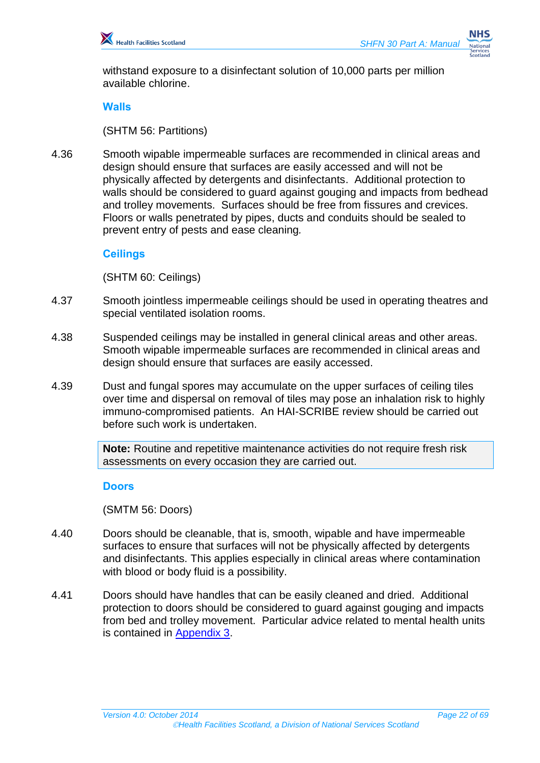withstand exposure to a disinfectant solution of 10,000 parts per million available chlorine.

### Walls

(SHTM 56: Partitions)

4.36 Smooth wipable impermeable surfaces are recommended in clinical areas and design should ensure that surfaces are easily accessed and will not be physically affected by detergents and disinfectants. Additional protection to walls should be considered to guard against gouging and impacts from bedhead and trolley movements. Surfaces should be free from fissures and crevices. Floors or walls penetrated by pipes, ducts and conduits should be sealed to prevent entry of pests and ease cleaning.

### Ceilings

(SHTM 60: Ceilings)

4.37 Smooth jointless impermeable ceilings should be used in operating theatres and special ventilated isolation rooms.

4.38 Suspended ceilings may be installed in general clinical areas and other areas. Smooth wipable impermeable surfaces are recommended in clinical areas and design should ensure that surfaces are easily accessed.

4.39 Dust and fungal spores may accumulate on the upper surfaces of ceiling tiles over time and dispersal on removal of tiles may pose an inhalation risk to highly immuno-compromised patients. An HAI-SCRIBE review should be carried out before such work is undertaken.

> **Note:** Routine and repetitive maintenance activities do not require fresh risk assessments on every occasion they are carried out.

### Doors

(SMTM 56: Doors)

4.40 Doors should be cleanable, that is, smooth, wipable and have impermeable surfaces to ensure that surfaces will not be physically affected by detergents and disinfectants. This applies especially in clinical areas where contamination with blood or body fluid is a possibility.

4.41 Doors should have handles that can be easily cleaned and dried. Additional protection to doors should be considered to guard against gouging and impacts from bed and trolley movement. Particular advice related to mental health units is contained in Appendix 3.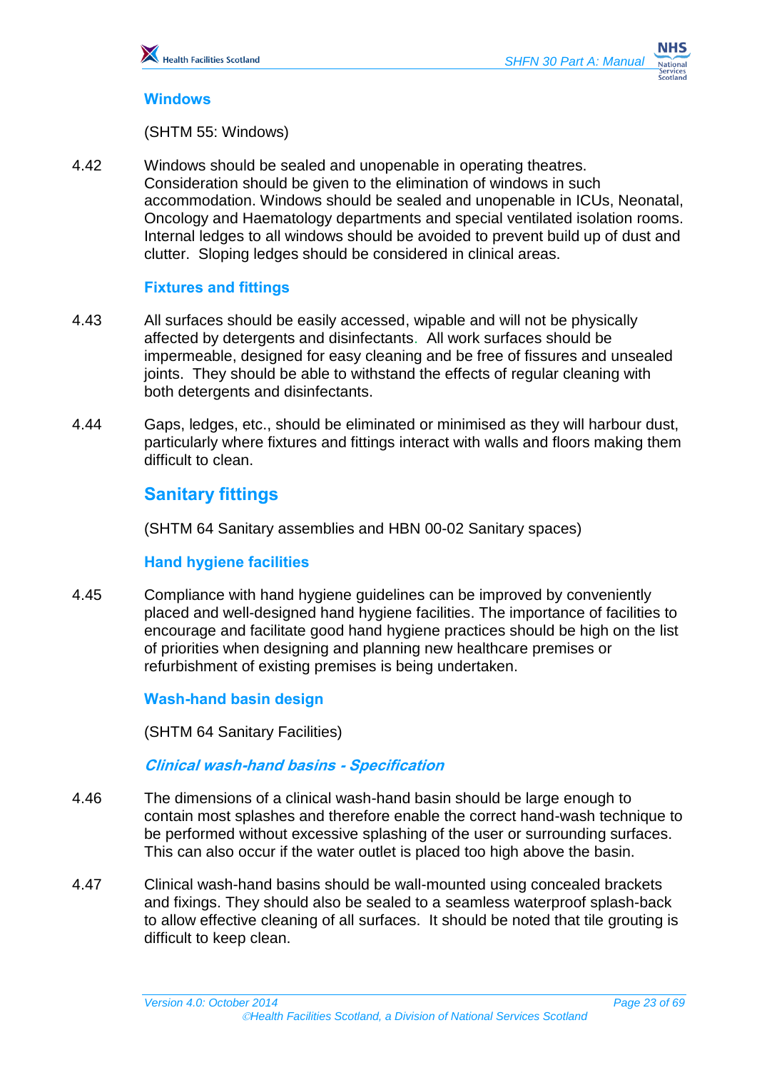### Windows

(SHTM 55: Windows)

4.42 Windows should be sealed and unopenable in operating theatres. Consideration should be given to the elimination of windows in such accommodation. Windows should be sealed and unopenable in ICUs, Neonatal, Oncology and Haematology departments and special ventilated isolation rooms. Internal ledges to all windows should be avoided to prevent build up of dust and clutter. Sloping ledges should be considered in clinical areas.

### Fixtures and fittings

4.43 All surfaces should be easily accessed, wipable and will not be physically affected by detergents and disinfectants. All work surfaces should be impermeable, designed for easy cleaning and be free of fissures and unsealed joints. They should be able to withstand the effects of regular cleaning with both detergents and disinfectants.

4.44 Gaps, ledges, etc., should be eliminated or minimised as they will harbour dust, particularly where fixtures and fittings interact with walls and floors making them difficult to clean.

## Sanitary fittings

(SHTM 64 Sanitary assemblies and HBN 00-02 Sanitary spaces)

### Hand hygiene facilities

4.45 Compliance with hand hygiene guidelines can be improved by conveniently placed and well-designed hand hygiene facilities. The importance of facilities to encourage and facilitate good hand hygiene practices should be high on the list of priorities when designing and planning new healthcare premises or refurbishment of existing premises is being undertaken.

### Wash-hand basin design

(SHTM 64 Sanitary Facilities)

#### *Clinical wash-hand basins - Specification*

4.46 The dimensions of a clinical wash-hand basin should be large enough to contain most splashes and therefore enable the correct hand-wash technique to be performed without excessive splashing of the user or surrounding surfaces. This can also occur if the water outlet is placed too high above the basin.

4.47 Clinical wash-hand basins should be wall-mounted using concealed brackets and fixings. They should also be sealed to a seamless waterproof splash-back to allow effective cleaning of all surfaces. It should be noted that tile grouting is difficult to keep clean.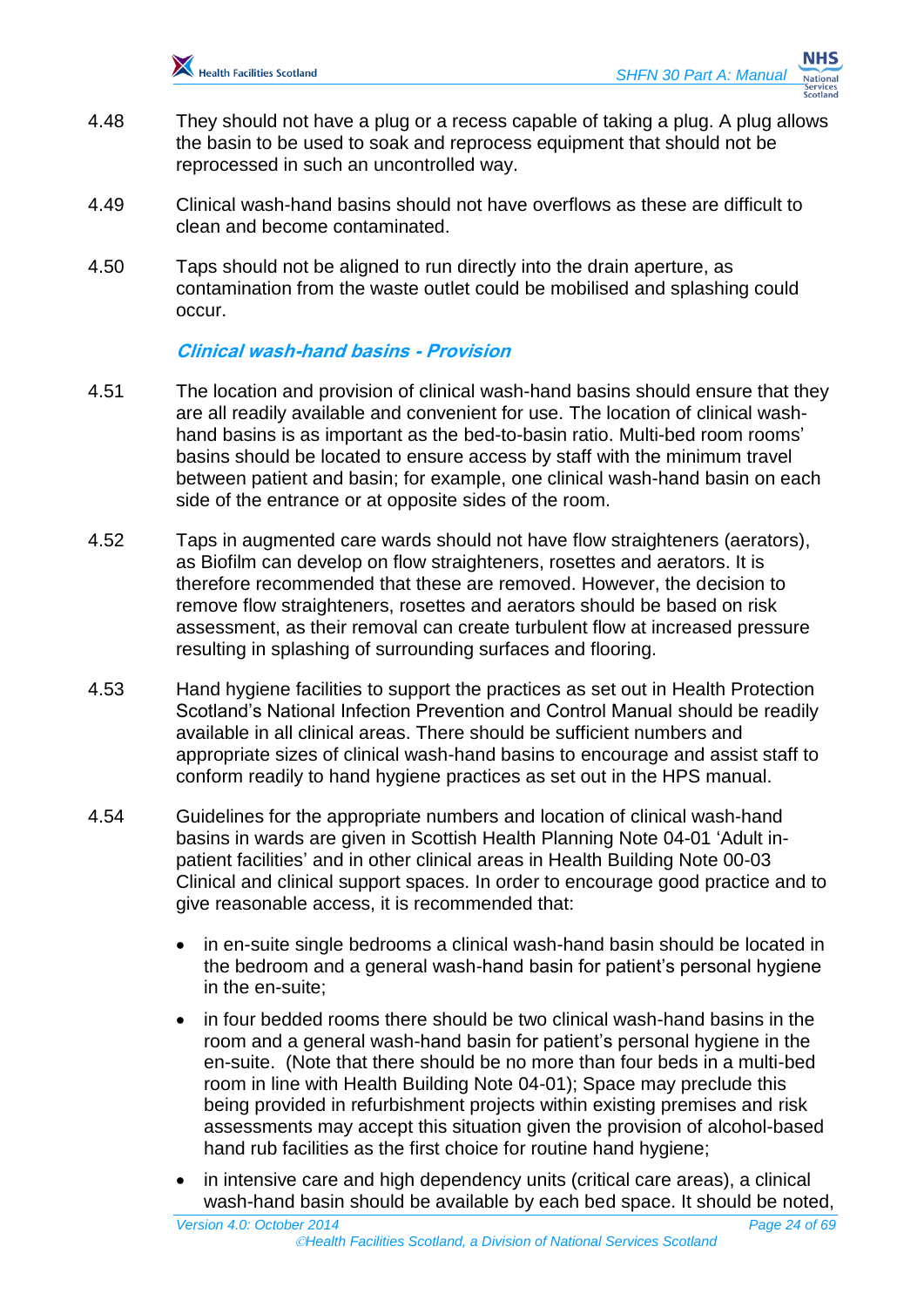4.48 They should not have a plug or a recess capable of taking a plug. A plug allows the basin to be used to soak and reprocess equipment that should not be reprocessed in such an uncontrolled way.

4.49 Clinical wash-hand basins should not have overflows as these are difficult to clean and become contaminated.

4.50 Taps should not be aligned to run directly into the drain aperture, as contamination from the waste outlet could be mobilised and splashing could occur.

### *Clinical wash-hand basins - Provision*

4.51 The location and provision of clinical wash-hand basins should ensure that they are all readily available and convenient for use. The location of clinical wash-hand basins is as important as the bed-to-basin ratio. Multi-bed room rooms' basins should be located to ensure access by staff with the minimum travel between patient and basin; for example, one clinical wash-hand basin on each side of the entrance or at opposite sides of the room.

4.52 Taps in augmented care wards should not have flow straighteners (aerators), as Biofilm can develop on flow straighteners, rosettes and aerators. It is therefore recommended that these are removed. However, the decision to remove flow straighteners, rosettes and aerators should be based on risk assessment, as their removal can create turbulent flow at increased pressure resulting in splashing of surrounding surfaces and flooring.

4.53 Hand hygiene facilities to support the practices as set out in Health Protection Scotland's National Infection Prevention and Control Manual should be readily available in all clinical areas. There should be sufficient numbers and appropriate sizes of clinical wash-hand basins to encourage and assist staff to conform readily to hand hygiene practices as set out in the HPS manual.

4.54 Guidelines for the appropriate numbers and location of clinical wash-hand basins in wards are given in Scottish Health Planning Note 04-01 'Adult in-patient facilities' and in other clinical areas in Health Building Note 00-03 Clinical and clinical support spaces. In order to encourage good practice and to give reasonable access, it is recommended that:

- in en-suite single bedrooms a clinical wash-hand basin should be located in the bedroom and a general wash-hand basin for patient's personal hygiene in the en-suite;
- in four bedded rooms there should be two clinical wash-hand basins in the room and a general wash-hand basin for patient's personal hygiene in the en-suite. (Note that there should be no more than four beds in a multi-bed room in line with Health Building Note 04-01); Space may preclude this being provided in refurbishment projects within existing premises and risk assessments may accept this situation given the provision of alcohol-based hand rub facilities as the first choice for routine hand hygiene;
- in intensive care and high dependency units (critical care areas), a clinical wash-hand basin should be available by each bed space. It should be noted,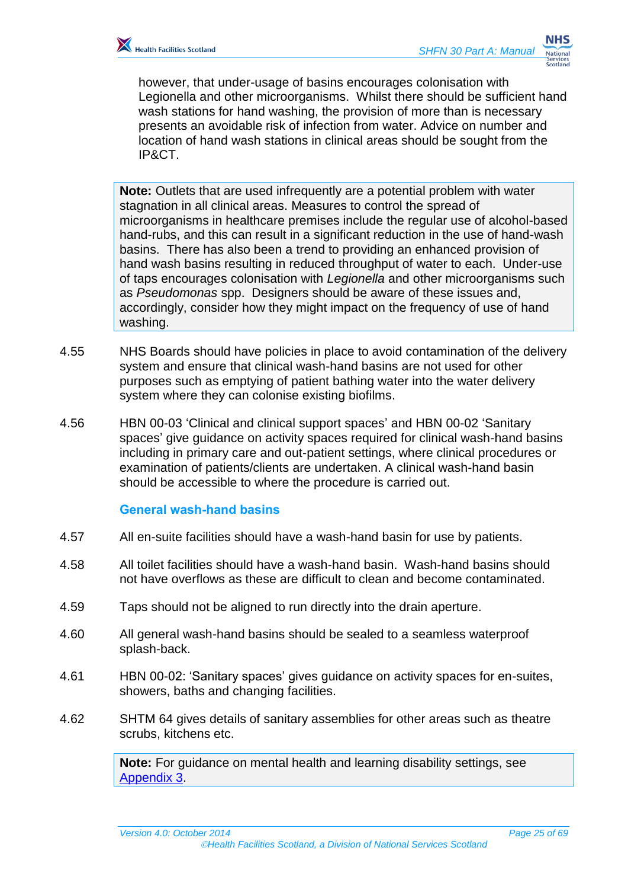however, that under-usage of basins encourages colonisation with Legionella and other microorganisms. Whilst there should be sufficient hand wash stations for hand washing, the provision of more than is necessary presents an avoidable risk of infection from water. Advice on number and location of hand wash stations in clinical areas should be sought from the IP&CT.

> **Note:** Outlets that are used infrequently are a potential problem with water stagnation in all clinical areas. Measures to control the spread of microorganisms in healthcare premises include the regular use of alcohol-based hand-rubs, and this can result in a significant reduction in the use of hand-wash basins. There has also been a trend to providing an enhanced provision of hand wash basins resulting in reduced throughput of water to each. Under-use of taps encourages colonisation with *Legionella* and other microorganisms such as *Pseudomonas* spp. Designers should be aware of these issues and, accordingly, consider how they might impact on the frequency of use of hand washing.

4.55 NHS Boards should have policies in place to avoid contamination of the delivery system and ensure that clinical wash-hand basins are not used for other purposes such as emptying of patient bathing water into the water delivery system where they can colonise existing biofilms.

4.56 HBN 00-03 'Clinical and clinical support spaces' and HBN 00-02 'Sanitary spaces' give guidance on activity spaces required for clinical wash-hand basins including in primary care and out-patient settings, where clinical procedures or examination of patients/clients are undertaken. A clinical wash-hand basin should be accessible to where the procedure is carried out.

### General wash-hand basins

4.57 All en-suite facilities should have a wash-hand basin for use by patients.

4.58 All toilet facilities should have a wash-hand basin. Wash-hand basins should not have overflows as these are difficult to clean and become contaminated.

4.59 Taps should not be aligned to run directly into the drain aperture.

4.60 All general wash-hand basins should be sealed to a seamless waterproof splash-back.

4.61 HBN 00-02: 'Sanitary spaces' gives guidance on activity spaces for en-suites, showers, baths and changing facilities.

4.62 SHTM 64 gives details of sanitary assemblies for other areas such as theatre scrubs, kitchens etc.

> **Note:** For guidance on mental health and learning disability settings, see Appendix 3.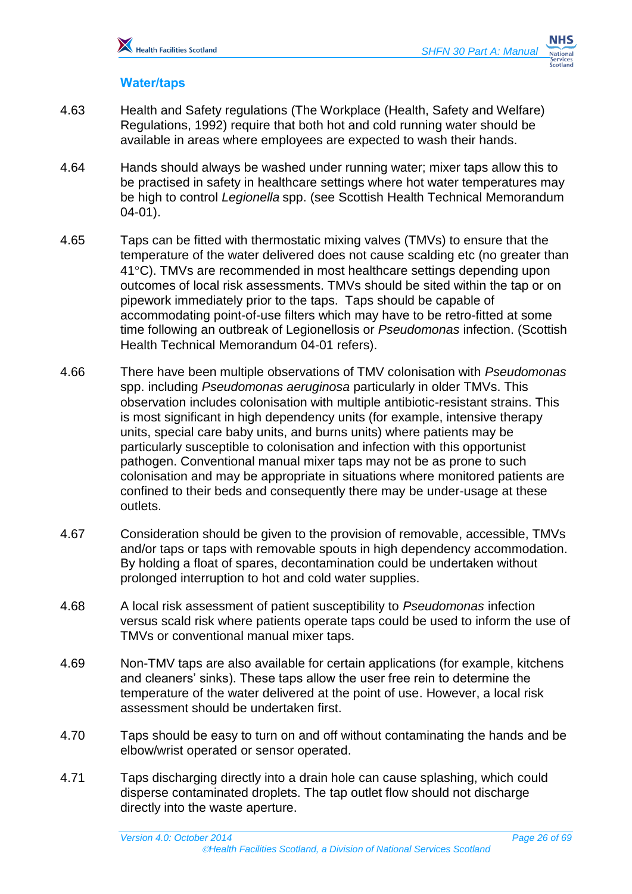### Water/taps

4.63 Health and Safety regulations (The Workplace (Health, Safety and Welfare) Regulations, 1992) require that both hot and cold running water should be available in areas where employees are expected to wash their hands.

4.64 Hands should always be washed under running water; mixer taps allow this to be practised in safety in healthcare settings where hot water temperatures may be high to control *Legionella* spp. (see Scottish Health Technical Memorandum 04-01).

4.65 Taps can be fitted with thermostatic mixing valves (TMVs) to ensure that the temperature of the water delivered does not cause scalding etc (no greater than 41°C). TMVs are recommended in most healthcare settings depending upon outcomes of local risk assessments. TMVs should be sited within the tap or on pipework immediately prior to the taps. Taps should be capable of accommodating point-of-use filters which may have to be retro-fitted at some time following an outbreak of Legionellosis or *Pseudomonas* infection. (Scottish Health Technical Memorandum 04-01 refers).

4.66 There have been multiple observations of TMV colonisation with *Pseudomonas* spp. including *Pseudomonas aeruginosa* particularly in older TMVs. This observation includes colonisation with multiple antibiotic-resistant strains. This is most significant in high dependency units (for example, intensive therapy units, special care baby units, and burns units) where patients may be particularly susceptible to colonisation and infection with this opportunist pathogen. Conventional manual mixer taps may not be as prone to such colonisation and may be appropriate in situations where monitored patients are confined to their beds and consequently there may be under-usage at these outlets.

4.67 Consideration should be given to the provision of removable, accessible, TMVs and/or taps or taps with removable spouts in high dependency accommodation. By holding a float of spares, decontamination could be undertaken without prolonged interruption to hot and cold water supplies.

4.68 A local risk assessment of patient susceptibility to *Pseudomonas* infection versus scald risk where patients operate taps could be used to inform the use of TMVs or conventional manual mixer taps.

4.69 Non-TMV taps are also available for certain applications (for example, kitchens and cleaners' sinks). These taps allow the user free rein to determine the temperature of the water delivered at the point of use. However, a local risk assessment should be undertaken first.

4.70 Taps should be easy to turn on and off without contaminating the hands and be elbow/wrist operated or sensor operated.

4.71 Taps discharging directly into a drain hole can cause splashing, which could disperse contaminated droplets. The tap outlet flow should not discharge directly into the waste aperture.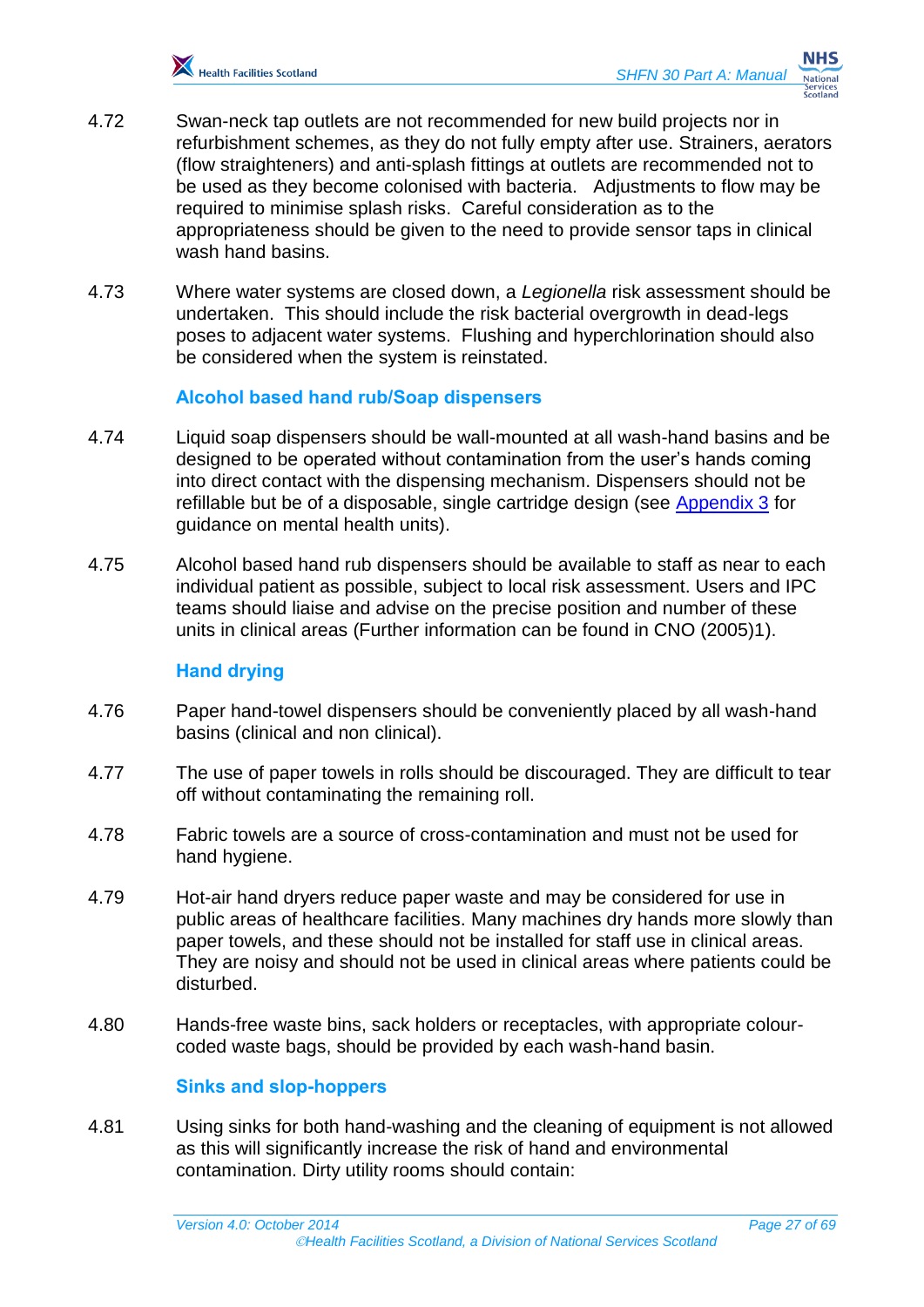4.72 Swan-neck tap outlets are not recommended for new build projects nor in refurbishment schemes, as they do not fully empty after use. Strainers, aerators (flow straighteners) and anti-splash fittings at outlets are recommended not to be used as they become colonised with bacteria. Adjustments to flow may be required to minimise splash risks. Careful consideration as to the appropriateness should be given to the need to provide sensor taps in clinical wash hand basins.

4.73 Where water systems are closed down, a *Legionella* risk assessment should be undertaken. This should include the risk bacterial overgrowth in dead-legs poses to adjacent water systems. Flushing and hyperchlorination should also be considered when the system is reinstated.

### Alcohol based hand rub/Soap dispensers

4.74 Liquid soap dispensers should be wall-mounted at all wash-hand basins and be designed to be operated without contamination from the user's hands coming into direct contact with the dispensing mechanism. Dispensers should not be refillable but be of a disposable, single cartridge design (see Appendix 3 for guidance on mental health units).

4.75 Alcohol based hand rub dispensers should be available to staff as near to each individual patient as possible, subject to local risk assessment. Users and IPC teams should liaise and advise on the precise position and number of these units in clinical areas (Further information can be found in CNO (2005)1).

### Hand drying

4.76 Paper hand-towel dispensers should be conveniently placed by all wash-hand basins (clinical and non clinical).

4.77 The use of paper towels in rolls should be discouraged. They are difficult to tear off without contaminating the remaining roll.

4.78 Fabric towels are a source of cross-contamination and must not be used for hand hygiene.

4.79 Hot-air hand dryers reduce paper waste and may be considered for use in public areas of healthcare facilities. Many machines dry hands more slowly than paper towels, and these should not be installed for staff use in clinical areas. They are noisy and should not be used in clinical areas where patients could be disturbed.

4.80 Hands-free waste bins, sack holders or receptacles, with appropriate colour-coded waste bags, should be provided by each wash-hand basin.

### Sinks and slop-hoppers

4.81 Using sinks for both hand-washing and the cleaning of equipment is not allowed as this will significantly increase the risk of hand and environmental contamination. Dirty utility rooms should contain: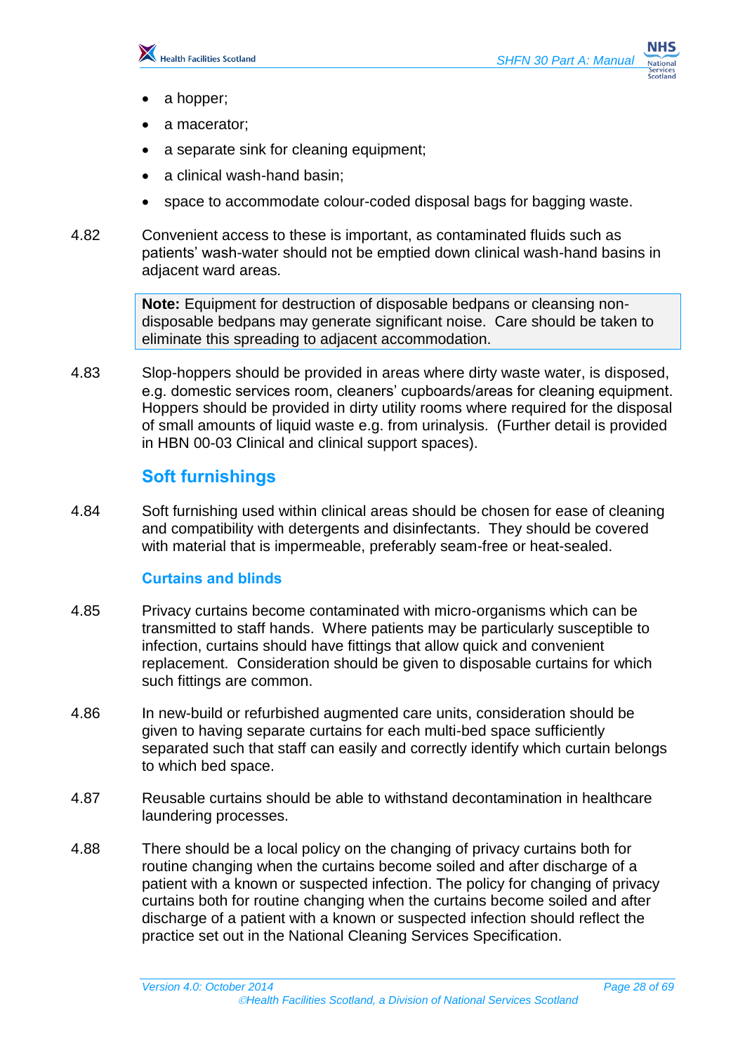- a hopper;
- a macerator;
- a separate sink for cleaning equipment;
- a clinical wash-hand basin;
- space to accommodate colour-coded disposal bags for bagging waste.

4.82 Convenient access to these is important, as contaminated fluids such as patients' wash-water should not be emptied down clinical wash-hand basins in adjacent ward areas.

> **Note:** Equipment for destruction of disposable bedpans or cleansing non-disposable bedpans may generate significant noise. Care should be taken to eliminate this spreading to adjacent accommodation.

4.83 Slop-hoppers should be provided in areas where dirty waste water, is disposed, e.g. domestic services room, cleaners' cupboards/areas for cleaning equipment. Hoppers should be provided in dirty utility rooms where required for the disposal of small amounts of liquid waste e.g. from urinalysis. (Further detail is provided in HBN 00-03 Clinical and clinical support spaces).

## Soft furnishings

4.84 Soft furnishing used within clinical areas should be chosen for ease of cleaning and compatibility with detergents and disinfectants. They should be covered with material that is impermeable, preferably seam-free or heat-sealed.

### Curtains and blinds

4.85 Privacy curtains become contaminated with micro-organisms which can be transmitted to staff hands. Where patients may be particularly susceptible to infection, curtains should have fittings that allow quick and convenient replacement. Consideration should be given to disposable curtains for which such fittings are common.

4.86 In new-build or refurbished augmented care units, consideration should be given to having separate curtains for each multi-bed space sufficiently separated such that staff can easily and correctly identify which curtain belongs to which bed space.

4.87 Reusable curtains should be able to withstand decontamination in healthcare laundering processes.

4.88 There should be a local policy on the changing of privacy curtains both for routine changing when the curtains become soiled and after discharge of a patient with a known or suspected infection. The policy for changing of privacy curtains both for routine changing when the curtains become soiled and after discharge of a patient with a known or suspected infection should reflect the practice set out in the National Cleaning Services Specification.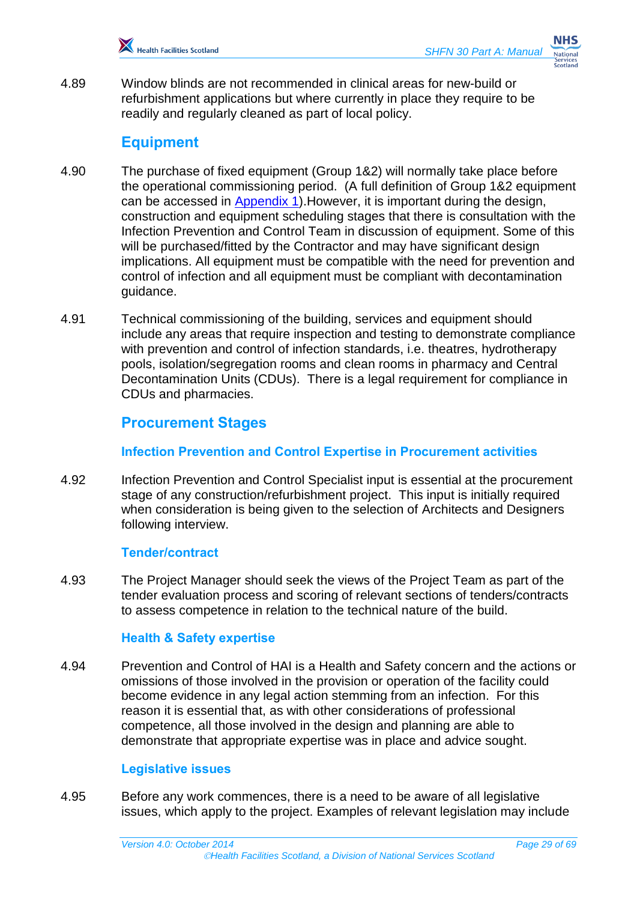4.89 Window blinds are not recommended in clinical areas for new-build or refurbishment applications but where currently in place they require to be readily and regularly cleaned as part of local policy.

## Equipment

4.90 The purchase of fixed equipment (Group 1&2) will normally take place before the operational commissioning period. (A full definition of Group 1&2 equipment can be accessed in Appendix 1).However, it is important during the design, construction and equipment scheduling stages that there is consultation with the Infection Prevention and Control Team in discussion of equipment. Some of this will be purchased/fitted by the Contractor and may have significant design implications. All equipment must be compatible with the need for prevention and control of infection and all equipment must be compliant with decontamination guidance.

4.91 Technical commissioning of the building, services and equipment should include any areas that require inspection and testing to demonstrate compliance with prevention and control of infection standards, i.e. theatres, hydrotherapy pools, isolation/segregation rooms and clean rooms in pharmacy and Central Decontamination Units (CDUs). There is a legal requirement for compliance in CDUs and pharmacies.

## Procurement Stages

### Infection Prevention and Control Expertise in Procurement activities

4.92 Infection Prevention and Control Specialist input is essential at the procurement stage of any construction/refurbishment project. This input is initially required when consideration is being given to the selection of Architects and Designers following interview.

### Tender/contract

4.93 The Project Manager should seek the views of the Project Team as part of the tender evaluation process and scoring of relevant sections of tenders/contracts to assess competence in relation to the technical nature of the build.

### Health & Safety expertise

4.94 Prevention and Control of HAI is a Health and Safety concern and the actions or omissions of those involved in the provision or operation of the facility could become evidence in any legal action stemming from an infection. For this reason it is essential that, as with other considerations of professional competence, all those involved in the design and planning are able to demonstrate that appropriate expertise was in place and advice sought.

### Legislative issues

4.95 Before any work commences, there is a need to be aware of all legislative issues, which apply to the project. Examples of relevant legislation may include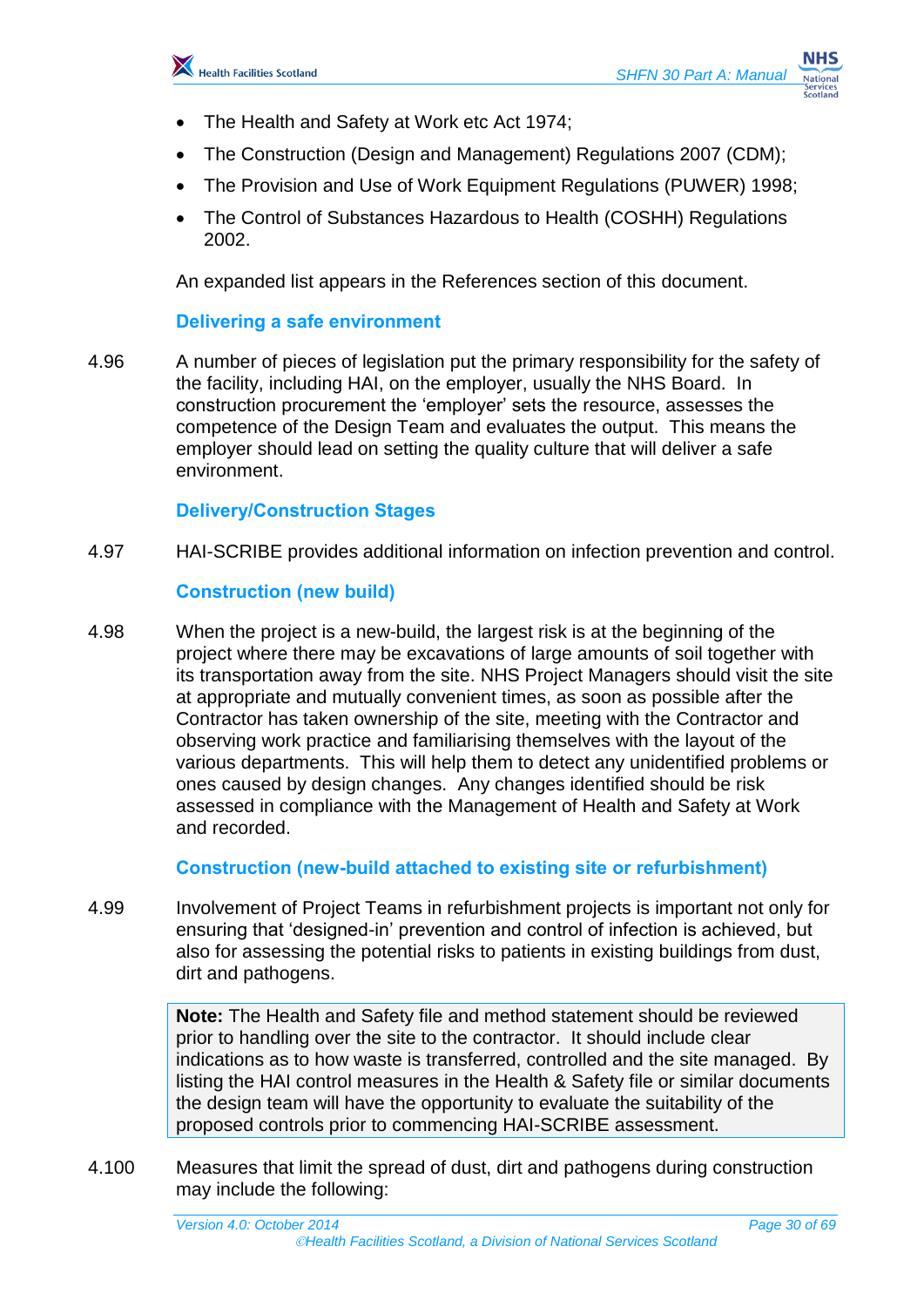- The Health and Safety at Work etc Act 1974;
- The Construction (Design and Management) Regulations 2007 (CDM);
- The Provision and Use of Work Equipment Regulations (PUWER) 1998;
- The Control of Substances Hazardous to Health (COSHH) Regulations 2002.

An expanded list appears in the References section of this document.

### Delivering a safe environment

4.96 A number of pieces of legislation put the primary responsibility for the safety of the facility, including HAI, on the employer, usually the NHS Board. In construction procurement the 'employer' sets the resource, assesses the competence of the Design Team and evaluates the output. This means the employer should lead on setting the quality culture that will deliver a safe environment.

### Delivery/Construction Stages

4.97 HAI-SCRIBE provides additional information on infection prevention and control.

### Construction (new build)

4.98 When the project is a new-build, the largest risk is at the beginning of the project where there may be excavations of large amounts of soil together with its transportation away from the site. NHS Project Managers should visit the site at appropriate and mutually convenient times, as soon as possible after the Contractor has taken ownership of the site, meeting with the Contractor and observing work practice and familiarising themselves with the layout of the various departments. This will help them to detect any unidentified problems or ones caused by design changes. Any changes identified should be risk assessed in compliance with the Management of Health and Safety at Work and recorded.

### Construction (new-build attached to existing site or refurbishment)

4.99 Involvement of Project Teams in refurbishment projects is important not only for ensuring that 'designed-in' prevention and control of infection is achieved, but also for assessing the potential risks to patients in existing buildings from dust, dirt and pathogens.

> **Note:** The Health and Safety file and method statement should be reviewed prior to handling over the site to the contractor. It should include clear indications as to how waste is transferred, controlled and the site managed. By listing the HAI control measures in the Health & Safety file or similar documents the design team will have the opportunity to evaluate the suitability of the proposed controls prior to commencing HAI-SCRIBE assessment.

4.100 Measures that limit the spread of dust, dirt and pathogens during construction may include the following: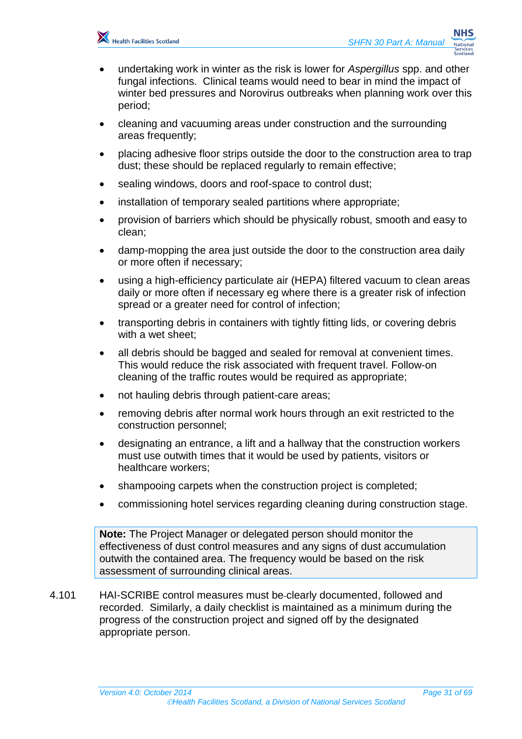- undertaking work in winter as the risk is lower for *Aspergillus* spp. and other fungal infections. Clinical teams would need to bear in mind the impact of winter bed pressures and Norovirus outbreaks when planning work over this period;
- cleaning and vacuuming areas under construction and the surrounding areas frequently;
- placing adhesive floor strips outside the door to the construction area to trap dust; these should be replaced regularly to remain effective;
- sealing windows, doors and roof-space to control dust;
- installation of temporary sealed partitions where appropriate;
- provision of barriers which should be physically robust, smooth and easy to clean;
- damp-mopping the area just outside the door to the construction area daily or more often if necessary;
- using a high-efficiency particulate air (HEPA) filtered vacuum to clean areas daily or more often if necessary eg where there is a greater risk of infection spread or a greater need for control of infection;
- transporting debris in containers with tightly fitting lids, or covering debris with a wet sheet;
- all debris should be bagged and sealed for removal at convenient times. This would reduce the risk associated with frequent travel. Follow-on cleaning of the traffic routes would be required as appropriate;
- not hauling debris through patient-care areas;
- removing debris after normal work hours through an exit restricted to the construction personnel;
- designating an entrance, a lift and a hallway that the construction workers must use outwith times that it would be used by patients, visitors or healthcare workers;
- shampooing carpets when the construction project is completed;
- commissioning hotel services regarding cleaning during construction stage.

> **Note:** The Project Manager or delegated person should monitor the effectiveness of dust control measures and any signs of dust accumulation outwith the contained area. The frequency would be based on the risk assessment of surrounding clinical areas.

4.101 HAI-SCRIBE control measures must be clearly documented, followed and recorded. Similarly, a daily checklist is maintained as a minimum during the progress of the construction project and signed off by the designated appropriate person.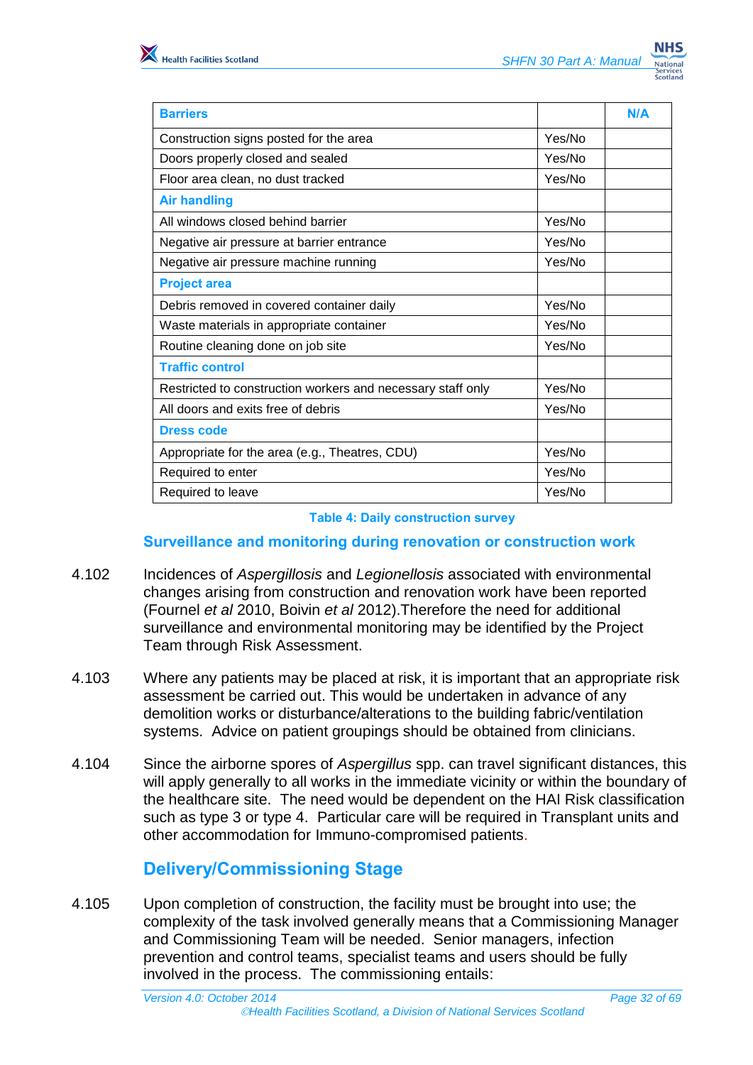| **Barriers** | | **N/A** |
|---|---|---|
| Construction signs posted for the area | Yes/No | |
| Doors properly closed and sealed | Yes/No | |
| Floor area clean, no dust tracked | Yes/No | |
| **Air handling** | | |
| All windows closed behind barrier | Yes/No | |
| Negative air pressure at barrier entrance | Yes/No | |
| Negative air pressure machine running | Yes/No | |
| **Project area** | | |
| Debris removed in covered container daily | Yes/No | |
| Waste materials in appropriate container | Yes/No | |
| Routine cleaning done on job site | Yes/No | |
| **Traffic control** | | |
| Restricted to construction workers and necessary staff only | Yes/No | |
| All doors and exits free of debris | Yes/No | |
| **Dress code** | | |
| Appropriate for the area (e.g., Theatres, CDU) | Yes/No | |
| Required to enter | Yes/No | |
| Required to leave | Yes/No | |

**Table 4: Daily construction survey**

### Surveillance and monitoring during renovation or construction work

4.102 Incidences of *Aspergillosis* and *Legionellosis* associated with environmental changes arising from construction and renovation work have been reported (Fournel *et al* 2010, Boivin *et al* 2012).Therefore the need for additional surveillance and environmental monitoring may be identified by the Project Team through Risk Assessment.

4.103 Where any patients may be placed at risk, it is important that an appropriate risk assessment be carried out. This would be undertaken in advance of any demolition works or disturbance/alterations to the building fabric/ventilation systems. Advice on patient groupings should be obtained from clinicians.

4.104 Since the airborne spores of *Aspergillus* spp. can travel significant distances, this will apply generally to all works in the immediate vicinity or within the boundary of the healthcare site. The need would be dependent on the HAI Risk classification such as type 3 or type 4. Particular care will be required in Transplant units and other accommodation for Immuno-compromised patients.

## Delivery/Commissioning Stage

4.105 Upon completion of construction, the facility must be brought into use; the complexity of the task involved generally means that a Commissioning Manager and Commissioning Team will be needed. Senior managers, infection prevention and control teams, specialist teams and users should be fully involved in the process. The commissioning entails: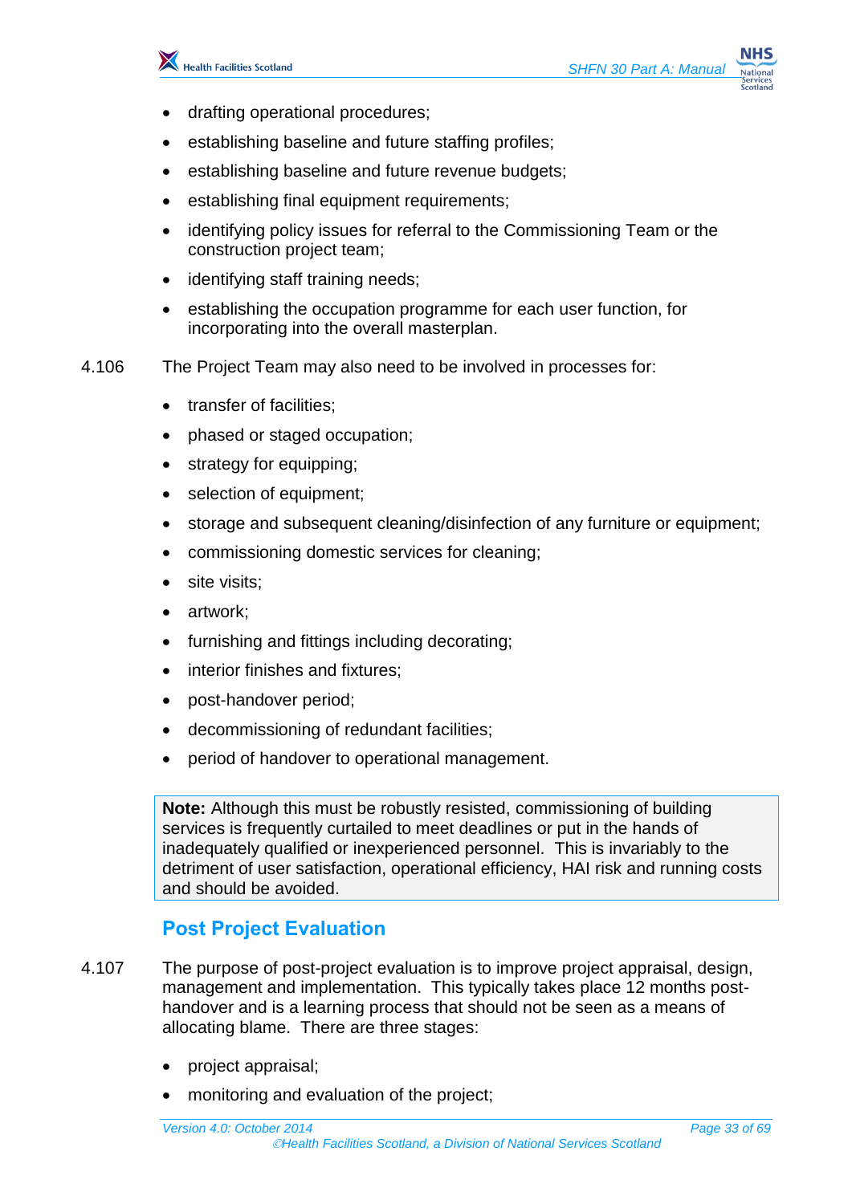- drafting operational procedures;
- establishing baseline and future staffing profiles;
- establishing baseline and future revenue budgets;
- establishing final equipment requirements;
- identifying policy issues for referral to the Commissioning Team or the construction project team;
- identifying staff training needs;
- establishing the occupation programme for each user function, for incorporating into the overall masterplan.

4.106 The Project Team may also need to be involved in processes for:

- transfer of facilities;
- phased or staged occupation;
- strategy for equipping;
- selection of equipment;
- storage and subsequent cleaning/disinfection of any furniture or equipment;
- commissioning domestic services for cleaning;
- site visits;
- artwork;
- furnishing and fittings including decorating;
- interior finishes and fixtures;
- post-handover period;
- decommissioning of redundant facilities;
- period of handover to operational management.

> **Note:** Although this must be robustly resisted, commissioning of building services is frequently curtailed to meet deadlines or put in the hands of inadequately qualified or inexperienced personnel. This is invariably to the detriment of user satisfaction, operational efficiency, HAI risk and running costs and should be avoided.

## Post Project Evaluation

4.107 The purpose of post-project evaluation is to improve project appraisal, design, management and implementation. This typically takes place 12 months post-handover and is a learning process that should not be seen as a means of allocating blame. There are three stages:

- project appraisal;
- monitoring and evaluation of the project;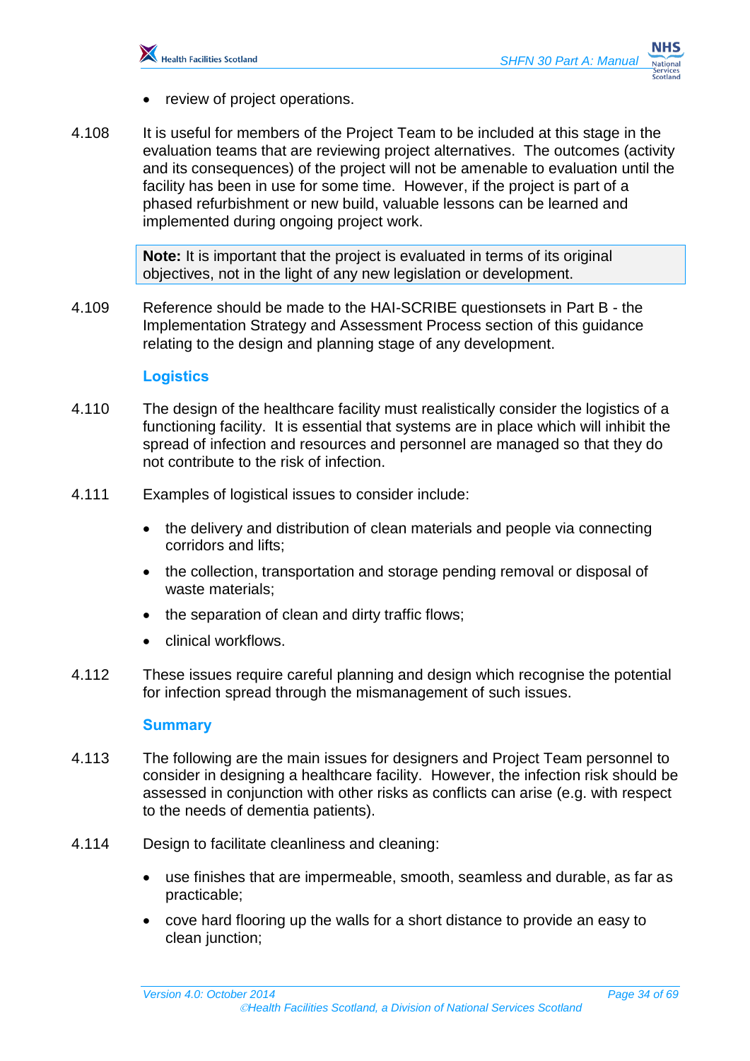- review of project operations.

4.108 It is useful for members of the Project Team to be included at this stage in the evaluation teams that are reviewing project alternatives. The outcomes (activity and its consequences) of the project will not be amenable to evaluation until the facility has been in use for some time. However, if the project is part of a phased refurbishment or new build, valuable lessons can be learned and implemented during ongoing project work.

> **Note:** It is important that the project is evaluated in terms of its original objectives, not in the light of any new legislation or development.

4.109 Reference should be made to the HAI-SCRIBE questionsets in Part B - the Implementation Strategy and Assessment Process section of this guidance relating to the design and planning stage of any development.

### Logistics

4.110 The design of the healthcare facility must realistically consider the logistics of a functioning facility. It is essential that systems are in place which will inhibit the spread of infection and resources and personnel are managed so that they do not contribute to the risk of infection.

4.111 Examples of logistical issues to consider include:

- the delivery and distribution of clean materials and people via connecting corridors and lifts;
- the collection, transportation and storage pending removal or disposal of waste materials;
- the separation of clean and dirty traffic flows;
- clinical workflows.

4.112 These issues require careful planning and design which recognise the potential for infection spread through the mismanagement of such issues.

### Summary

4.113 The following are the main issues for designers and Project Team personnel to consider in designing a healthcare facility. However, the infection risk should be assessed in conjunction with other risks as conflicts can arise (e.g. with respect to the needs of dementia patients).

4.114 Design to facilitate cleanliness and cleaning:

- use finishes that are impermeable, smooth, seamless and durable, as far as practicable;
- cove hard flooring up the walls for a short distance to provide an easy to clean junction;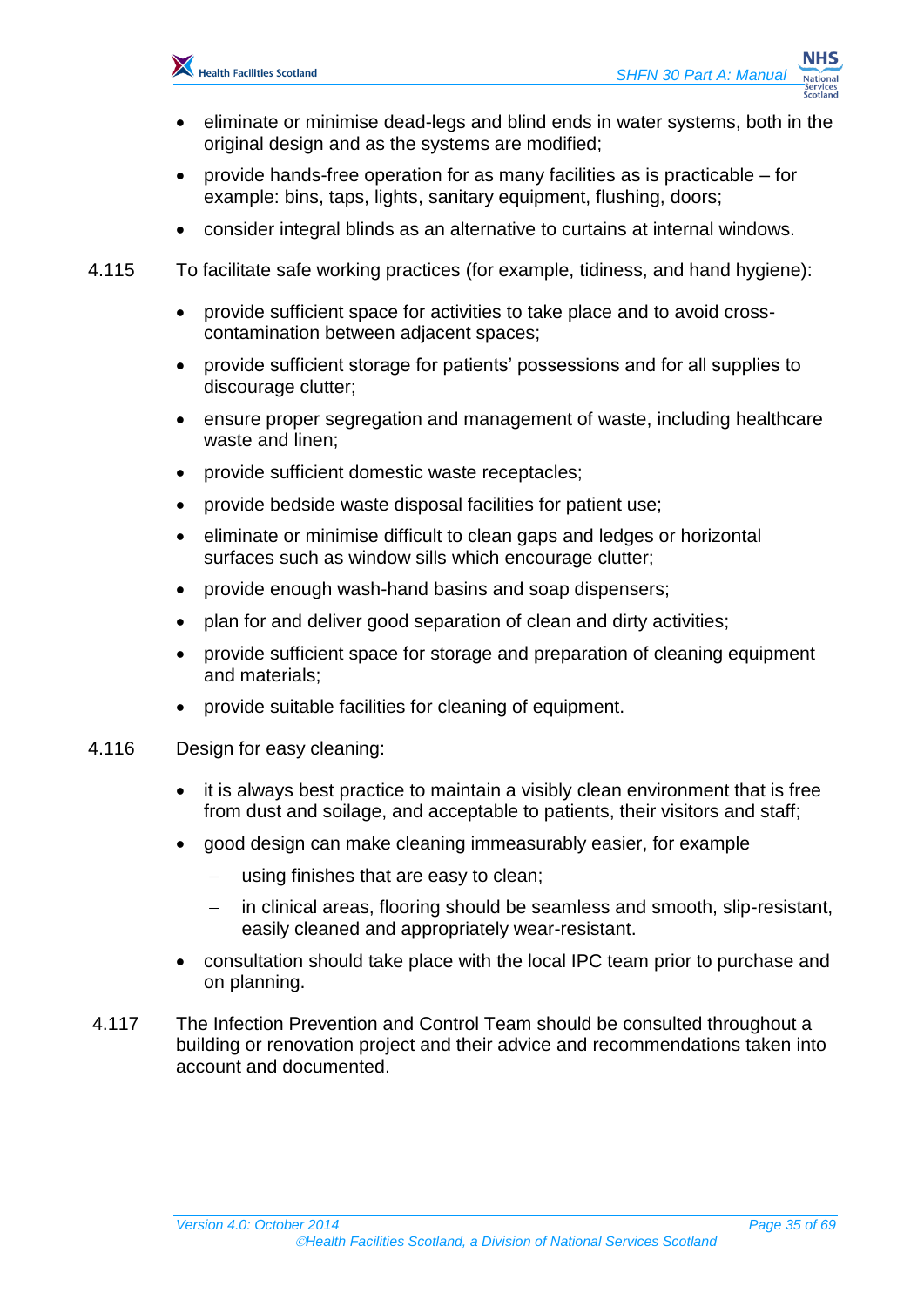- eliminate or minimise dead-legs and blind ends in water systems, both in the original design and as the systems are modified;
- provide hands-free operation for as many facilities as is practicable – for example: bins, taps, lights, sanitary equipment, flushing, doors;
- consider integral blinds as an alternative to curtains at internal windows.

4.115 To facilitate safe working practices (for example, tidiness, and hand hygiene):

- provide sufficient space for activities to take place and to avoid cross-contamination between adjacent spaces;
- provide sufficient storage for patients' possessions and for all supplies to discourage clutter;
- ensure proper segregation and management of waste, including healthcare waste and linen;
- provide sufficient domestic waste receptacles;
- provide bedside waste disposal facilities for patient use;
- eliminate or minimise difficult to clean gaps and ledges or horizontal surfaces such as window sills which encourage clutter;
- provide enough wash-hand basins and soap dispensers;
- plan for and deliver good separation of clean and dirty activities;
- provide sufficient space for storage and preparation of cleaning equipment and materials;
- provide suitable facilities for cleaning of equipment.

4.116 Design for easy cleaning:

- it is always best practice to maintain a visibly clean environment that is free from dust and soilage, and acceptable to patients, their visitors and staff;
- good design can make cleaning immeasurably easier, for example
  - using finishes that are easy to clean;
  - in clinical areas, flooring should be seamless and smooth, slip-resistant, easily cleaned and appropriately wear-resistant.
- consultation should take place with the local IPC team prior to purchase and on planning.

4.117 The Infection Prevention and Control Team should be consulted throughout a building or renovation project and their advice and recommendations taken into account and documented.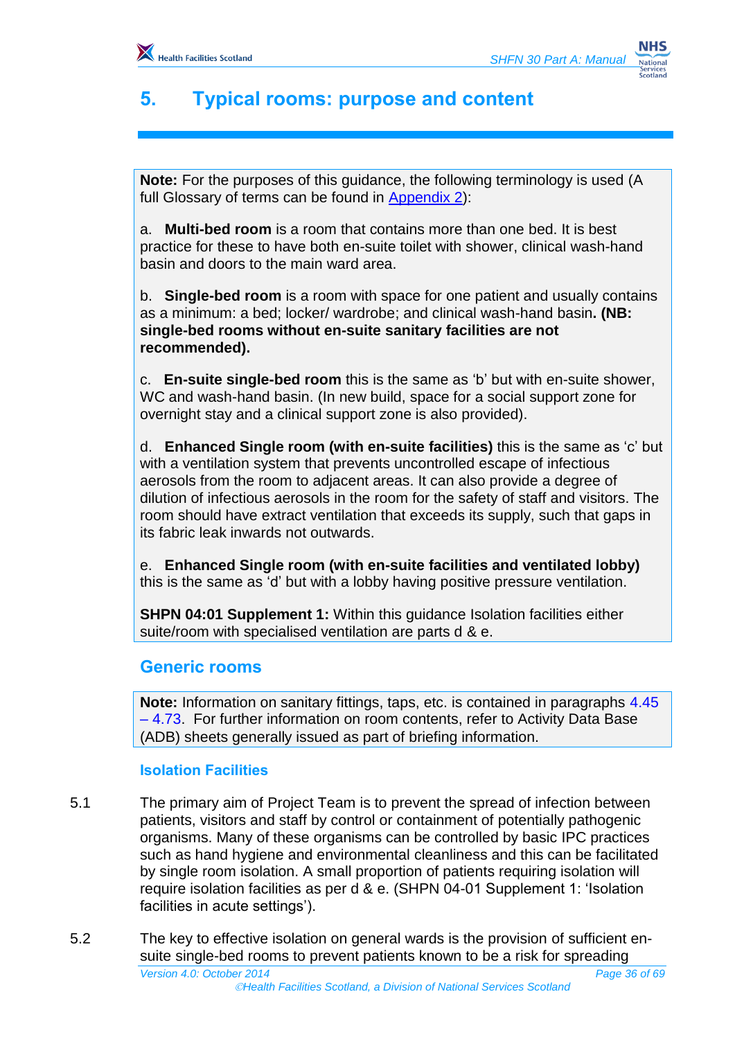# 5. Typical rooms: purpose and content

**Note:** For the purposes of this guidance, the following terminology is used (A full Glossary of terms can be found in Appendix 2):

a. **Multi-bed room** is a room that contains more than one bed. It is best practice for these to have both en-suite toilet with shower, clinical wash-hand basin and doors to the main ward area.

b. **Single-bed room** is a room with space for one patient and usually contains as a minimum: a bed; locker/ wardrobe; and clinical wash-hand basin**. (NB: single-bed rooms without en-suite sanitary facilities are not recommended).**

c. **En-suite single-bed room** this is the same as 'b' but with en-suite shower, WC and wash-hand basin. (In new build, space for a social support zone for overnight stay and a clinical support zone is also provided).

d. **Enhanced Single room (with en-suite facilities)** this is the same as 'c' but with a ventilation system that prevents uncontrolled escape of infectious aerosols from the room to adjacent areas. It can also provide a degree of dilution of infectious aerosols in the room for the safety of staff and visitors. The room should have extract ventilation that exceeds its supply, such that gaps in its fabric leak inwards not outwards.

e. **Enhanced Single room (with en-suite facilities and ventilated lobby)** this is the same as 'd' but with a lobby having positive pressure ventilation.

**SHPN 04:01 Supplement 1:** Within this guidance Isolation facilities either suite/room with specialised ventilation are parts d & e.

## Generic rooms

**Note:** Information on sanitary fittings, taps, etc. is contained in paragraphs 4.45 – 4.73. For further information on room contents, refer to Activity Data Base (ADB) sheets generally issued as part of briefing information.

### Isolation Facilities

5.1 The primary aim of Project Team is to prevent the spread of infection between patients, visitors and staff by control or containment of potentially pathogenic organisms. Many of these organisms can be controlled by basic IPC practices such as hand hygiene and environmental cleanliness and this can be facilitated by single room isolation. A small proportion of patients requiring isolation will require isolation facilities as per d & e. (SHPN 04-01 Supplement 1: 'Isolation facilities in acute settings').

5.2 The key to effective isolation on general wards is the provision of sufficient en-suite single-bed rooms to prevent patients known to be a risk for spreading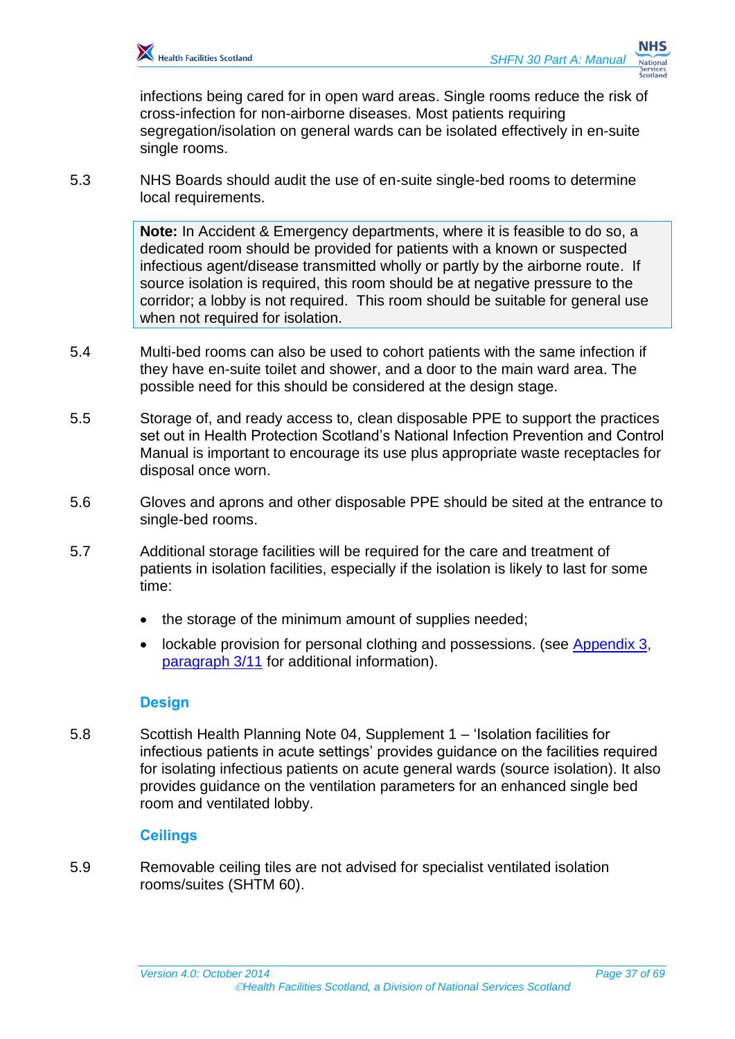infections being cared for in open ward areas. Single rooms reduce the risk of cross-infection for non-airborne diseases. Most patients requiring segregation/isolation on general wards can be isolated effectively in en-suite single rooms.

5.3 NHS Boards should audit the use of en-suite single-bed rooms to determine local requirements.

> **Note:** In Accident & Emergency departments, where it is feasible to do so, a dedicated room should be provided for patients with a known or suspected infectious agent/disease transmitted wholly or partly by the airborne route. If source isolation is required, this room should be at negative pressure to the corridor; a lobby is not required. This room should be suitable for general use when not required for isolation.

5.4 Multi-bed rooms can also be used to cohort patients with the same infection if they have en-suite toilet and shower, and a door to the main ward area. The possible need for this should be considered at the design stage.

5.5 Storage of, and ready access to, clean disposable PPE to support the practices set out in Health Protection Scotland's National Infection Prevention and Control Manual is important to encourage its use plus appropriate waste receptacles for disposal once worn.

5.6 Gloves and aprons and other disposable PPE should be sited at the entrance to single-bed rooms.

5.7 Additional storage facilities will be required for the care and treatment of patients in isolation facilities, especially if the isolation is likely to last for some time:

- the storage of the minimum amount of supplies needed;
- lockable provision for personal clothing and possessions. (see Appendix 3, paragraph 3/11 for additional information).

### Design

5.8 Scottish Health Planning Note 04, Supplement 1 – 'Isolation facilities for infectious patients in acute settings' provides guidance on the facilities required for isolating infectious patients on acute general wards (source isolation). It also provides guidance on the ventilation parameters for an enhanced single bed room and ventilated lobby.

### Ceilings

5.9 Removable ceiling tiles are not advised for specialist ventilated isolation rooms/suites (SHTM 60).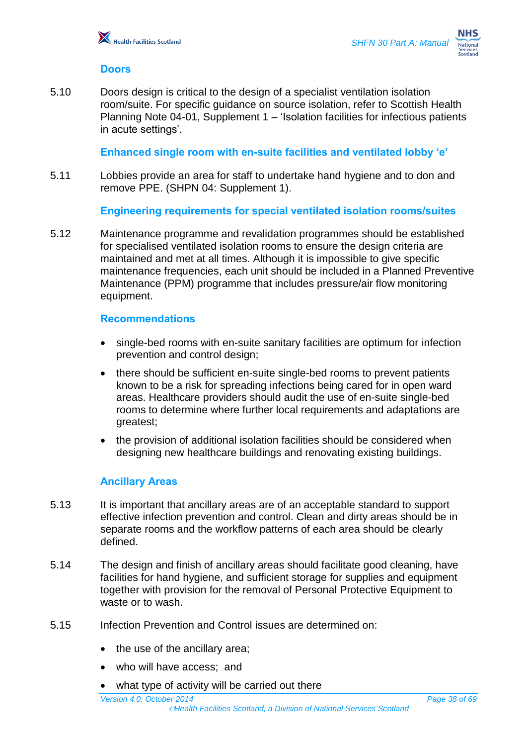### Doors

5.10 Doors design is critical to the design of a specialist ventilation isolation room/suite. For specific guidance on source isolation, refer to Scottish Health Planning Note 04-01, Supplement 1 – 'Isolation facilities for infectious patients in acute settings'.

### Enhanced single room with en-suite facilities and ventilated lobby 'e'

5.11 Lobbies provide an area for staff to undertake hand hygiene and to don and remove PPE. (SHPN 04: Supplement 1).

### Engineering requirements for special ventilated isolation rooms/suites

5.12 Maintenance programme and revalidation programmes should be established for specialised ventilated isolation rooms to ensure the design criteria are maintained and met at all times. Although it is impossible to give specific maintenance frequencies, each unit should be included in a Planned Preventive Maintenance (PPM) programme that includes pressure/air flow monitoring equipment.

### Recommendations

- single-bed rooms with en-suite sanitary facilities are optimum for infection prevention and control design;
- there should be sufficient en-suite single-bed rooms to prevent patients known to be a risk for spreading infections being cared for in open ward areas. Healthcare providers should audit the use of en-suite single-bed rooms to determine where further local requirements and adaptations are greatest;
- the provision of additional isolation facilities should be considered when designing new healthcare buildings and renovating existing buildings.

### Ancillary Areas

5.13 It is important that ancillary areas are of an acceptable standard to support effective infection prevention and control. Clean and dirty areas should be in separate rooms and the workflow patterns of each area should be clearly defined.

5.14 The design and finish of ancillary areas should facilitate good cleaning, have facilities for hand hygiene, and sufficient storage for supplies and equipment together with provision for the removal of Personal Protective Equipment to waste or to wash.

5.15 Infection Prevention and Control issues are determined on:

- the use of the ancillary area;
- who will have access; and
- what type of activity will be carried out there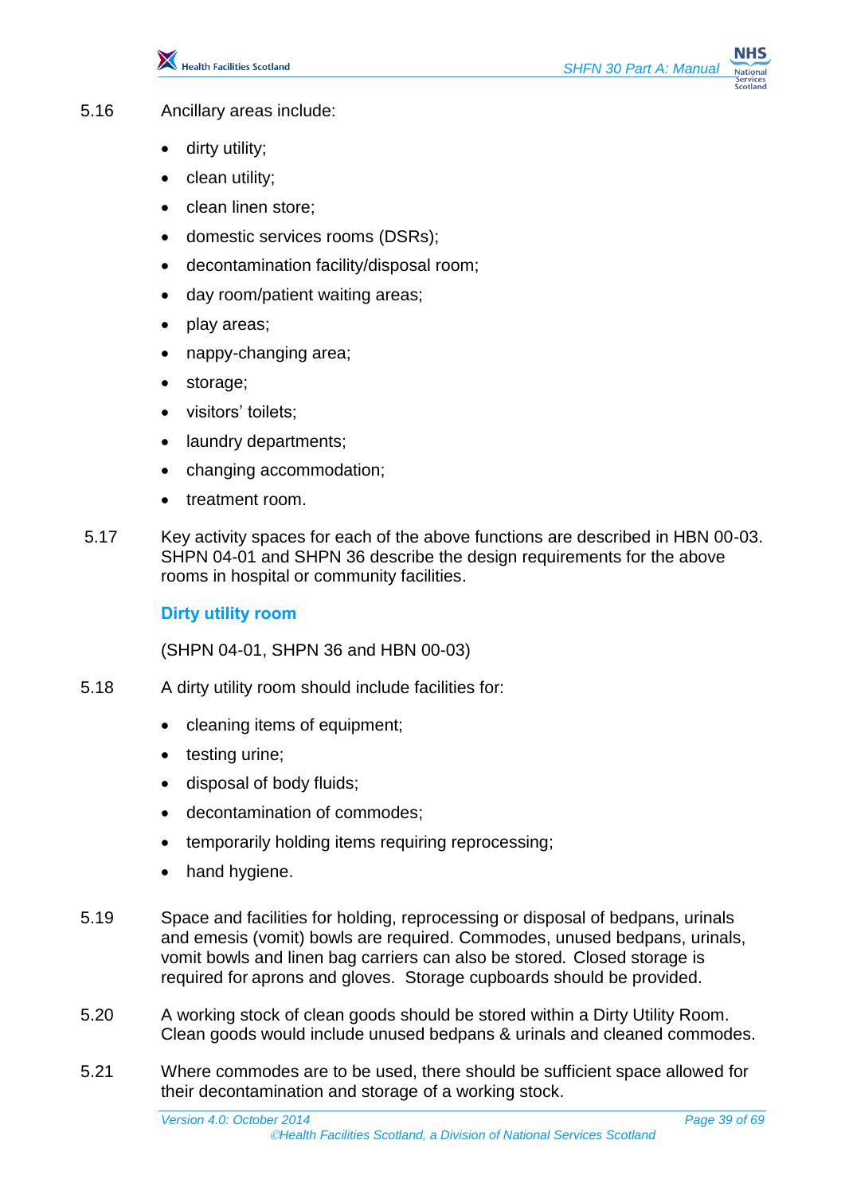5.16 Ancillary areas include:

- dirty utility;
- clean utility;
- clean linen store;
- domestic services rooms (DSRs);
- decontamination facility/disposal room;
- day room/patient waiting areas;
- play areas;
- nappy-changing area;
- storage;
- visitors' toilets;
- laundry departments;
- changing accommodation;
- treatment room.

5.17 Key activity spaces for each of the above functions are described in HBN 00-03. SHPN 04-01 and SHPN 36 describe the design requirements for the above rooms in hospital or community facilities.

### Dirty utility room

(SHPN 04-01, SHPN 36 and HBN 00-03)

5.18 A dirty utility room should include facilities for:

- cleaning items of equipment;
- testing urine;
- disposal of body fluids;
- decontamination of commodes;
- temporarily holding items requiring reprocessing;
- hand hygiene.

5.19 Space and facilities for holding, reprocessing or disposal of bedpans, urinals and emesis (vomit) bowls are required. Commodes, unused bedpans, urinals, vomit bowls and linen bag carriers can also be stored. Closed storage is required for aprons and gloves. Storage cupboards should be provided.

5.20 A working stock of clean goods should be stored within a Dirty Utility Room. Clean goods would include unused bedpans & urinals and cleaned commodes.

5.21 Where commodes are to be used, there should be sufficient space allowed for their decontamination and storage of a working stock.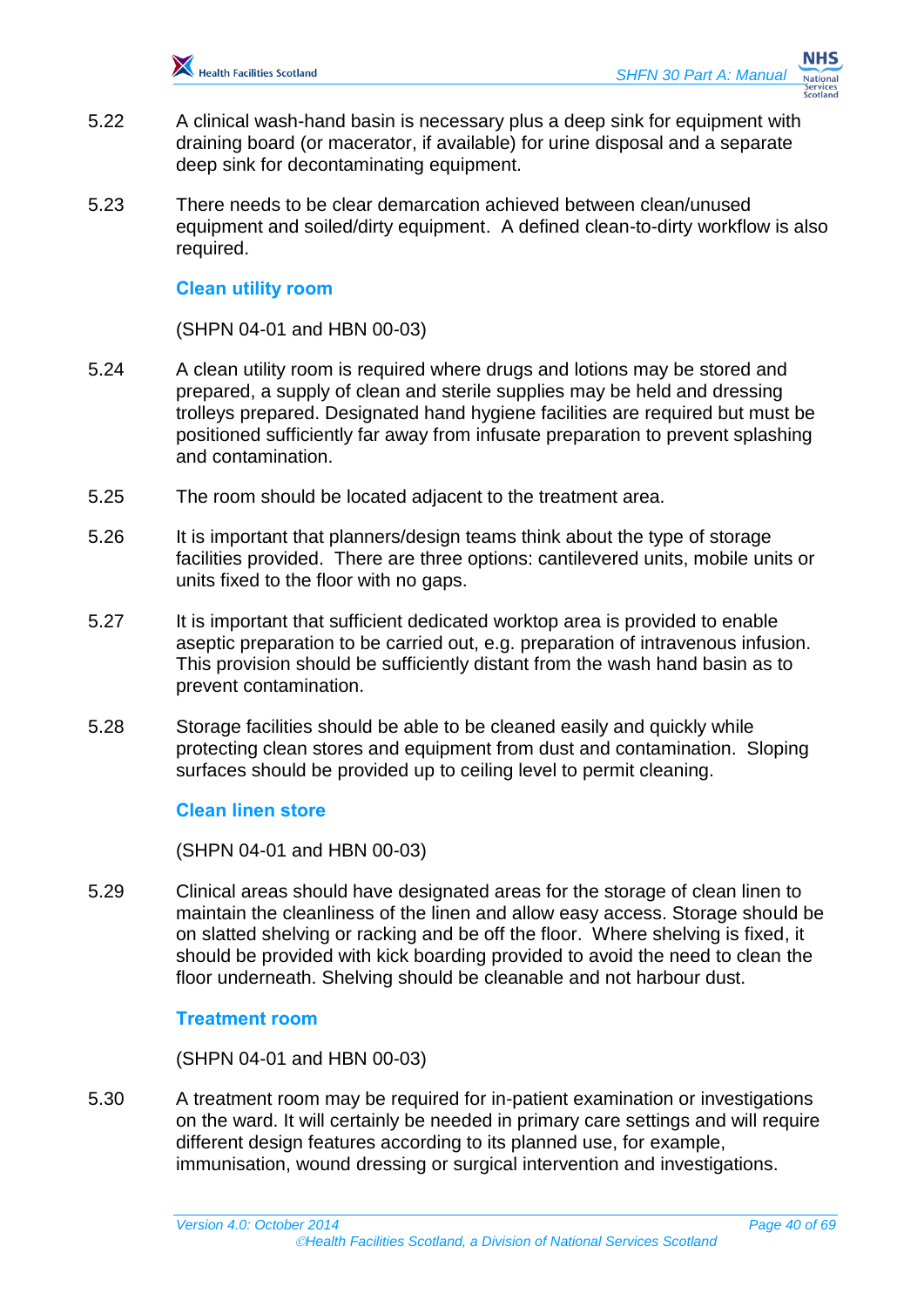5.22 A clinical wash-hand basin is necessary plus a deep sink for equipment with draining board (or macerator, if available) for urine disposal and a separate deep sink for decontaminating equipment.

5.23 There needs to be clear demarcation achieved between clean/unused equipment and soiled/dirty equipment. A defined clean-to-dirty workflow is also required.

### Clean utility room

(SHPN 04-01 and HBN 00-03)

5.24 A clean utility room is required where drugs and lotions may be stored and prepared, a supply of clean and sterile supplies may be held and dressing trolleys prepared. Designated hand hygiene facilities are required but must be positioned sufficiently far away from infusate preparation to prevent splashing and contamination.

5.25 The room should be located adjacent to the treatment area.

5.26 It is important that planners/design teams think about the type of storage facilities provided. There are three options: cantilevered units, mobile units or units fixed to the floor with no gaps.

5.27 It is important that sufficient dedicated worktop area is provided to enable aseptic preparation to be carried out, e.g. preparation of intravenous infusion. This provision should be sufficiently distant from the wash hand basin as to prevent contamination.

5.28 Storage facilities should be able to be cleaned easily and quickly while protecting clean stores and equipment from dust and contamination. Sloping surfaces should be provided up to ceiling level to permit cleaning.

### Clean linen store

(SHPN 04-01 and HBN 00-03)

5.29 Clinical areas should have designated areas for the storage of clean linen to maintain the cleanliness of the linen and allow easy access. Storage should be on slatted shelving or racking and be off the floor. Where shelving is fixed, it should be provided with kick boarding provided to avoid the need to clean the floor underneath. Shelving should be cleanable and not harbour dust.

### Treatment room

(SHPN 04-01 and HBN 00-03)

5.30 A treatment room may be required for in-patient examination or investigations on the ward. It will certainly be needed in primary care settings and will require different design features according to its planned use, for example, immunisation, wound dressing or surgical intervention and investigations.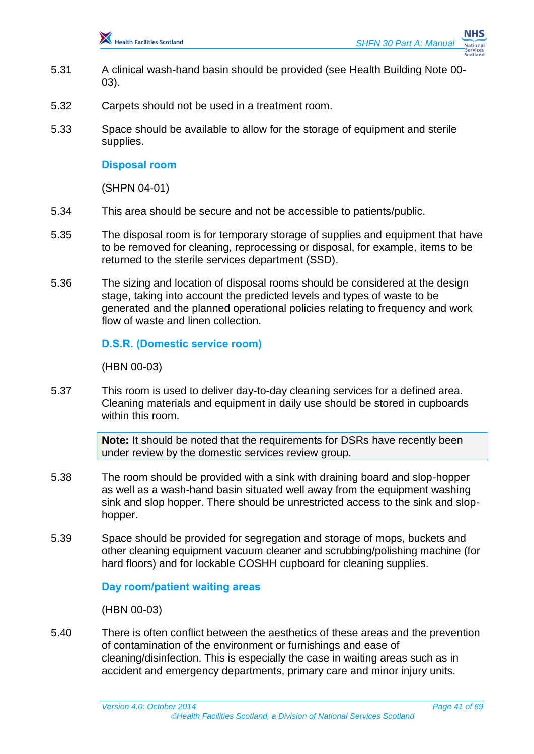5.31 A clinical wash-hand basin should be provided (see Health Building Note 00-03).

5.32 Carpets should not be used in a treatment room.

5.33 Space should be available to allow for the storage of equipment and sterile supplies.

### Disposal room

(SHPN 04-01)

5.34 This area should be secure and not be accessible to patients/public.

5.35 The disposal room is for temporary storage of supplies and equipment that have to be removed for cleaning, reprocessing or disposal, for example, items to be returned to the sterile services department (SSD).

5.36 The sizing and location of disposal rooms should be considered at the design stage, taking into account the predicted levels and types of waste to be generated and the planned operational policies relating to frequency and work flow of waste and linen collection.

### D.S.R. (Domestic service room)

(HBN 00-03)

5.37 This room is used to deliver day-to-day cleaning services for a defined area. Cleaning materials and equipment in daily use should be stored in cupboards within this room.

> **Note:** It should be noted that the requirements for DSRs have recently been under review by the domestic services review group.

5.38 The room should be provided with a sink with draining board and slop-hopper as well as a wash-hand basin situated well away from the equipment washing sink and slop hopper. There should be unrestricted access to the sink and slop-hopper.

5.39 Space should be provided for segregation and storage of mops, buckets and other cleaning equipment vacuum cleaner and scrubbing/polishing machine (for hard floors) and for lockable COSHH cupboard for cleaning supplies.

### Day room/patient waiting areas

(HBN 00-03)

5.40 There is often conflict between the aesthetics of these areas and the prevention of contamination of the environment or furnishings and ease of cleaning/disinfection. This is especially the case in waiting areas such as in accident and emergency departments, primary care and minor injury units.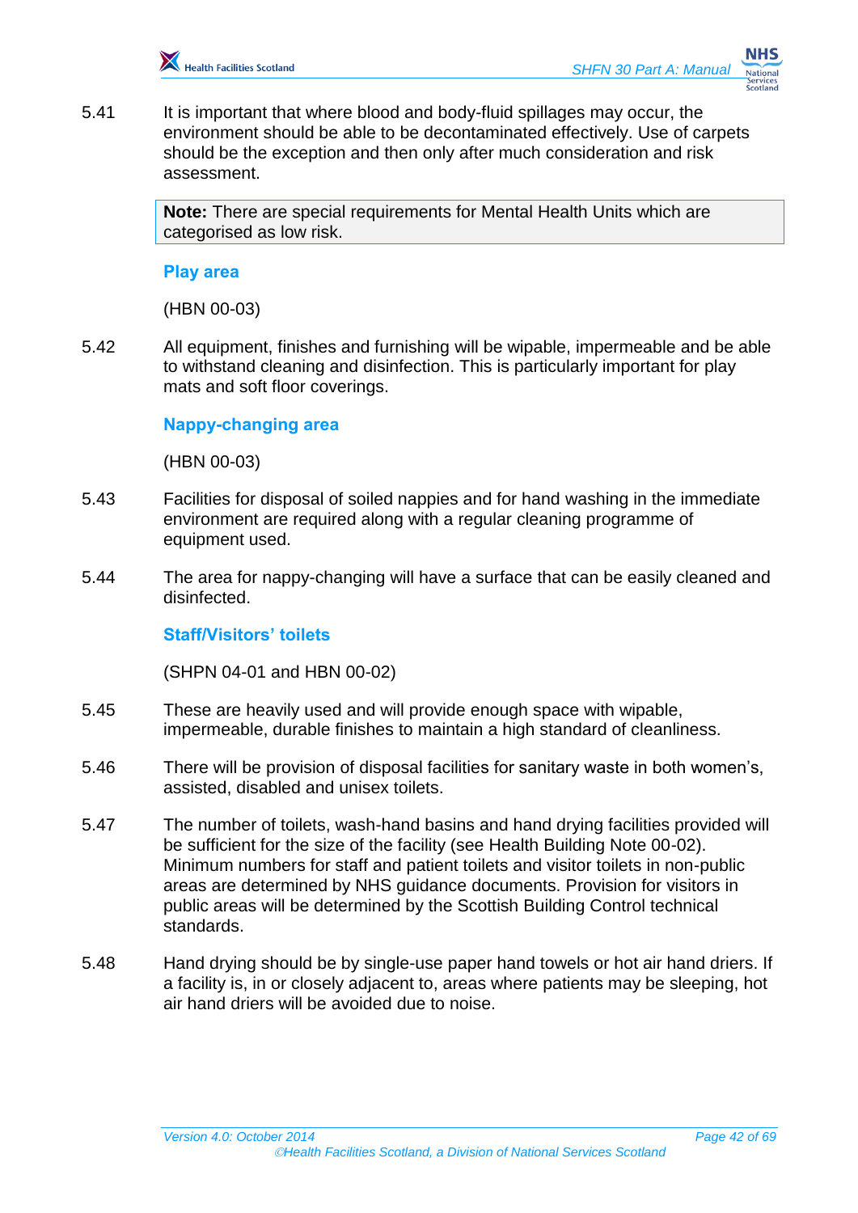5.41 It is important that where blood and body-fluid spillages may occur, the environment should be able to be decontaminated effectively. Use of carpets should be the exception and then only after much consideration and risk assessment.

> **Note:** There are special requirements for Mental Health Units which are categorised as low risk.

### Play area

(HBN 00-03)

5.42 All equipment, finishes and furnishing will be wipable, impermeable and be able to withstand cleaning and disinfection. This is particularly important for play mats and soft floor coverings.

### Nappy-changing area

(HBN 00-03)

5.43 Facilities for disposal of soiled nappies and for hand washing in the immediate environment are required along with a regular cleaning programme of equipment used.

5.44 The area for nappy-changing will have a surface that can be easily cleaned and disinfected.

### Staff/Visitors' toilets

(SHPN 04-01 and HBN 00-02)

5.45 These are heavily used and will provide enough space with wipable, impermeable, durable finishes to maintain a high standard of cleanliness.

5.46 There will be provision of disposal facilities for sanitary waste in both women's, assisted, disabled and unisex toilets.

5.47 The number of toilets, wash-hand basins and hand drying facilities provided will be sufficient for the size of the facility (see Health Building Note 00-02). Minimum numbers for staff and patient toilets and visitor toilets in non-public areas are determined by NHS guidance documents. Provision for visitors in public areas will be determined by the Scottish Building Control technical standards.

5.48 Hand drying should be by single-use paper hand towels or hot air hand driers. If a facility is, in or closely adjacent to, areas where patients may be sleeping, hot air hand driers will be avoided due to noise.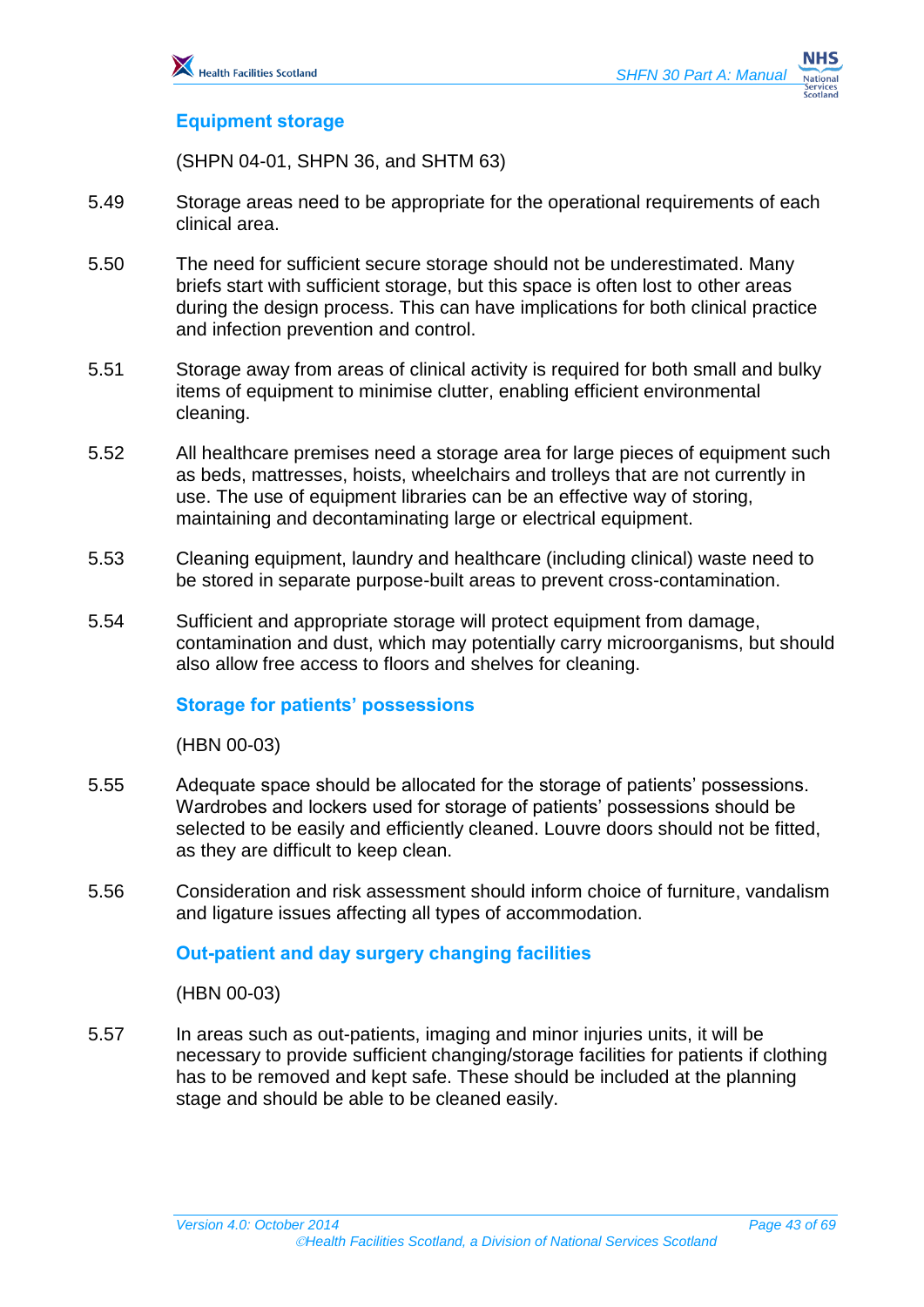### Equipment storage

(SHPN 04-01, SHPN 36, and SHTM 63)

5.49 Storage areas need to be appropriate for the operational requirements of each clinical area.

5.50 The need for sufficient secure storage should not be underestimated. Many briefs start with sufficient storage, but this space is often lost to other areas during the design process. This can have implications for both clinical practice and infection prevention and control.

5.51 Storage away from areas of clinical activity is required for both small and bulky items of equipment to minimise clutter, enabling efficient environmental cleaning.

5.52 All healthcare premises need a storage area for large pieces of equipment such as beds, mattresses, hoists, wheelchairs and trolleys that are not currently in use. The use of equipment libraries can be an effective way of storing, maintaining and decontaminating large or electrical equipment.

5.53 Cleaning equipment, laundry and healthcare (including clinical) waste need to be stored in separate purpose-built areas to prevent cross-contamination.

5.54 Sufficient and appropriate storage will protect equipment from damage, contamination and dust, which may potentially carry microorganisms, but should also allow free access to floors and shelves for cleaning.

### Storage for patients' possessions

(HBN 00-03)

5.55 Adequate space should be allocated for the storage of patients' possessions. Wardrobes and lockers used for storage of patients' possessions should be selected to be easily and efficiently cleaned. Louvre doors should not be fitted, as they are difficult to keep clean.

5.56 Consideration and risk assessment should inform choice of furniture, vandalism and ligature issues affecting all types of accommodation.

### Out-patient and day surgery changing facilities

(HBN 00-03)

5.57 In areas such as out-patients, imaging and minor injuries units, it will be necessary to provide sufficient changing/storage facilities for patients if clothing has to be removed and kept safe. These should be included at the planning stage and should be able to be cleaned easily.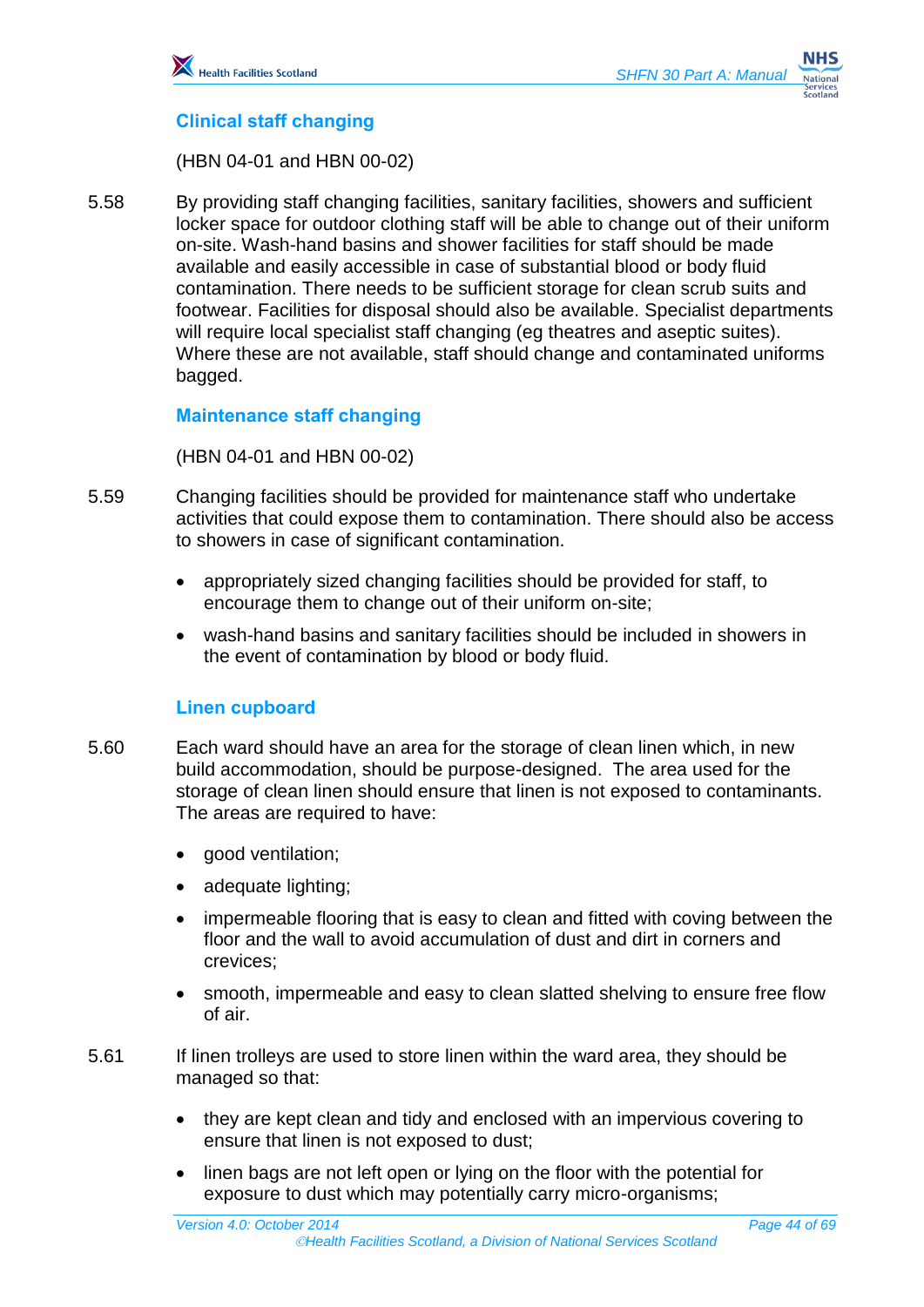### Clinical staff changing

(HBN 04-01 and HBN 00-02)

5.58 By providing staff changing facilities, sanitary facilities, showers and sufficient locker space for outdoor clothing staff will be able to change out of their uniform on-site. Wash-hand basins and shower facilities for staff should be made available and easily accessible in case of substantial blood or body fluid contamination. There needs to be sufficient storage for clean scrub suits and footwear. Facilities for disposal should also be available. Specialist departments will require local specialist staff changing (eg theatres and aseptic suites). Where these are not available, staff should change and contaminated uniforms bagged.

### Maintenance staff changing

(HBN 04-01 and HBN 00-02)

5.59 Changing facilities should be provided for maintenance staff who undertake activities that could expose them to contamination. There should also be access to showers in case of significant contamination.

- appropriately sized changing facilities should be provided for staff, to encourage them to change out of their uniform on-site;
- wash-hand basins and sanitary facilities should be included in showers in the event of contamination by blood or body fluid.

### Linen cupboard

5.60 Each ward should have an area for the storage of clean linen which, in new build accommodation, should be purpose-designed. The area used for the storage of clean linen should ensure that linen is not exposed to contaminants. The areas are required to have:

- good ventilation;
- adequate lighting;
- impermeable flooring that is easy to clean and fitted with coving between the floor and the wall to avoid accumulation of dust and dirt in corners and crevices;
- smooth, impermeable and easy to clean slatted shelving to ensure free flow of air.

5.61 If linen trolleys are used to store linen within the ward area, they should be managed so that:

- they are kept clean and tidy and enclosed with an impervious covering to ensure that linen is not exposed to dust;
- linen bags are not left open or lying on the floor with the potential for exposure to dust which may potentially carry micro-organisms;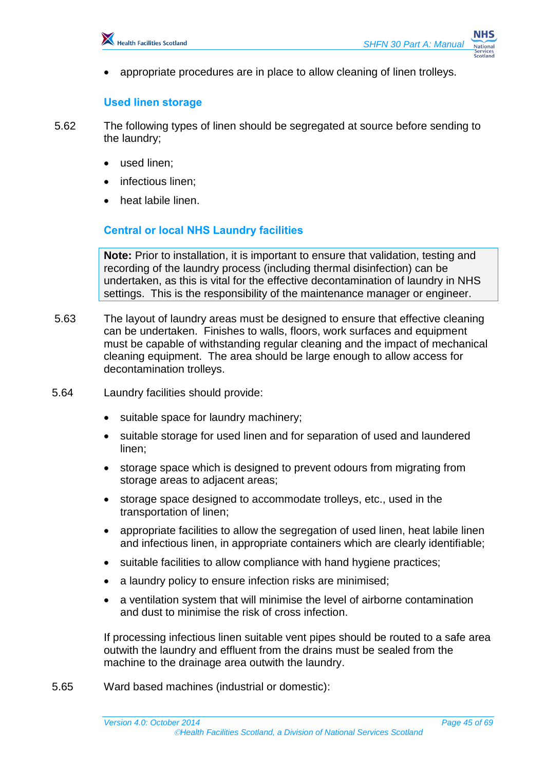- appropriate procedures are in place to allow cleaning of linen trolleys.

### Used linen storage

5.62 The following types of linen should be segregated at source before sending to the laundry;

- used linen;
- infectious linen;
- heat labile linen.

### Central or local NHS Laundry facilities

> **Note:** Prior to installation, it is important to ensure that validation, testing and recording of the laundry process (including thermal disinfection) can be undertaken, as this is vital for the effective decontamination of laundry in NHS settings. This is the responsibility of the maintenance manager or engineer.

5.63 The layout of laundry areas must be designed to ensure that effective cleaning can be undertaken. Finishes to walls, floors, work surfaces and equipment must be capable of withstanding regular cleaning and the impact of mechanical cleaning equipment. The area should be large enough to allow access for decontamination trolleys.

5.64 Laundry facilities should provide:

- suitable space for laundry machinery;
- suitable storage for used linen and for separation of used and laundered linen;
- storage space which is designed to prevent odours from migrating from storage areas to adjacent areas;
- storage space designed to accommodate trolleys, etc., used in the transportation of linen;
- appropriate facilities to allow the segregation of used linen, heat labile linen and infectious linen, in appropriate containers which are clearly identifiable;
- suitable facilities to allow compliance with hand hygiene practices;
- a laundry policy to ensure infection risks are minimised;
- a ventilation system that will minimise the level of airborne contamination and dust to minimise the risk of cross infection.

If processing infectious linen suitable vent pipes should be routed to a safe area outwith the laundry and effluent from the drains must be sealed from the machine to the drainage area outwith the laundry.

5.65 Ward based machines (industrial or domestic):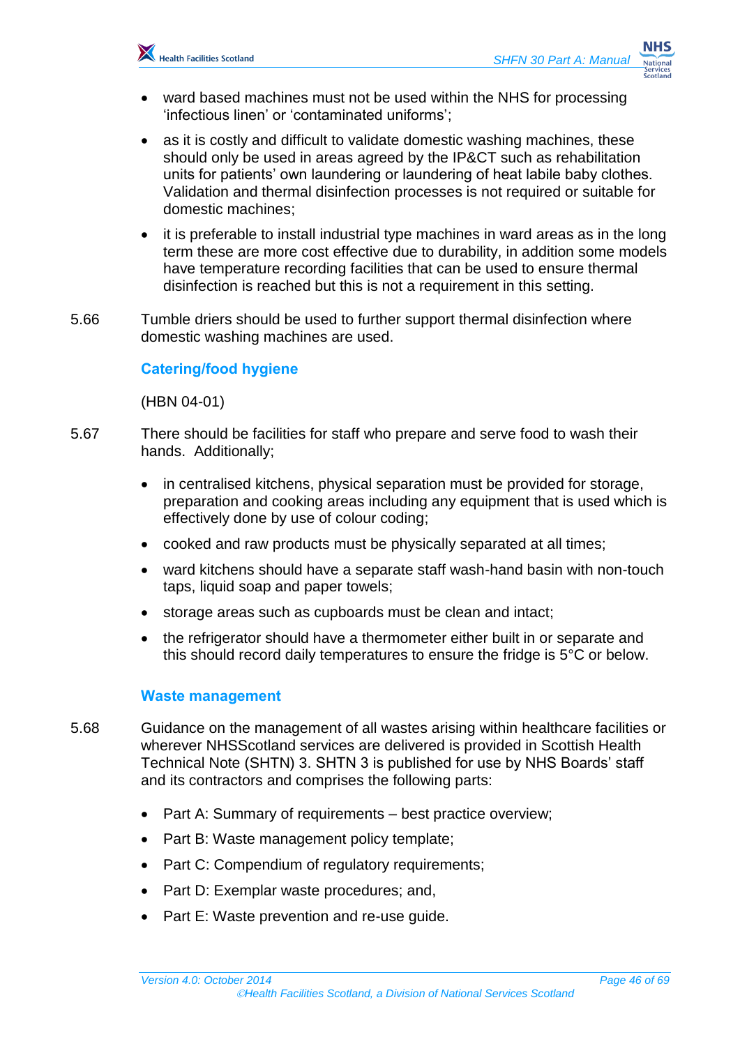- ward based machines must not be used within the NHS for processing 'infectious linen' or 'contaminated uniforms';
- as it is costly and difficult to validate domestic washing machines, these should only be used in areas agreed by the IP&CT such as rehabilitation units for patients' own laundering or laundering of heat labile baby clothes. Validation and thermal disinfection processes is not required or suitable for domestic machines;
- it is preferable to install industrial type machines in ward areas as in the long term these are more cost effective due to durability, in addition some models have temperature recording facilities that can be used to ensure thermal disinfection is reached but this is not a requirement in this setting.

5.66 Tumble driers should be used to further support thermal disinfection where domestic washing machines are used.

### Catering/food hygiene

(HBN 04-01)

5.67 There should be facilities for staff who prepare and serve food to wash their hands. Additionally;

- in centralised kitchens, physical separation must be provided for storage, preparation and cooking areas including any equipment that is used which is effectively done by use of colour coding;
- cooked and raw products must be physically separated at all times;
- ward kitchens should have a separate staff wash-hand basin with non-touch taps, liquid soap and paper towels;
- storage areas such as cupboards must be clean and intact;
- the refrigerator should have a thermometer either built in or separate and this should record daily temperatures to ensure the fridge is 5°C or below.

### Waste management

5.68 Guidance on the management of all wastes arising within healthcare facilities or wherever NHSScotland services are delivered is provided in Scottish Health Technical Note (SHTN) 3. SHTN 3 is published for use by NHS Boards' staff and its contractors and comprises the following parts:

- Part A: Summary of requirements – best practice overview;
- Part B: Waste management policy template;
- Part C: Compendium of regulatory requirements;
- Part D: Exemplar waste procedures; and,
- Part E: Waste prevention and re-use guide.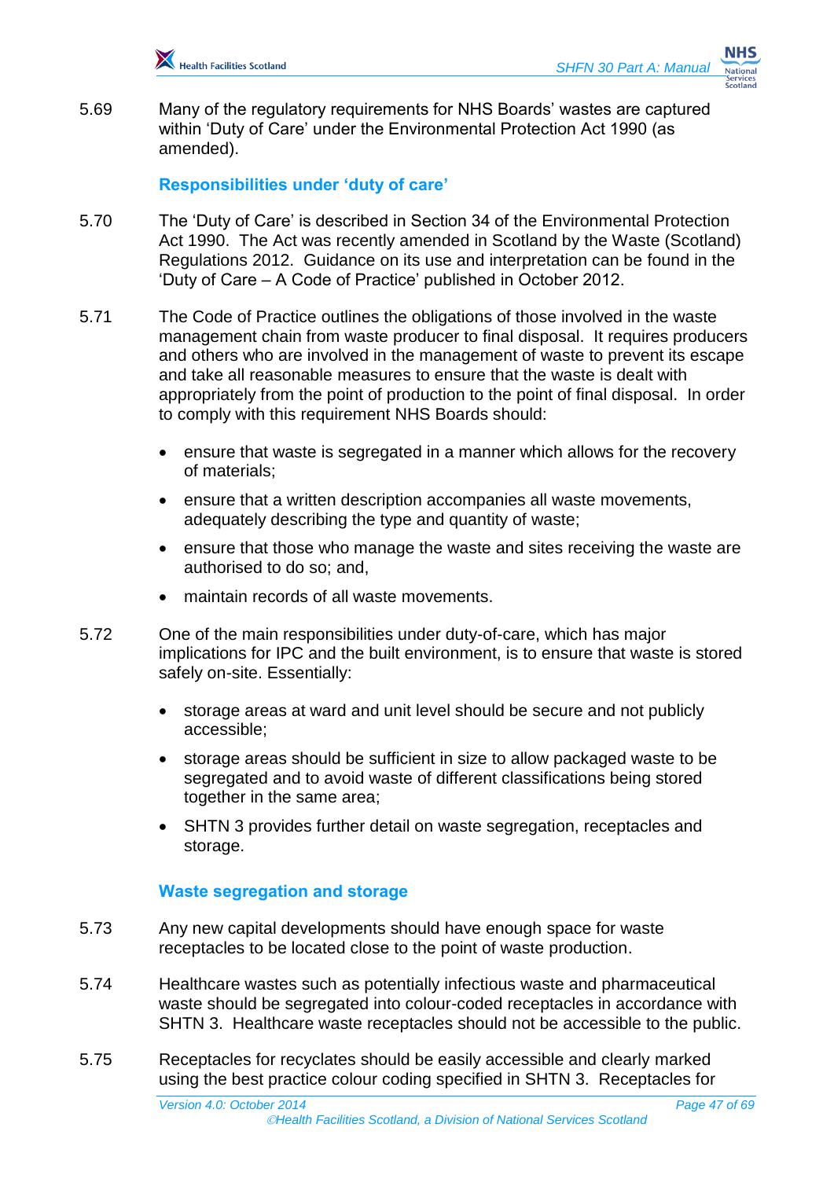5.69 Many of the regulatory requirements for NHS Boards' wastes are captured within 'Duty of Care' under the Environmental Protection Act 1990 (as amended).

### Responsibilities under 'duty of care'

5.70 The 'Duty of Care' is described in Section 34 of the Environmental Protection Act 1990. The Act was recently amended in Scotland by the Waste (Scotland) Regulations 2012. Guidance on its use and interpretation can be found in the 'Duty of Care – A Code of Practice' published in October 2012.

5.71 The Code of Practice outlines the obligations of those involved in the waste management chain from waste producer to final disposal. It requires producers and others who are involved in the management of waste to prevent its escape and take all reasonable measures to ensure that the waste is dealt with appropriately from the point of production to the point of final disposal. In order to comply with this requirement NHS Boards should:

- ensure that waste is segregated in a manner which allows for the recovery of materials;
- ensure that a written description accompanies all waste movements, adequately describing the type and quantity of waste;
- ensure that those who manage the waste and sites receiving the waste are authorised to do so; and,
- maintain records of all waste movements.

5.72 One of the main responsibilities under duty-of-care, which has major implications for IPC and the built environment, is to ensure that waste is stored safely on-site. Essentially:

- storage areas at ward and unit level should be secure and not publicly accessible;
- storage areas should be sufficient in size to allow packaged waste to be segregated and to avoid waste of different classifications being stored together in the same area;
- SHTN 3 provides further detail on waste segregation, receptacles and storage.

### Waste segregation and storage

5.73 Any new capital developments should have enough space for waste receptacles to be located close to the point of waste production.

5.74 Healthcare wastes such as potentially infectious waste and pharmaceutical waste should be segregated into colour-coded receptacles in accordance with SHTN 3. Healthcare waste receptacles should not be accessible to the public.

5.75 Receptacles for recyclates should be easily accessible and clearly marked using the best practice colour coding specified in SHTN 3. Receptacles for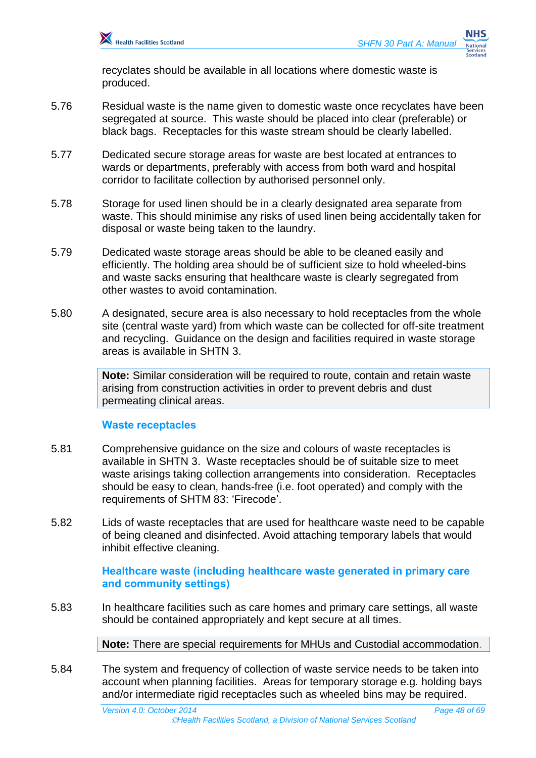recyclates should be available in all locations where domestic waste is produced.

5.76 Residual waste is the name given to domestic waste once recyclates have been segregated at source. This waste should be placed into clear (preferable) or black bags. Receptacles for this waste stream should be clearly labelled.

5.77 Dedicated secure storage areas for waste are best located at entrances to wards or departments, preferably with access from both ward and hospital corridor to facilitate collection by authorised personnel only.

5.78 Storage for used linen should be in a clearly designated area separate from waste. This should minimise any risks of used linen being accidentally taken for disposal or waste being taken to the laundry.

5.79 Dedicated waste storage areas should be able to be cleaned easily and efficiently. The holding area should be of sufficient size to hold wheeled-bins and waste sacks ensuring that healthcare waste is clearly segregated from other wastes to avoid contamination.

5.80 A designated, secure area is also necessary to hold receptacles from the whole site (central waste yard) from which waste can be collected for off-site treatment and recycling. Guidance on the design and facilities required in waste storage areas is available in SHTN 3.

> **Note:** Similar consideration will be required to route, contain and retain waste arising from construction activities in order to prevent debris and dust permeating clinical areas.

### Waste receptacles

5.81 Comprehensive guidance on the size and colours of waste receptacles is available in SHTN 3. Waste receptacles should be of suitable size to meet waste arisings taking collection arrangements into consideration. Receptacles should be easy to clean, hands-free (i.e. foot operated) and comply with the requirements of SHTM 83: 'Firecode'.

5.82 Lids of waste receptacles that are used for healthcare waste need to be capable of being cleaned and disinfected. Avoid attaching temporary labels that would inhibit effective cleaning.

### Healthcare waste (including healthcare waste generated in primary care and community settings)

5.83 In healthcare facilities such as care homes and primary care settings, all waste should be contained appropriately and kept secure at all times.

> **Note:** There are special requirements for MHUs and Custodial accommodation.

5.84 The system and frequency of collection of waste service needs to be taken into account when planning facilities. Areas for temporary storage e.g. holding bays and/or intermediate rigid receptacles such as wheeled bins may be required.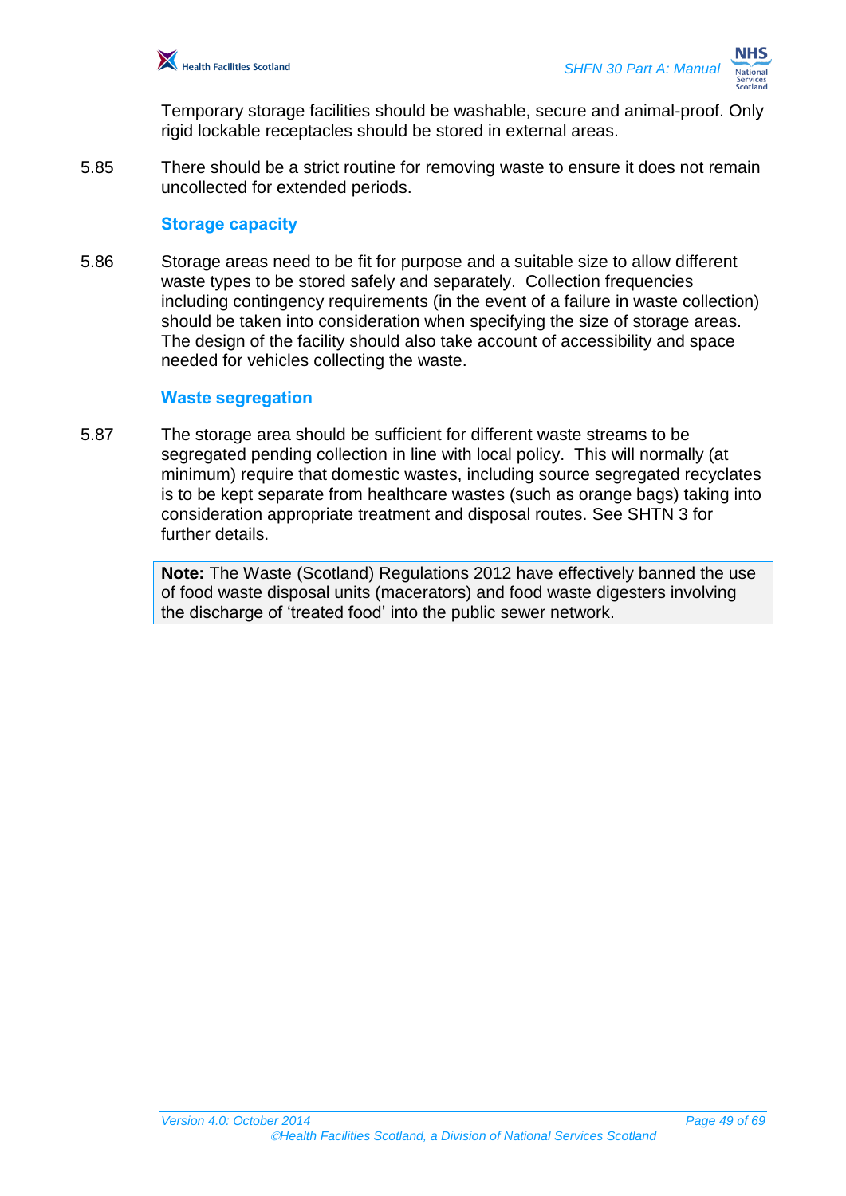Temporary storage facilities should be washable, secure and animal-proof. Only rigid lockable receptacles should be stored in external areas.

5.85 There should be a strict routine for removing waste to ensure it does not remain uncollected for extended periods.

### Storage capacity

5.86 Storage areas need to be fit for purpose and a suitable size to allow different waste types to be stored safely and separately. Collection frequencies including contingency requirements (in the event of a failure in waste collection) should be taken into consideration when specifying the size of storage areas. The design of the facility should also take account of accessibility and space needed for vehicles collecting the waste.

### Waste segregation

5.87 The storage area should be sufficient for different waste streams to be segregated pending collection in line with local policy. This will normally (at minimum) require that domestic wastes, including source segregated recyclates is to be kept separate from healthcare wastes (such as orange bags) taking into consideration appropriate treatment and disposal routes. See SHTN 3 for further details.

> **Note:** The Waste (Scotland) Regulations 2012 have effectively banned the use of food waste disposal units (macerators) and food waste digesters involving the discharge of 'treated food' into the public sewer network.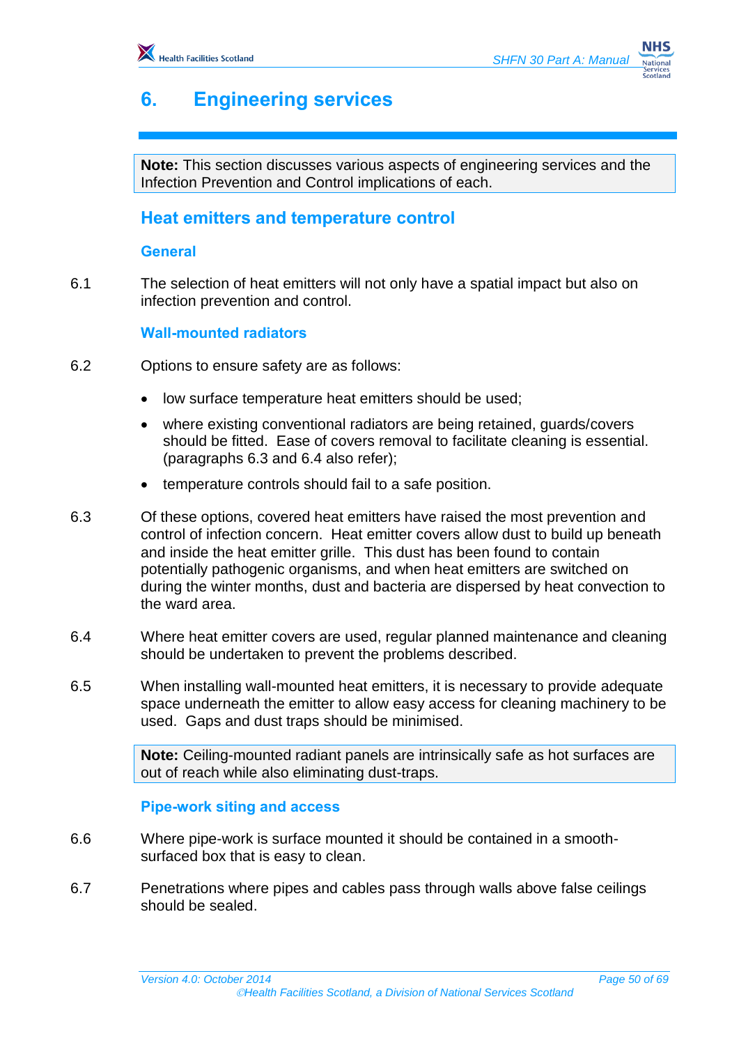# 6. Engineering services

> **Note:** This section discusses various aspects of engineering services and the Infection Prevention and Control implications of each.

## Heat emitters and temperature control

### General

6.1 The selection of heat emitters will not only have a spatial impact but also on infection prevention and control.

### Wall-mounted radiators

6.2 Options to ensure safety are as follows:

- low surface temperature heat emitters should be used;
- where existing conventional radiators are being retained, guards/covers should be fitted. Ease of covers removal to facilitate cleaning is essential. (paragraphs 6.3 and 6.4 also refer);
- temperature controls should fail to a safe position.

6.3 Of these options, covered heat emitters have raised the most prevention and control of infection concern. Heat emitter covers allow dust to build up beneath and inside the heat emitter grille. This dust has been found to contain potentially pathogenic organisms, and when heat emitters are switched on during the winter months, dust and bacteria are dispersed by heat convection to the ward area.

6.4 Where heat emitter covers are used, regular planned maintenance and cleaning should be undertaken to prevent the problems described.

6.5 When installing wall-mounted heat emitters, it is necessary to provide adequate space underneath the emitter to allow easy access for cleaning machinery to be used. Gaps and dust traps should be minimised.

> **Note:** Ceiling-mounted radiant panels are intrinsically safe as hot surfaces are out of reach while also eliminating dust-traps.

### Pipe-work siting and access

6.6 Where pipe-work is surface mounted it should be contained in a smooth-surfaced box that is easy to clean.

6.7 Penetrations where pipes and cables pass through walls above false ceilings should be sealed.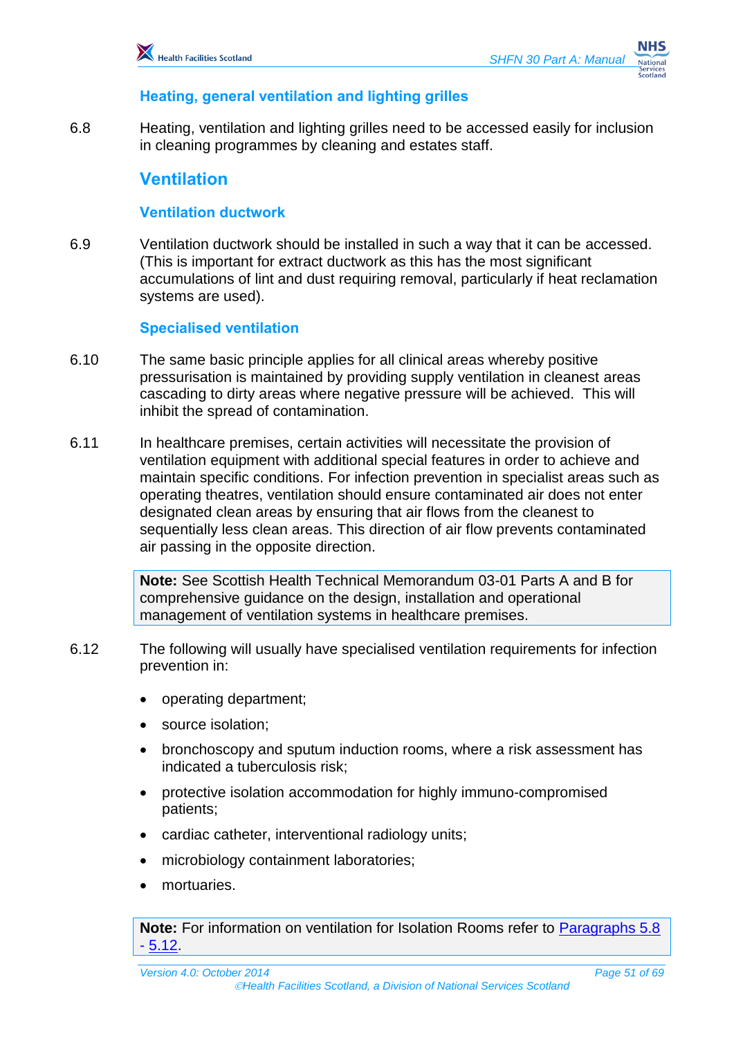### Heating, general ventilation and lighting grilles

6.8 Heating, ventilation and lighting grilles need to be accessed easily for inclusion in cleaning programmes by cleaning and estates staff.

## Ventilation

### Ventilation ductwork

6.9 Ventilation ductwork should be installed in such a way that it can be accessed. (This is important for extract ductwork as this has the most significant accumulations of lint and dust requiring removal, particularly if heat reclamation systems are used).

### Specialised ventilation

6.10 The same basic principle applies for all clinical areas whereby positive pressurisation is maintained by providing supply ventilation in cleanest areas cascading to dirty areas where negative pressure will be achieved. This will inhibit the spread of contamination.

6.11 In healthcare premises, certain activities will necessitate the provision of ventilation equipment with additional special features in order to achieve and maintain specific conditions. For infection prevention in specialist areas such as operating theatres, ventilation should ensure contaminated air does not enter designated clean areas by ensuring that air flows from the cleanest to sequentially less clean areas. This direction of air flow prevents contaminated air passing in the opposite direction.

> **Note:** See Scottish Health Technical Memorandum 03-01 Parts A and B for comprehensive guidance on the design, installation and operational management of ventilation systems in healthcare premises.

6.12 The following will usually have specialised ventilation requirements for infection prevention in:

- operating department;
- source isolation;
- bronchoscopy and sputum induction rooms, where a risk assessment has indicated a tuberculosis risk;
- protective isolation accommodation for highly immuno-compromised patients;
- cardiac catheter, interventional radiology units;
- microbiology containment laboratories;
- mortuaries.

> **Note:** For information on ventilation for Isolation Rooms refer to Paragraphs 5.8 - 5.12.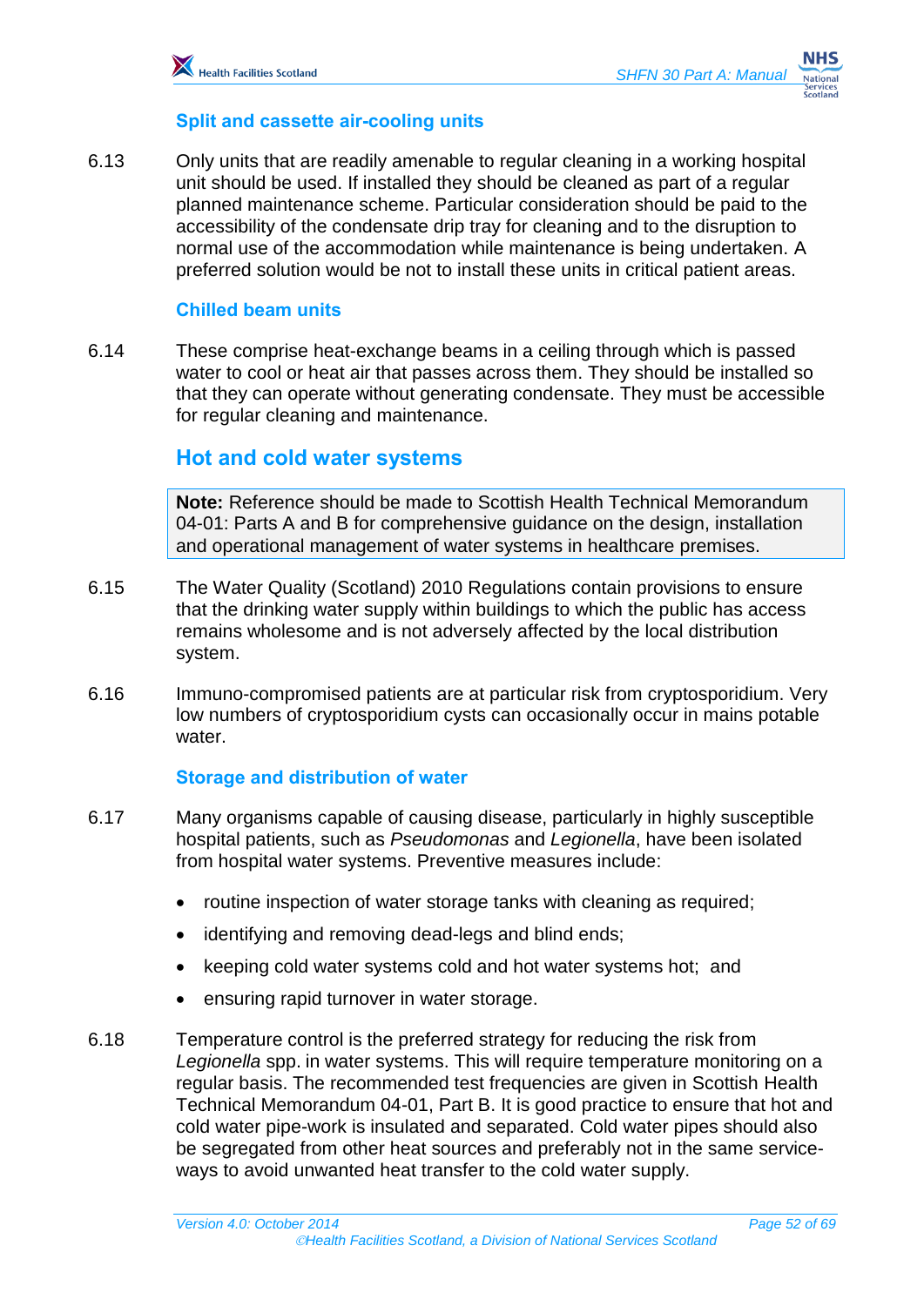### Split and cassette air-cooling units

6.13 Only units that are readily amenable to regular cleaning in a working hospital unit should be used. If installed they should be cleaned as part of a regular planned maintenance scheme. Particular consideration should be paid to the accessibility of the condensate drip tray for cleaning and to the disruption to normal use of the accommodation while maintenance is being undertaken. A preferred solution would be not to install these units in critical patient areas.

### Chilled beam units

6.14 These comprise heat-exchange beams in a ceiling through which is passed water to cool or heat air that passes across them. They should be installed so that they can operate without generating condensate. They must be accessible for regular cleaning and maintenance.

## Hot and cold water systems

> **Note:** Reference should be made to Scottish Health Technical Memorandum 04-01: Parts A and B for comprehensive guidance on the design, installation and operational management of water systems in healthcare premises.

6.15 The Water Quality (Scotland) 2010 Regulations contain provisions to ensure that the drinking water supply within buildings to which the public has access remains wholesome and is not adversely affected by the local distribution system.

6.16 Immuno-compromised patients are at particular risk from cryptosporidium. Very low numbers of cryptosporidium cysts can occasionally occur in mains potable water.

### Storage and distribution of water

6.17 Many organisms capable of causing disease, particularly in highly susceptible hospital patients, such as *Pseudomonas* and *Legionella*, have been isolated from hospital water systems. Preventive measures include:

- routine inspection of water storage tanks with cleaning as required;
- identifying and removing dead-legs and blind ends;
- keeping cold water systems cold and hot water systems hot; and
- ensuring rapid turnover in water storage.

6.18 Temperature control is the preferred strategy for reducing the risk from *Legionella* spp. in water systems. This will require temperature monitoring on a regular basis. The recommended test frequencies are given in Scottish Health Technical Memorandum 04-01, Part B. It is good practice to ensure that hot and cold water pipe-work is insulated and separated. Cold water pipes should also be segregated from other heat sources and preferably not in the same service-ways to avoid unwanted heat transfer to the cold water supply.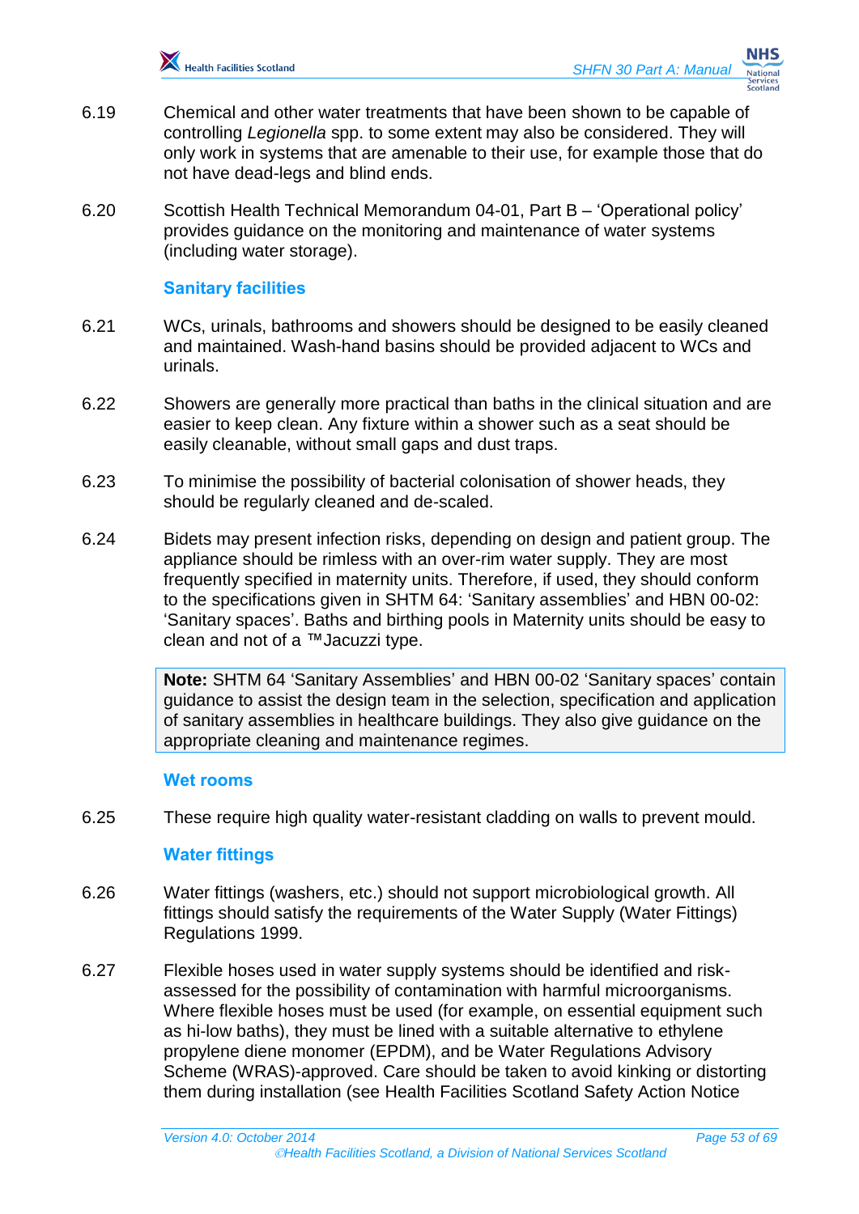6.19 Chemical and other water treatments that have been shown to be capable of controlling *Legionella* spp. to some extent may also be considered. They will only work in systems that are amenable to their use, for example those that do not have dead-legs and blind ends.

6.20 Scottish Health Technical Memorandum 04-01, Part B – 'Operational policy' provides guidance on the monitoring and maintenance of water systems (including water storage).

### Sanitary facilities

6.21 WCs, urinals, bathrooms and showers should be designed to be easily cleaned and maintained. Wash-hand basins should be provided adjacent to WCs and urinals.

6.22 Showers are generally more practical than baths in the clinical situation and are easier to keep clean. Any fixture within a shower such as a seat should be easily cleanable, without small gaps and dust traps.

6.23 To minimise the possibility of bacterial colonisation of shower heads, they should be regularly cleaned and de-scaled.

6.24 Bidets may present infection risks, depending on design and patient group. The appliance should be rimless with an over-rim water supply. They are most frequently specified in maternity units. Therefore, if used, they should conform to the specifications given in SHTM 64: 'Sanitary assemblies' and HBN 00-02: 'Sanitary spaces'. Baths and birthing pools in Maternity units should be easy to clean and not of a ™Jacuzzi type.

> **Note:** SHTM 64 'Sanitary Assemblies' and HBN 00-02 'Sanitary spaces' contain guidance to assist the design team in the selection, specification and application of sanitary assemblies in healthcare buildings. They also give guidance on the appropriate cleaning and maintenance regimes.

### Wet rooms

6.25 These require high quality water-resistant cladding on walls to prevent mould.

### Water fittings

6.26 Water fittings (washers, etc.) should not support microbiological growth. All fittings should satisfy the requirements of the Water Supply (Water Fittings) Regulations 1999.

6.27 Flexible hoses used in water supply systems should be identified and risk-assessed for the possibility of contamination with harmful microorganisms. Where flexible hoses must be used (for example, on essential equipment such as hi-low baths), they must be lined with a suitable alternative to ethylene propylene diene monomer (EPDM), and be Water Regulations Advisory Scheme (WRAS)-approved. Care should be taken to avoid kinking or distorting them during installation (see Health Facilities Scotland Safety Action Notice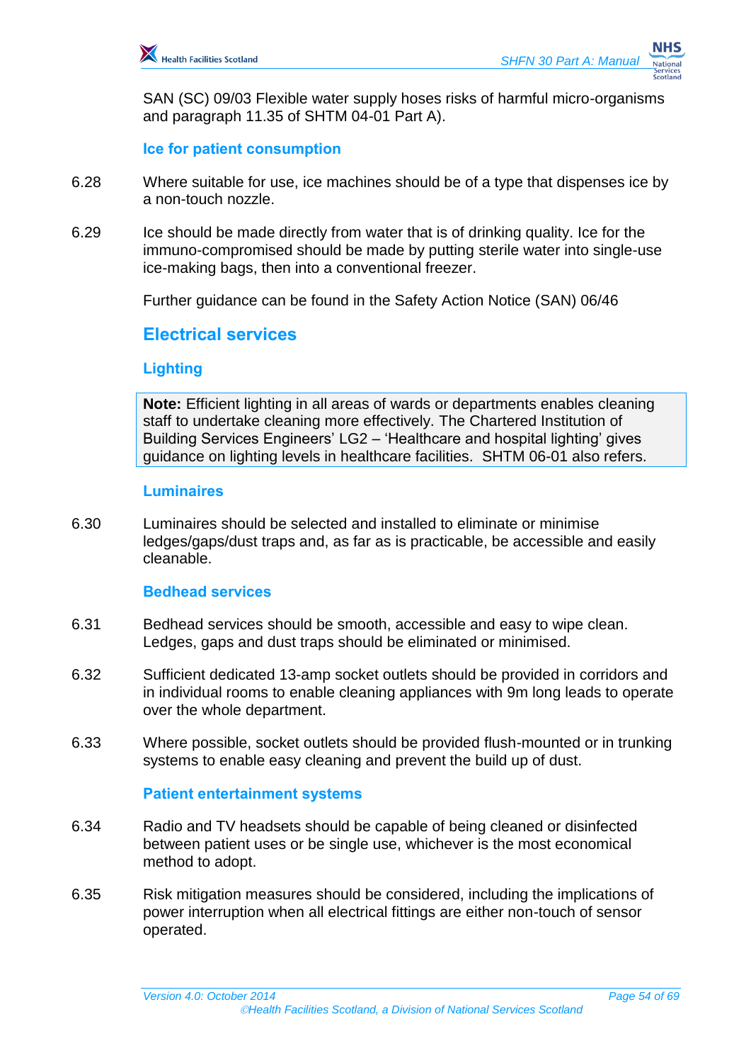SAN (SC) 09/03 Flexible water supply hoses risks of harmful micro-organisms and paragraph 11.35 of SHTM 04-01 Part A).

### Ice for patient consumption

6.28 Where suitable for use, ice machines should be of a type that dispenses ice by a non-touch nozzle.

6.29 Ice should be made directly from water that is of drinking quality. Ice for the immuno-compromised should be made by putting sterile water into single-use ice-making bags, then into a conventional freezer.

Further guidance can be found in the Safety Action Notice (SAN) 06/46

## Electrical services

### Lighting

> **Note:** Efficient lighting in all areas of wards or departments enables cleaning staff to undertake cleaning more effectively. The Chartered Institution of Building Services Engineers' LG2 – 'Healthcare and hospital lighting' gives guidance on lighting levels in healthcare facilities. SHTM 06-01 also refers.

### Luminaires

6.30 Luminaires should be selected and installed to eliminate or minimise ledges/gaps/dust traps and, as far as is practicable, be accessible and easily cleanable.

### Bedhead services

6.31 Bedhead services should be smooth, accessible and easy to wipe clean. Ledges, gaps and dust traps should be eliminated or minimised.

6.32 Sufficient dedicated 13-amp socket outlets should be provided in corridors and in individual rooms to enable cleaning appliances with 9m long leads to operate over the whole department.

6.33 Where possible, socket outlets should be provided flush-mounted or in trunking systems to enable easy cleaning and prevent the build up of dust.

### Patient entertainment systems

6.34 Radio and TV headsets should be capable of being cleaned or disinfected between patient uses or be single use, whichever is the most economical method to adopt.

6.35 Risk mitigation measures should be considered, including the implications of power interruption when all electrical fittings are either non-touch of sensor operated.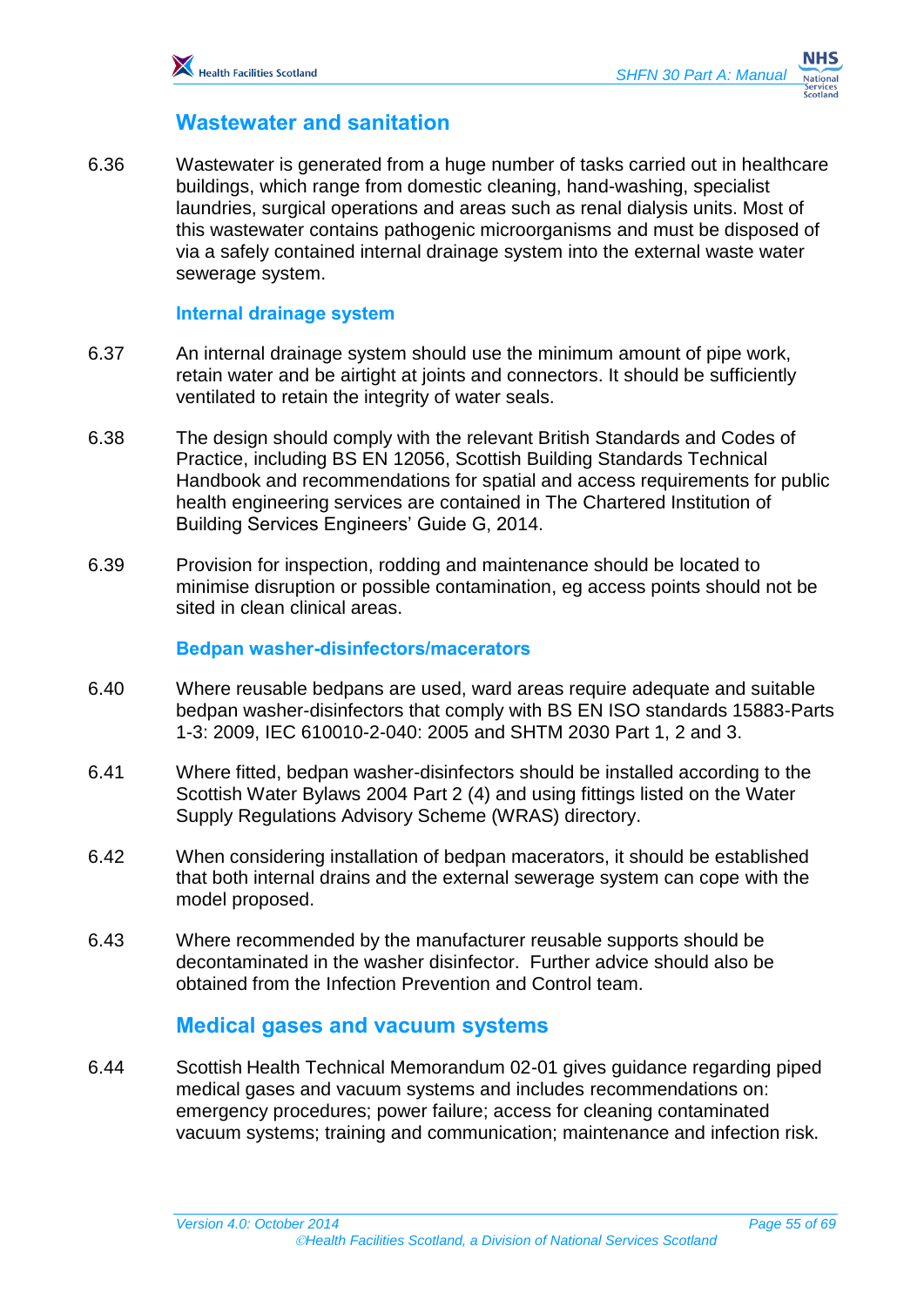## Wastewater and sanitation

6.36 Wastewater is generated from a huge number of tasks carried out in healthcare buildings, which range from domestic cleaning, hand-washing, specialist laundries, surgical operations and areas such as renal dialysis units. Most of this wastewater contains pathogenic microorganisms and must be disposed of via a safely contained internal drainage system into the external waste water sewerage system.

### Internal drainage system

6.37 An internal drainage system should use the minimum amount of pipe work, retain water and be airtight at joints and connectors. It should be sufficiently ventilated to retain the integrity of water seals.

6.38 The design should comply with the relevant British Standards and Codes of Practice, including BS EN 12056, Scottish Building Standards Technical Handbook and recommendations for spatial and access requirements for public health engineering services are contained in The Chartered Institution of Building Services Engineers' Guide G, 2014.

6.39 Provision for inspection, rodding and maintenance should be located to minimise disruption or possible contamination, eg access points should not be sited in clean clinical areas.

### Bedpan washer-disinfectors/macerators

6.40 Where reusable bedpans are used, ward areas require adequate and suitable bedpan washer-disinfectors that comply with BS EN ISO standards 15883-Parts 1-3: 2009, IEC 610010-2-040: 2005 and SHTM 2030 Part 1, 2 and 3.

6.41 Where fitted, bedpan washer-disinfectors should be installed according to the Scottish Water Bylaws 2004 Part 2 (4) and using fittings listed on the Water Supply Regulations Advisory Scheme (WRAS) directory.

6.42 When considering installation of bedpan macerators, it should be established that both internal drains and the external sewerage system can cope with the model proposed.

6.43 Where recommended by the manufacturer reusable supports should be decontaminated in the washer disinfector. Further advice should also be obtained from the Infection Prevention and Control team.

## Medical gases and vacuum systems

6.44 Scottish Health Technical Memorandum 02-01 gives guidance regarding piped medical gases and vacuum systems and includes recommendations on: emergency procedures; power failure; access for cleaning contaminated vacuum systems; training and communication; maintenance and infection risk.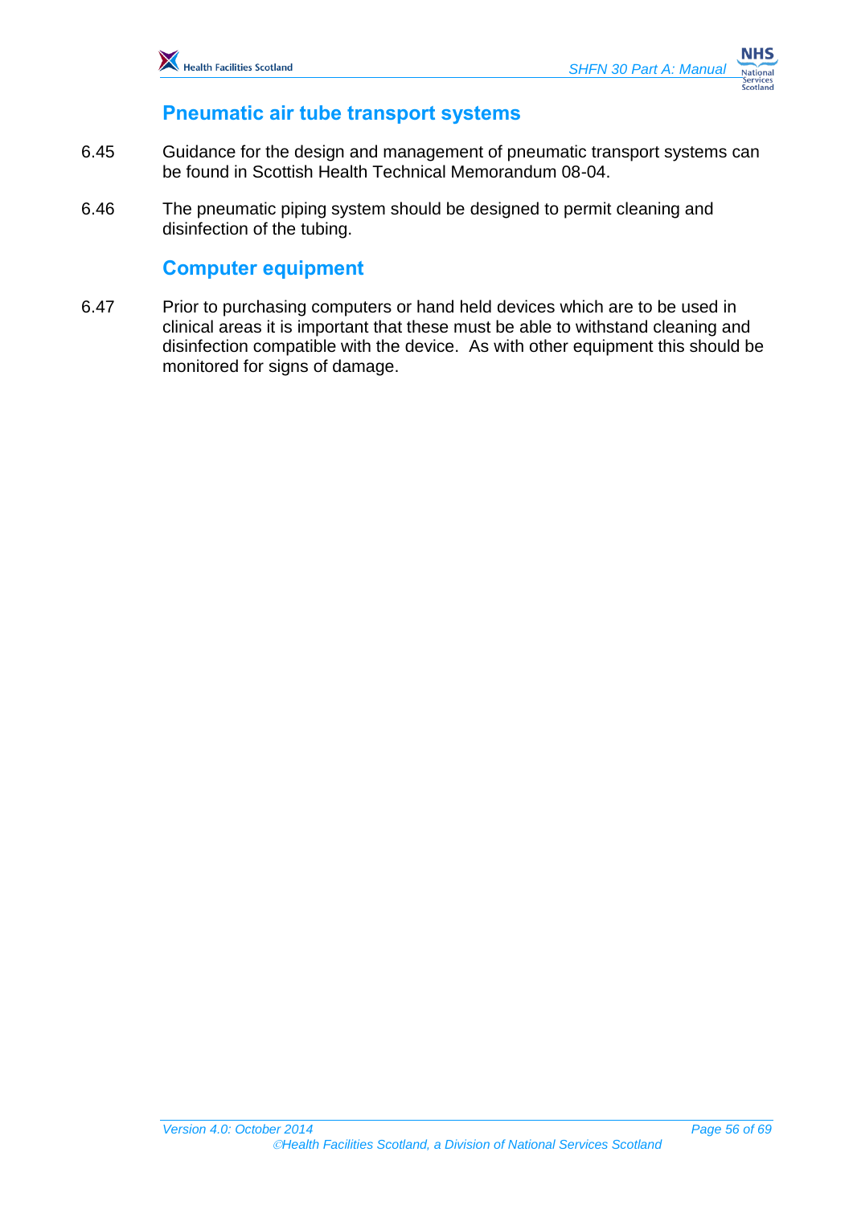## Pneumatic air tube transport systems

6.45 Guidance for the design and management of pneumatic transport systems can be found in Scottish Health Technical Memorandum 08-04.

6.46 The pneumatic piping system should be designed to permit cleaning and disinfection of the tubing.

## Computer equipment

6.47 Prior to purchasing computers or hand held devices which are to be used in clinical areas it is important that these must be able to withstand cleaning and disinfection compatible with the device. As with other equipment this should be monitored for signs of damage.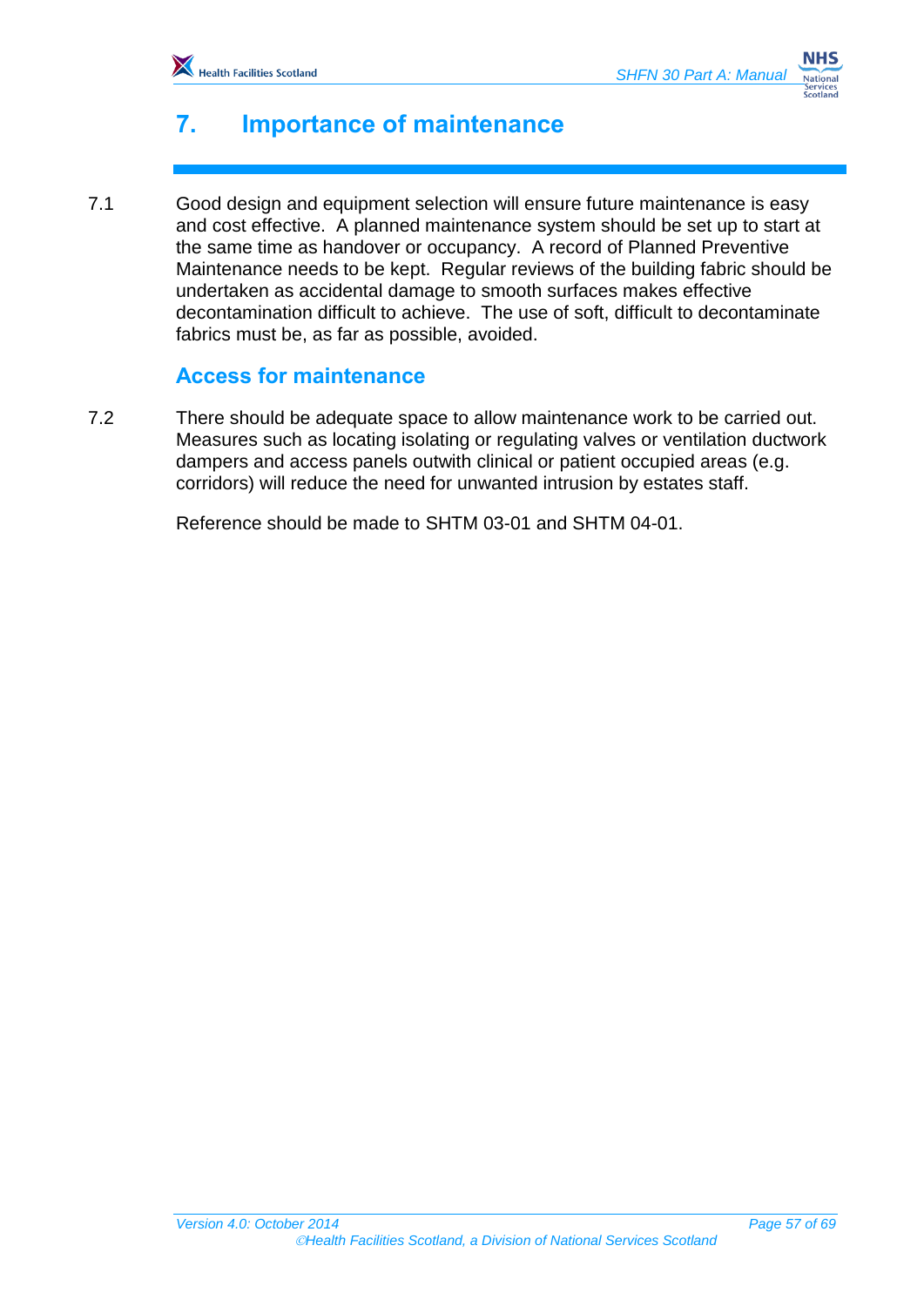# 7. Importance of maintenance

7.1 Good design and equipment selection will ensure future maintenance is easy and cost effective. A planned maintenance system should be set up to start at the same time as handover or occupancy. A record of Planned Preventive Maintenance needs to be kept. Regular reviews of the building fabric should be undertaken as accidental damage to smooth surfaces makes effective decontamination difficult to achieve. The use of soft, difficult to decontaminate fabrics must be, as far as possible, avoided.

## Access for maintenance

7.2 There should be adequate space to allow maintenance work to be carried out. Measures such as locating isolating or regulating valves or ventilation ductwork dampers and access panels outwith clinical or patient occupied areas (e.g. corridors) will reduce the need for unwanted intrusion by estates staff.

Reference should be made to SHTM 03-01 and SHTM 04-01.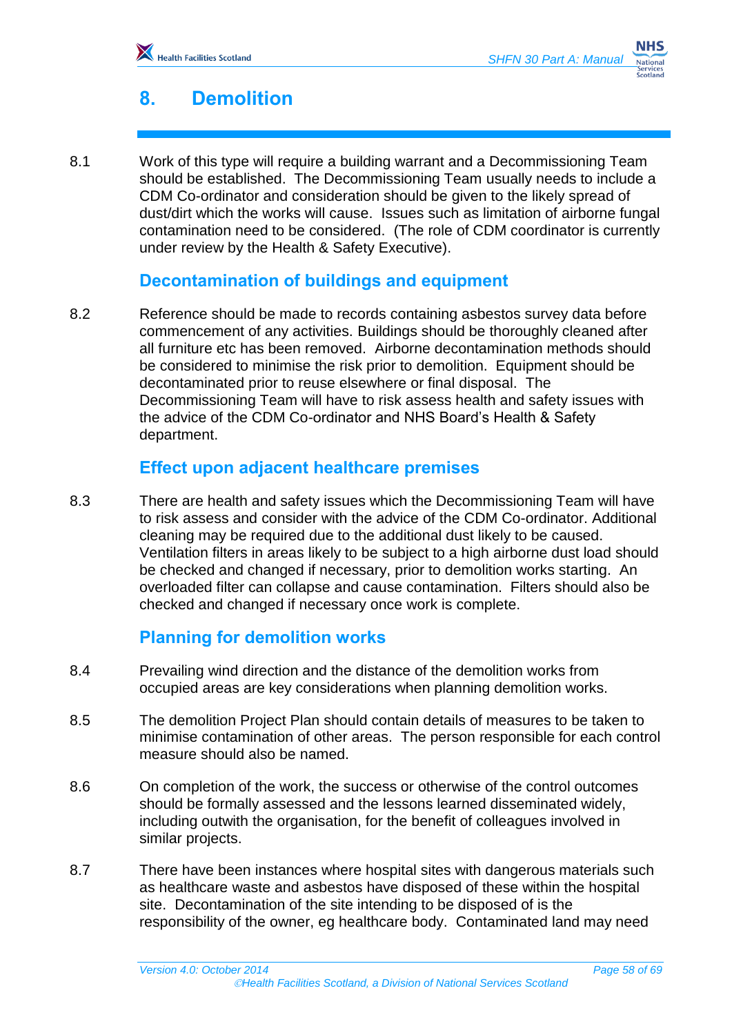# 8. Demolition

8.1 Work of this type will require a building warrant and a Decommissioning Team should be established. The Decommissioning Team usually needs to include a CDM Co-ordinator and consideration should be given to the likely spread of dust/dirt which the works will cause. Issues such as limitation of airborne fungal contamination need to be considered. (The role of CDM coordinator is currently under review by the Health & Safety Executive).

## Decontamination of buildings and equipment

8.2 Reference should be made to records containing asbestos survey data before commencement of any activities. Buildings should be thoroughly cleaned after all furniture etc has been removed. Airborne decontamination methods should be considered to minimise the risk prior to demolition. Equipment should be decontaminated prior to reuse elsewhere or final disposal. The Decommissioning Team will have to risk assess health and safety issues with the advice of the CDM Co-ordinator and NHS Board's Health & Safety department.

## Effect upon adjacent healthcare premises

8.3 There are health and safety issues which the Decommissioning Team will have to risk assess and consider with the advice of the CDM Co-ordinator. Additional cleaning may be required due to the additional dust likely to be caused. Ventilation filters in areas likely to be subject to a high airborne dust load should be checked and changed if necessary, prior to demolition works starting. An overloaded filter can collapse and cause contamination. Filters should also be checked and changed if necessary once work is complete.

## Planning for demolition works

8.4 Prevailing wind direction and the distance of the demolition works from occupied areas are key considerations when planning demolition works.

8.5 The demolition Project Plan should contain details of measures to be taken to minimise contamination of other areas. The person responsible for each control measure should also be named.

8.6 On completion of the work, the success or otherwise of the control outcomes should be formally assessed and the lessons learned disseminated widely, including outwith the organisation, for the benefit of colleagues involved in similar projects.

8.7 There have been instances where hospital sites with dangerous materials such as healthcare waste and asbestos have disposed of these within the hospital site. Decontamination of the site intending to be disposed of is the responsibility of the owner, eg healthcare body. Contaminated land may need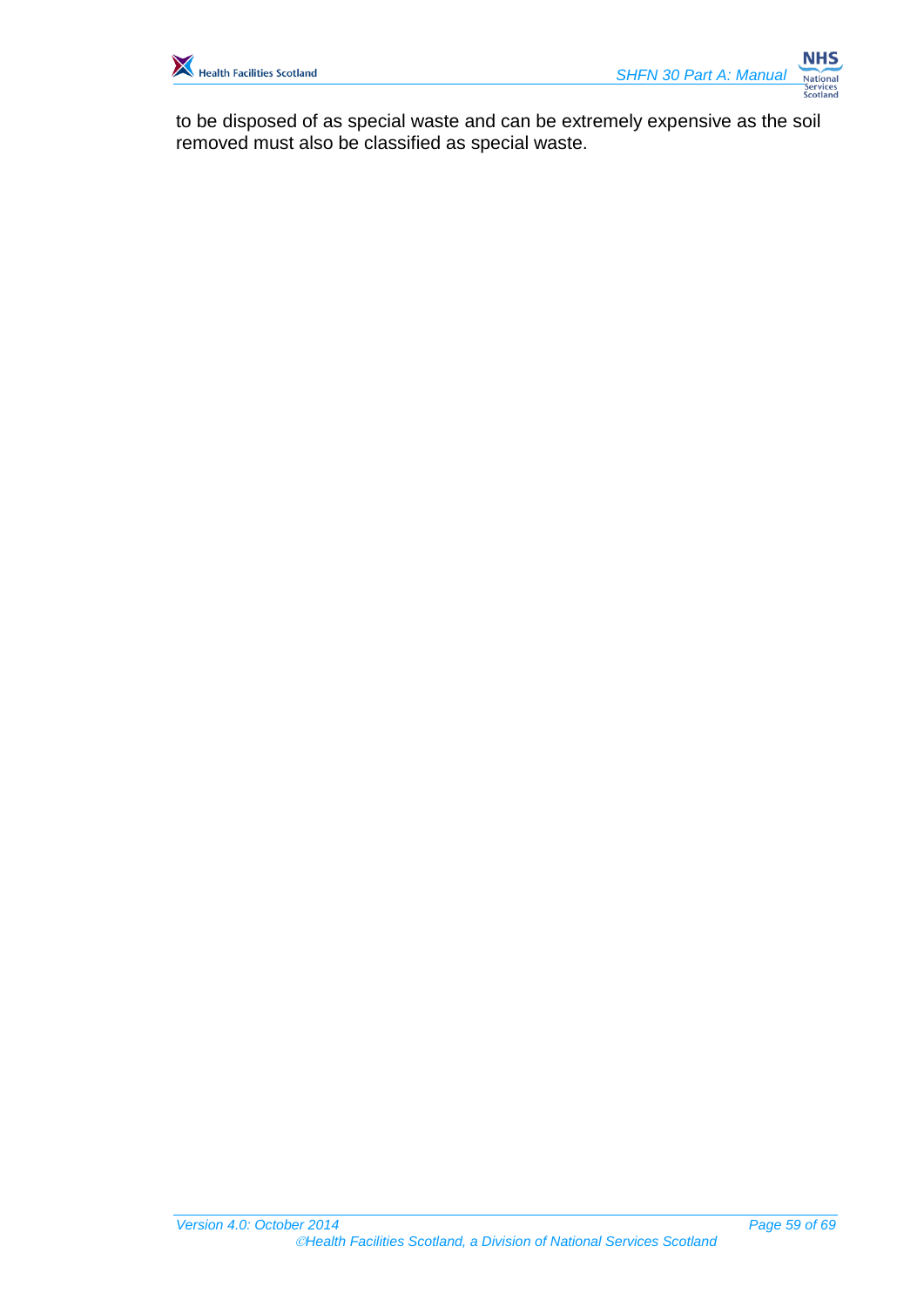to be disposed of as special waste and can be extremely expensive as the soil removed must also be classified as special waste.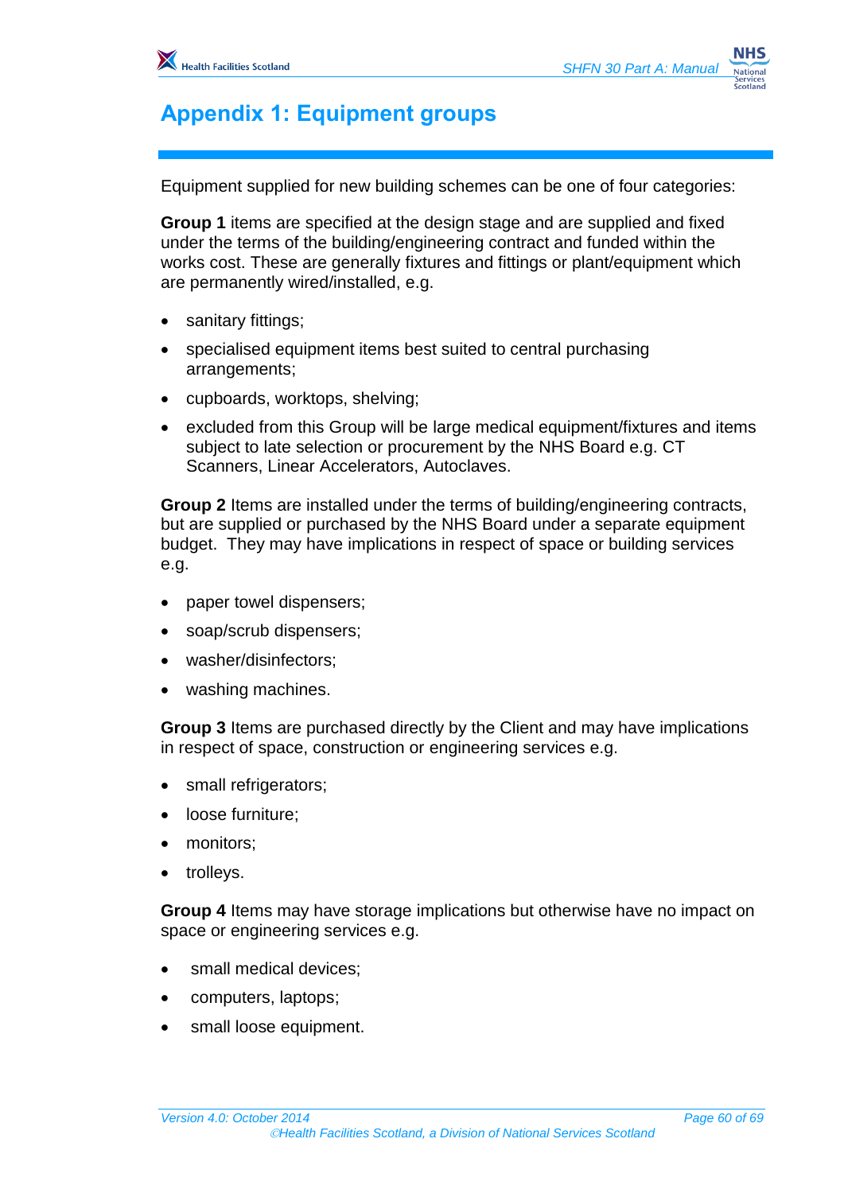# Appendix 1: Equipment groups

Equipment supplied for new building schemes can be one of four categories:

**Group 1** items are specified at the design stage and are supplied and fixed under the terms of the building/engineering contract and funded within the works cost. These are generally fixtures and fittings or plant/equipment which are permanently wired/installed, e.g.

- sanitary fittings;
- specialised equipment items best suited to central purchasing arrangements;
- cupboards, worktops, shelving;
- excluded from this Group will be large medical equipment/fixtures and items subject to late selection or procurement by the NHS Board e.g. CT Scanners, Linear Accelerators, Autoclaves.

**Group 2** Items are installed under the terms of building/engineering contracts, but are supplied or purchased by the NHS Board under a separate equipment budget. They may have implications in respect of space or building services e.g.

- paper towel dispensers;
- soap/scrub dispensers;
- washer/disinfectors;
- washing machines.

**Group 3** Items are purchased directly by the Client and may have implications in respect of space, construction or engineering services e.g.

- small refrigerators;
- loose furniture;
- monitors;
- trolleys.

**Group 4** Items may have storage implications but otherwise have no impact on space or engineering services e.g.

- small medical devices;
- computers, laptops;
- small loose equipment.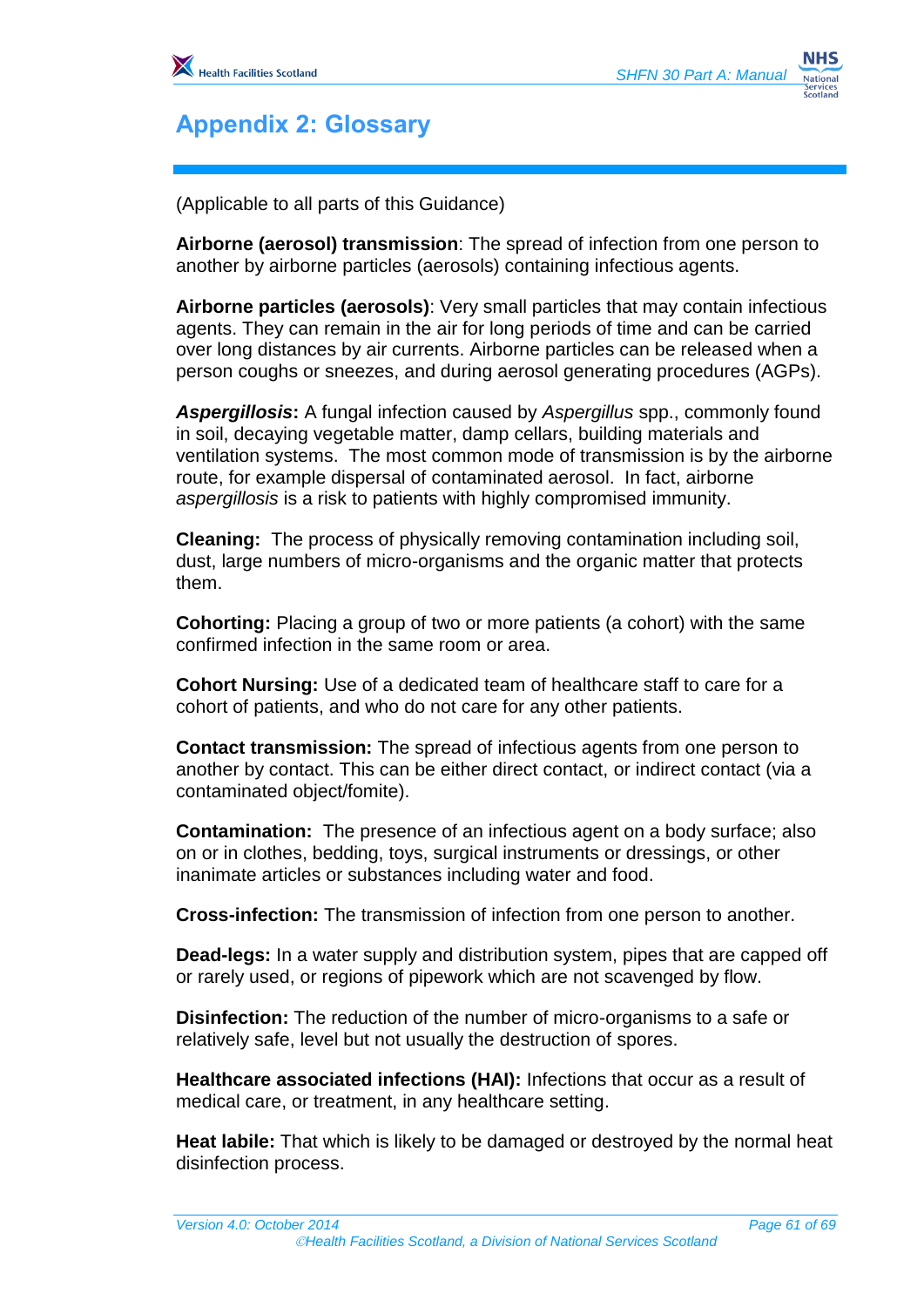# Appendix 2: Glossary

(Applicable to all parts of this Guidance)

**Airborne (aerosol) transmission**: The spread of infection from one person to another by airborne particles (aerosols) containing infectious agents.

**Airborne particles (aerosols)**: Very small particles that may contain infectious agents. They can remain in the air for long periods of time and can be carried over long distances by air currents. Airborne particles can be released when a person coughs or sneezes, and during aerosol generating procedures (AGPs).

***Aspergillosis*****:** A fungal infection caused by *Aspergillus* spp., commonly found in soil, decaying vegetable matter, damp cellars, building materials and ventilation systems. The most common mode of transmission is by the airborne route, for example dispersal of contaminated aerosol. In fact, airborne *aspergillosis* is a risk to patients with highly compromised immunity.

**Cleaning:** The process of physically removing contamination including soil, dust, large numbers of micro-organisms and the organic matter that protects them.

**Cohorting:** Placing a group of two or more patients (a cohort) with the same confirmed infection in the same room or area.

**Cohort Nursing:** Use of a dedicated team of healthcare staff to care for a cohort of patients, and who do not care for any other patients.

**Contact transmission:** The spread of infectious agents from one person to another by contact. This can be either direct contact, or indirect contact (via a contaminated object/fomite).

**Contamination:** The presence of an infectious agent on a body surface; also on or in clothes, bedding, toys, surgical instruments or dressings, or other inanimate articles or substances including water and food.

**Cross-infection:** The transmission of infection from one person to another.

**Dead-legs:** In a water supply and distribution system, pipes that are capped off or rarely used, or regions of pipework which are not scavenged by flow.

**Disinfection:** The reduction of the number of micro-organisms to a safe or relatively safe, level but not usually the destruction of spores.

**Healthcare associated infections (HAI):** Infections that occur as a result of medical care, or treatment, in any healthcare setting.

**Heat labile:** That which is likely to be damaged or destroyed by the normal heat disinfection process.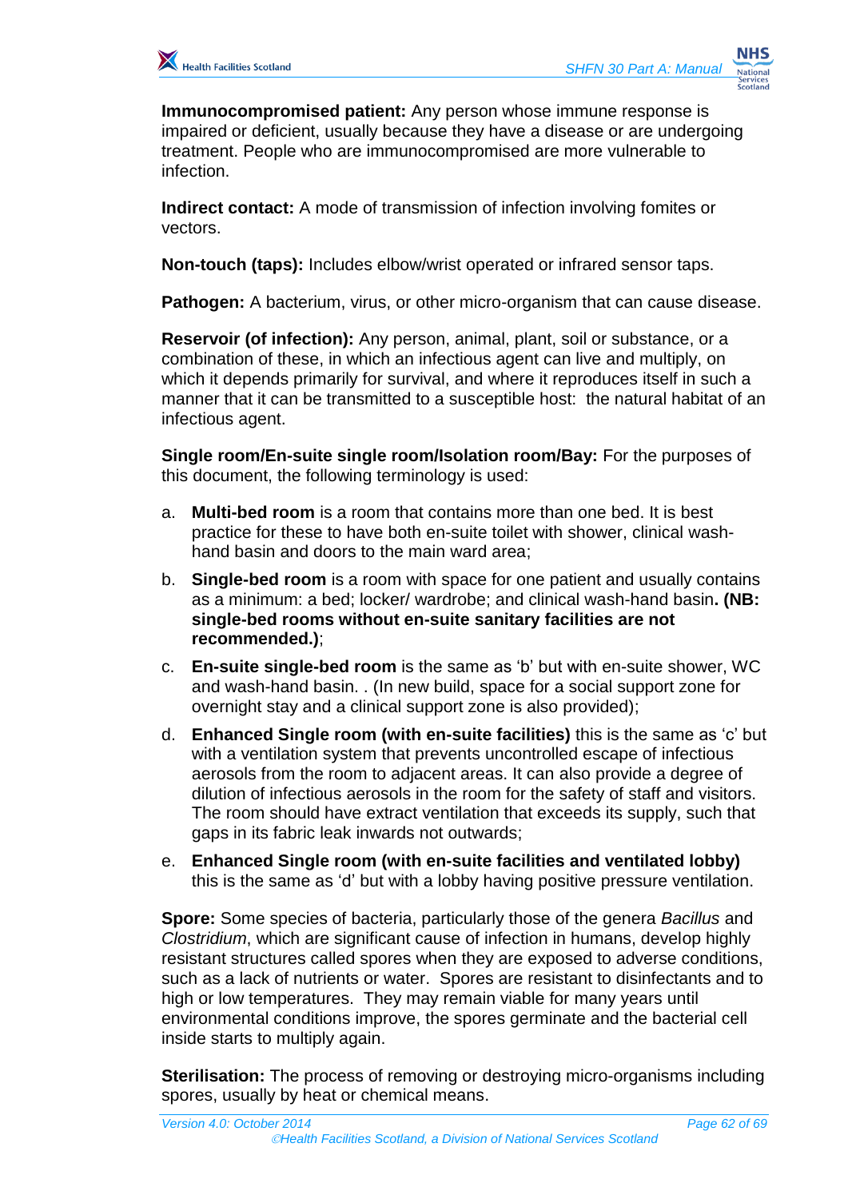**Immunocompromised patient:** Any person whose immune response is impaired or deficient, usually because they have a disease or are undergoing treatment. People who are immunocompromised are more vulnerable to infection.

**Indirect contact:** A mode of transmission of infection involving fomites or vectors.

**Non-touch (taps):** Includes elbow/wrist operated or infrared sensor taps.

**Pathogen:** A bacterium, virus, or other micro-organism that can cause disease.

**Reservoir (of infection):** Any person, animal, plant, soil or substance, or a combination of these, in which an infectious agent can live and multiply, on which it depends primarily for survival, and where it reproduces itself in such a manner that it can be transmitted to a susceptible host: the natural habitat of an infectious agent.

**Single room/En-suite single room/Isolation room/Bay:** For the purposes of this document, the following terminology is used:

a. **Multi-bed room** is a room that contains more than one bed. It is best practice for these to have both en-suite toilet with shower, clinical wash-hand basin and doors to the main ward area;

b. **Single-bed room** is a room with space for one patient and usually contains as a minimum: a bed; locker/ wardrobe; and clinical wash-hand basin**. (NB: single-bed rooms without en-suite sanitary facilities are not recommended.)**;

c. **En-suite single-bed room** is the same as 'b' but with en-suite shower, WC and wash-hand basin. . (In new build, space for a social support zone for overnight stay and a clinical support zone is also provided);

d. **Enhanced Single room (with en-suite facilities)** this is the same as 'c' but with a ventilation system that prevents uncontrolled escape of infectious aerosols from the room to adjacent areas. It can also provide a degree of dilution of infectious aerosols in the room for the safety of staff and visitors. The room should have extract ventilation that exceeds its supply, such that gaps in its fabric leak inwards not outwards;

e. **Enhanced Single room (with en-suite facilities and ventilated lobby)** this is the same as 'd' but with a lobby having positive pressure ventilation.

**Spore:** Some species of bacteria, particularly those of the genera *Bacillus* and *Clostridium*, which are significant cause of infection in humans, develop highly resistant structures called spores when they are exposed to adverse conditions, such as a lack of nutrients or water. Spores are resistant to disinfectants and to high or low temperatures. They may remain viable for many years until environmental conditions improve, the spores germinate and the bacterial cell inside starts to multiply again.

**Sterilisation:** The process of removing or destroying micro-organisms including spores, usually by heat or chemical means.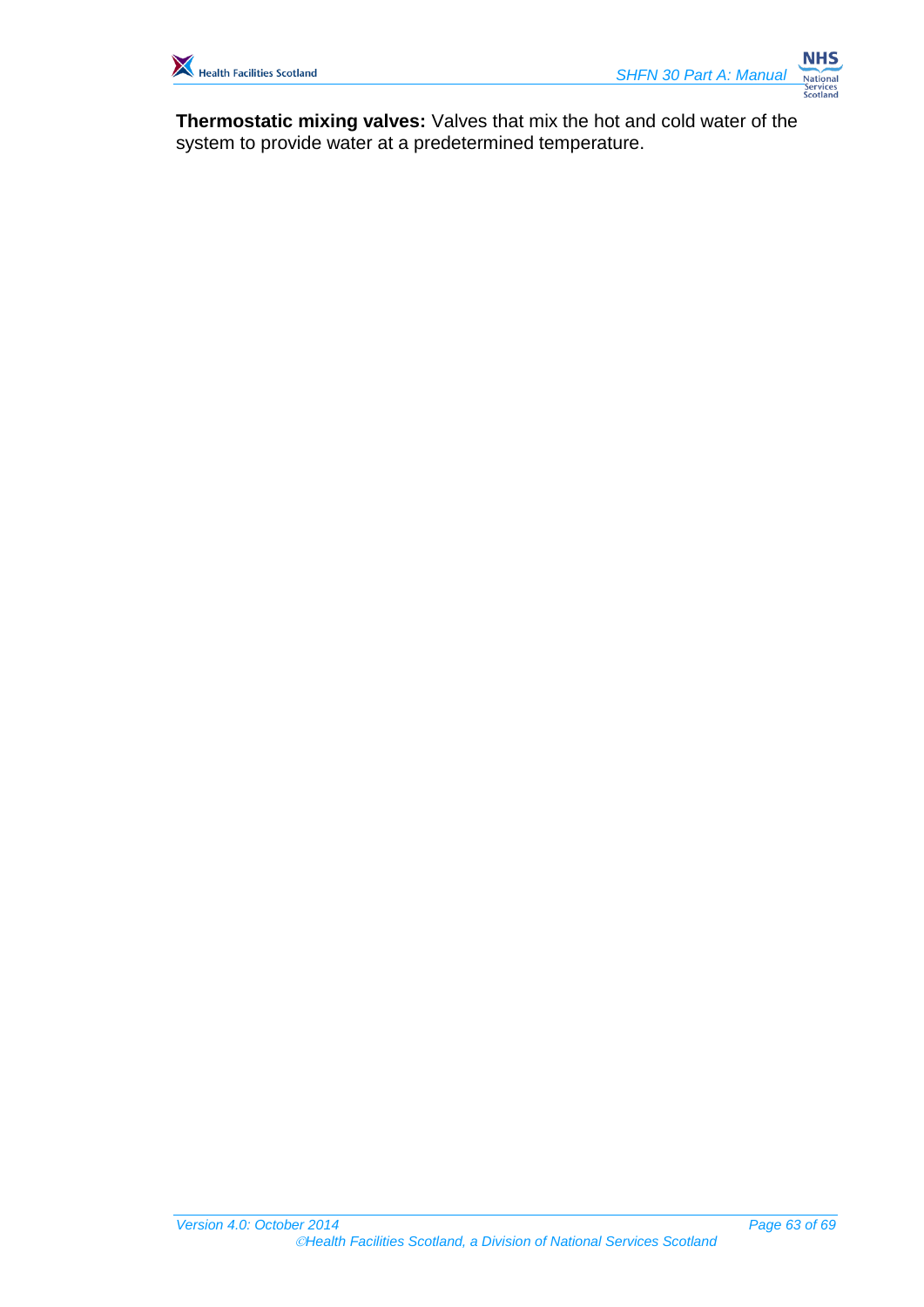**Thermostatic mixing valves:** Valves that mix the hot and cold water of the system to provide water at a predetermined temperature.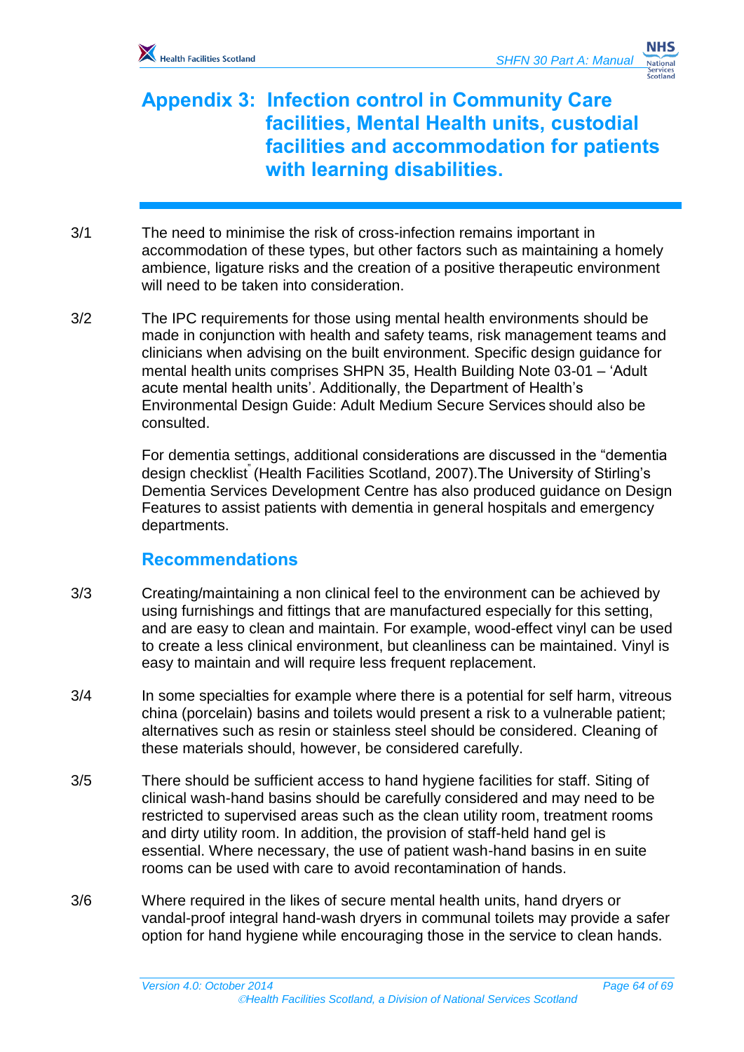# Appendix 3: Infection control in Community Care facilities, Mental Health units, custodial facilities and accommodation for patients with learning disabilities.

3/1 The need to minimise the risk of cross-infection remains important in accommodation of these types, but other factors such as maintaining a homely ambience, ligature risks and the creation of a positive therapeutic environment will need to be taken into consideration.

3/2 The IPC requirements for those using mental health environments should be made in conjunction with health and safety teams, risk management teams and clinicians when advising on the built environment. Specific design guidance for mental health units comprises SHPN 35, Health Building Note 03-01 – 'Adult acute mental health units'. Additionally, the Department of Health's Environmental Design Guide: Adult Medium Secure Services should also be consulted.

For dementia settings, additional considerations are discussed in the "dementia design checklist" (Health Facilities Scotland, 2007).The University of Stirling's Dementia Services Development Centre has also produced guidance on Design Features to assist patients with dementia in general hospitals and emergency departments.

## Recommendations

3/3 Creating/maintaining a non clinical feel to the environment can be achieved by using furnishings and fittings that are manufactured especially for this setting, and are easy to clean and maintain. For example, wood-effect vinyl can be used to create a less clinical environment, but cleanliness can be maintained. Vinyl is easy to maintain and will require less frequent replacement.

3/4 In some specialties for example where there is a potential for self harm, vitreous china (porcelain) basins and toilets would present a risk to a vulnerable patient; alternatives such as resin or stainless steel should be considered. Cleaning of these materials should, however, be considered carefully.

3/5 There should be sufficient access to hand hygiene facilities for staff. Siting of clinical wash-hand basins should be carefully considered and may need to be restricted to supervised areas such as the clean utility room, treatment rooms and dirty utility room. In addition, the provision of staff-held hand gel is essential. Where necessary, the use of patient wash-hand basins in en suite rooms can be used with care to avoid recontamination of hands.

3/6 Where required in the likes of secure mental health units, hand dryers or vandal-proof integral hand-wash dryers in communal toilets may provide a safer option for hand hygiene while encouraging those in the service to clean hands.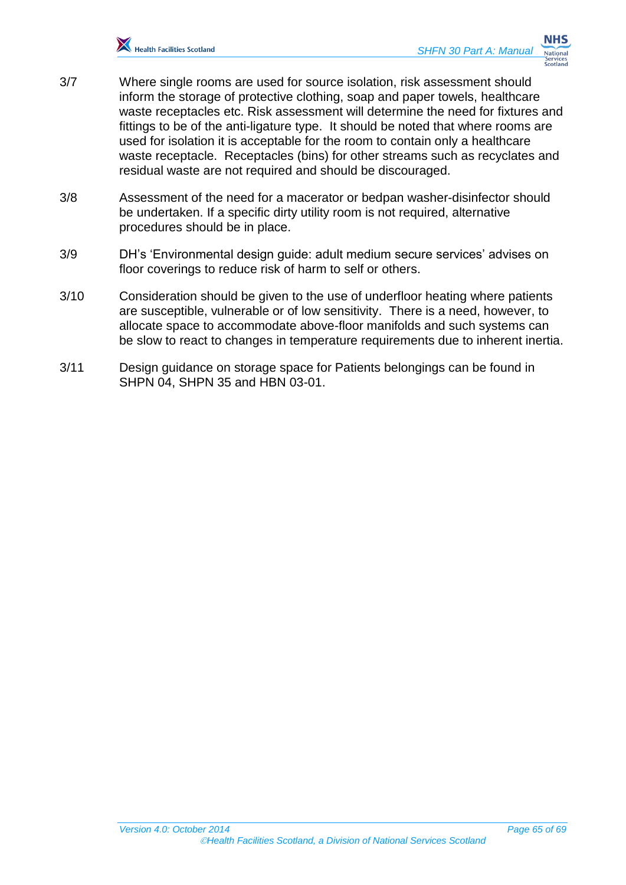3/7 Where single rooms are used for source isolation, risk assessment should inform the storage of protective clothing, soap and paper towels, healthcare waste receptacles etc. Risk assessment will determine the need for fixtures and fittings to be of the anti-ligature type. It should be noted that where rooms are used for isolation it is acceptable for the room to contain only a healthcare waste receptacle. Receptacles (bins) for other streams such as recyclates and residual waste are not required and should be discouraged.

3/8 Assessment of the need for a macerator or bedpan washer-disinfector should be undertaken. If a specific dirty utility room is not required, alternative procedures should be in place.

3/9 DH's 'Environmental design guide: adult medium secure services' advises on floor coverings to reduce risk of harm to self or others.

3/10 Consideration should be given to the use of underfloor heating where patients are susceptible, vulnerable or of low sensitivity. There is a need, however, to allocate space to accommodate above-floor manifolds and such systems can be slow to react to changes in temperature requirements due to inherent inertia.

3/11 Design guidance on storage space for Patients belongings can be found in SHPN 04, SHPN 35 and HBN 03-01.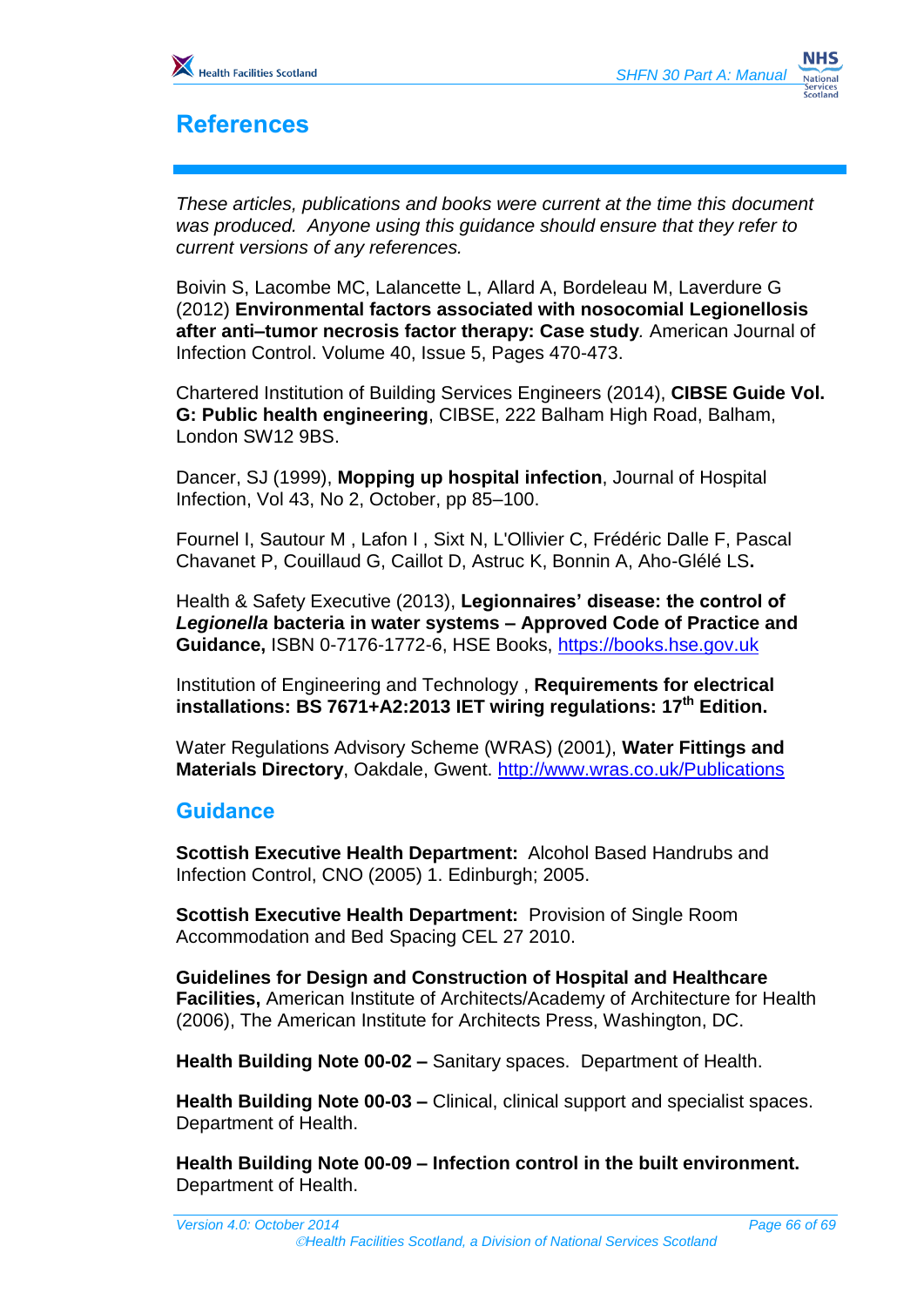# References

*These articles, publications and books were current at the time this document was produced. Anyone using this guidance should ensure that they refer to current versions of any references.*

Boivin S, Lacombe MC, Lalancette L, Allard A, Bordeleau M, Laverdure G (2012) **Environmental factors associated with nosocomial Legionellosis after anti–tumor necrosis factor therapy: Case study***.* American Journal of Infection Control. Volume 40, Issue 5, Pages 470-473.

Chartered Institution of Building Services Engineers (2014), **CIBSE Guide Vol. G: Public health engineering**, CIBSE, 222 Balham High Road, Balham, London SW12 9BS.

Dancer, SJ (1999), **Mopping up hospital infection**, Journal of Hospital Infection, Vol 43, No 2, October, pp 85–100.

Fournel I, Sautour M , Lafon I , Sixt N, L'Ollivier C, Frédéric Dalle F, Pascal Chavanet P, Couillaud G, Caillot D, Astruc K, Bonnin A, Aho-Glélé LS**.**

Health & Safety Executive (2013), **Legionnaires' disease: the control of *Legionella* bacteria in water systems – Approved Code of Practice and Guidance,** ISBN 0-7176-1772-6, HSE Books, https://books.hse.gov.uk

Institution of Engineering and Technology , **Requirements for electrical installations: BS 7671+A2:2013 IET wiring regulations: 17th Edition.**

Water Regulations Advisory Scheme (WRAS) (2001), **Water Fittings and Materials Directory**, Oakdale, Gwent. http://www.wras.co.uk/Publications

## Guidance

**Scottish Executive Health Department:** Alcohol Based Handrubs and Infection Control, CNO (2005) 1. Edinburgh; 2005.

**Scottish Executive Health Department:** Provision of Single Room Accommodation and Bed Spacing CEL 27 2010.

**Guidelines for Design and Construction of Hospital and Healthcare Facilities,** American Institute of Architects/Academy of Architecture for Health (2006), The American Institute for Architects Press, Washington, DC.

**Health Building Note 00-02 –** Sanitary spaces. Department of Health.

**Health Building Note 00-03 –** Clinical, clinical support and specialist spaces. Department of Health.

**Health Building Note 00-09 – Infection control in the built environment.** Department of Health.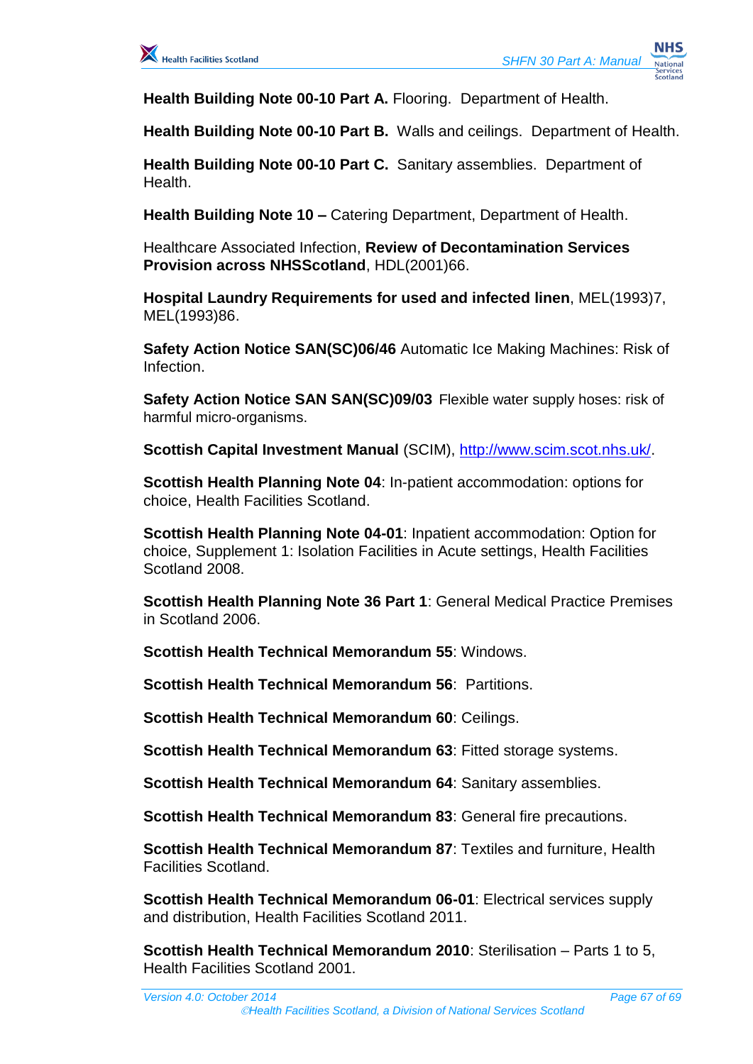**Health Building Note 00-10 Part A.** Flooring. Department of Health.

**Health Building Note 00-10 Part B.** Walls and ceilings. Department of Health.

**Health Building Note 00-10 Part C.** Sanitary assemblies. Department of Health.

**Health Building Note 10 –** Catering Department, Department of Health.

Healthcare Associated Infection, **Review of Decontamination Services Provision across NHSScotland**, HDL(2001)66.

**Hospital Laundry Requirements for used and infected linen**, MEL(1993)7, MEL(1993)86.

**Safety Action Notice SAN(SC)06/46** Automatic Ice Making Machines: Risk of Infection.

**Safety Action Notice SAN SAN(SC)09/03** Flexible water supply hoses: risk of harmful micro-organisms.

**Scottish Capital Investment Manual** (SCIM), http://www.scim.scot.nhs.uk/.

**Scottish Health Planning Note 04**: In-patient accommodation: options for choice, Health Facilities Scotland.

**Scottish Health Planning Note 04-01**: Inpatient accommodation: Option for choice, Supplement 1: Isolation Facilities in Acute settings, Health Facilities Scotland 2008.

**Scottish Health Planning Note 36 Part 1**: General Medical Practice Premises in Scotland 2006.

**Scottish Health Technical Memorandum 55**: Windows.

**Scottish Health Technical Memorandum 56**: Partitions.

**Scottish Health Technical Memorandum 60**: Ceilings.

**Scottish Health Technical Memorandum 63**: Fitted storage systems.

**Scottish Health Technical Memorandum 64**: Sanitary assemblies.

**Scottish Health Technical Memorandum 83**: General fire precautions.

**Scottish Health Technical Memorandum 87**: Textiles and furniture, Health Facilities Scotland.

**Scottish Health Technical Memorandum 06-01**: Electrical services supply and distribution, Health Facilities Scotland 2011.

**Scottish Health Technical Memorandum 2010**: Sterilisation – Parts 1 to 5, Health Facilities Scotland 2001.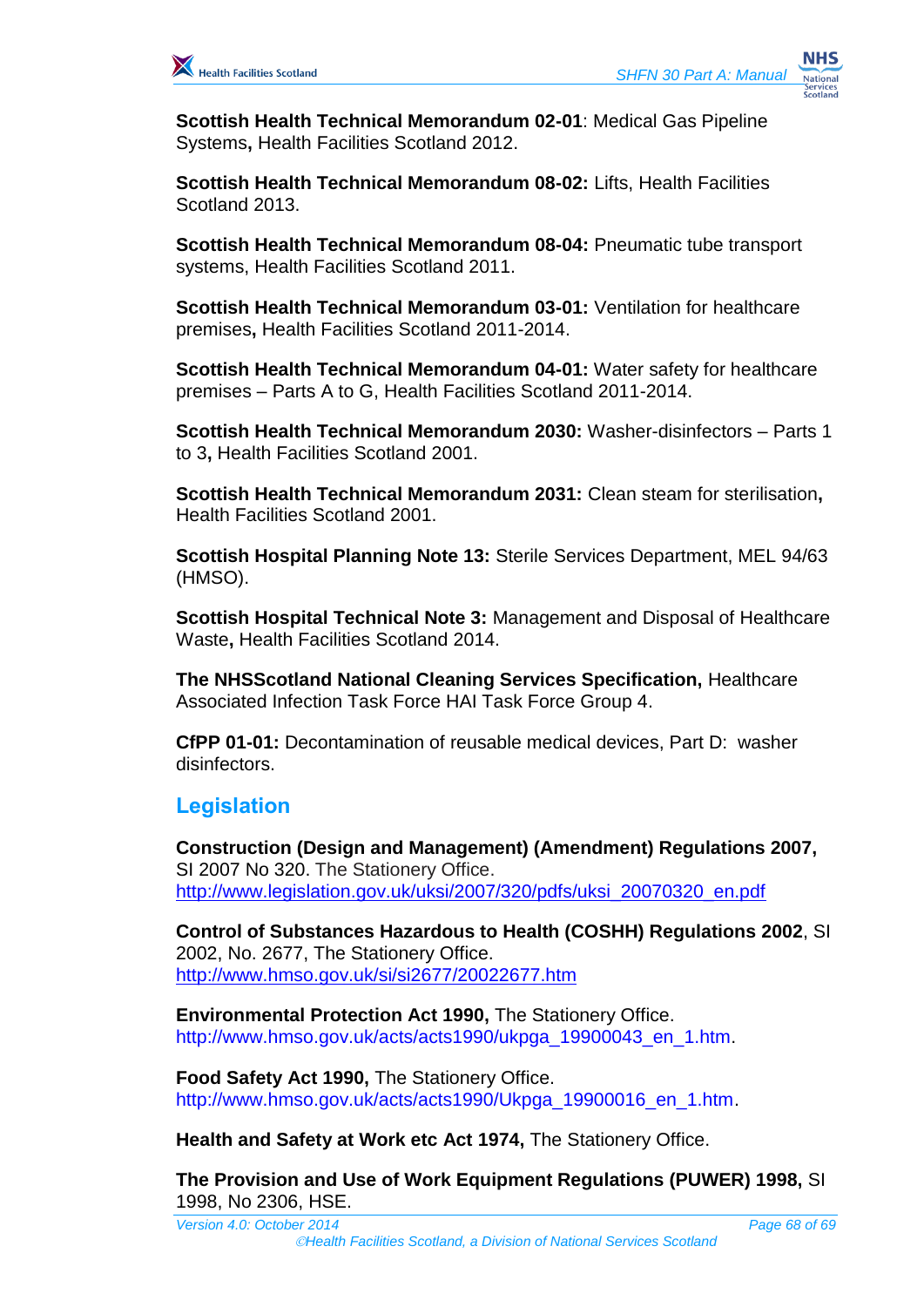**Scottish Health Technical Memorandum 02-01**: Medical Gas Pipeline Systems**,** Health Facilities Scotland 2012.

**Scottish Health Technical Memorandum 08-02:** Lifts, Health Facilities Scotland 2013.

**Scottish Health Technical Memorandum 08-04:** Pneumatic tube transport systems, Health Facilities Scotland 2011.

**Scottish Health Technical Memorandum 03-01:** Ventilation for healthcare premises**,** Health Facilities Scotland 2011-2014.

**Scottish Health Technical Memorandum 04-01:** Water safety for healthcare premises – Parts A to G, Health Facilities Scotland 2011-2014.

**Scottish Health Technical Memorandum 2030:** Washer-disinfectors – Parts 1 to 3**,** Health Facilities Scotland 2001.

**Scottish Health Technical Memorandum 2031:** Clean steam for sterilisation**,** Health Facilities Scotland 2001.

**Scottish Hospital Planning Note 13:** Sterile Services Department, MEL 94/63 (HMSO).

**Scottish Hospital Technical Note 3:** Management and Disposal of Healthcare Waste**,** Health Facilities Scotland 2014.

**The NHSScotland National Cleaning Services Specification,** Healthcare Associated Infection Task Force HAI Task Force Group 4.

**CfPP 01-01:** Decontamination of reusable medical devices, Part D: washer disinfectors.

## Legislation

**Construction (Design and Management) (Amendment) Regulations 2007,** SI 2007 No 320. The Stationery Office. http://www.legislation.gov.uk/uksi/2007/320/pdfs/uksi_20070320_en.pdf

**Control of Substances Hazardous to Health (COSHH) Regulations 2002**, SI 2002, No. 2677, The Stationery Office. http://www.hmso.gov.uk/si/si2677/20022677.htm

**Environmental Protection Act 1990,** The Stationery Office. http://www.hmso.gov.uk/acts/acts1990/ukpga_19900043_en_1.htm.

**Food Safety Act 1990,** The Stationery Office. http://www.hmso.gov.uk/acts/acts1990/Ukpga_19900016_en_1.htm.

**Health and Safety at Work etc Act 1974,** The Stationery Office.

**The Provision and Use of Work Equipment Regulations (PUWER) 1998,** SI 1998, No 2306, HSE.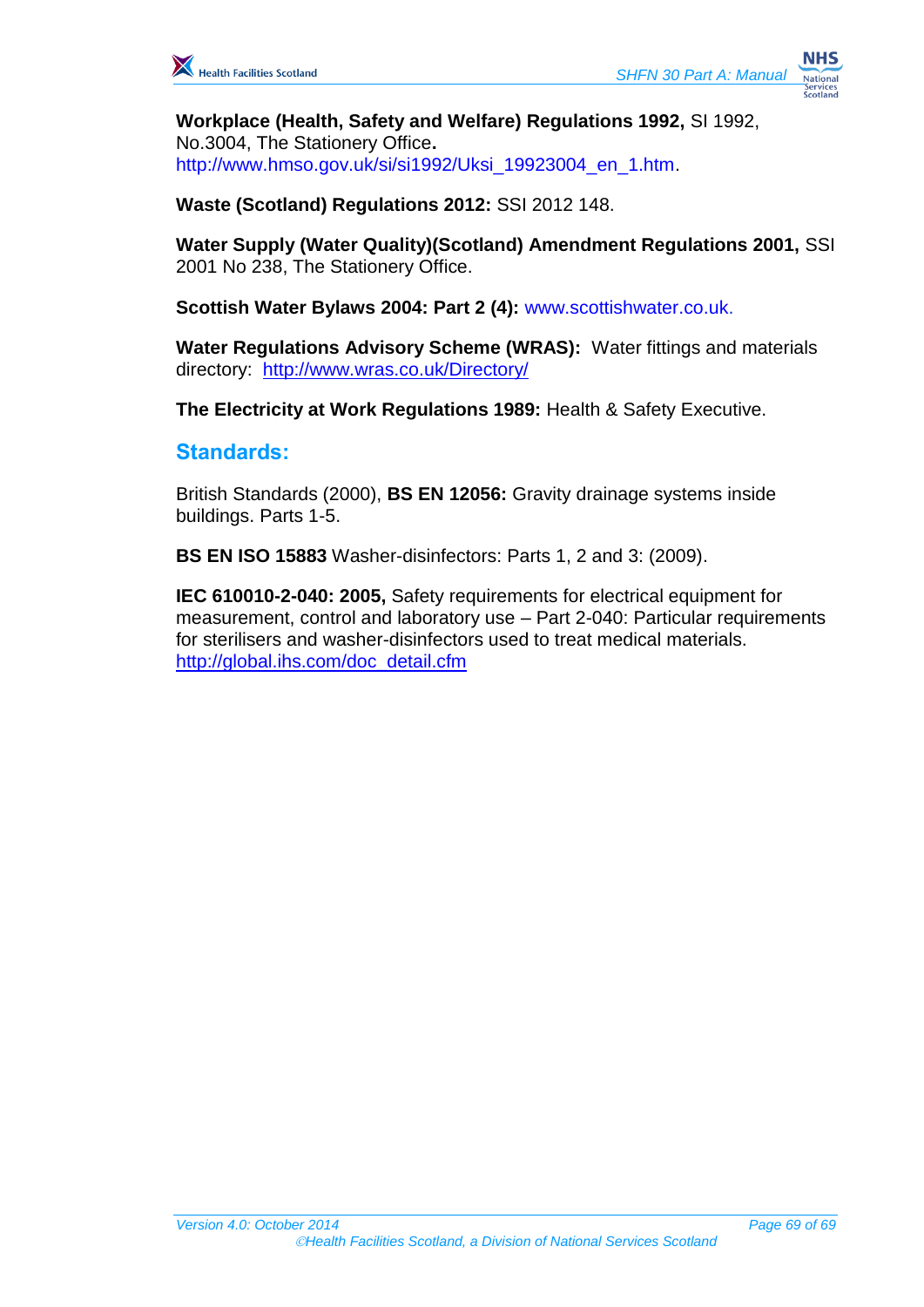**Workplace (Health, Safety and Welfare) Regulations 1992,** SI 1992, No.3004, The Stationery Office**.** http://www.hmso.gov.uk/si/si1992/Uksi_19923004_en_1.htm.

**Waste (Scotland) Regulations 2012:** SSI 2012 148.

**Water Supply (Water Quality)(Scotland) Amendment Regulations 2001,** SSI 2001 No 238, The Stationery Office.

**Scottish Water Bylaws 2004: Part 2 (4):** www.scottishwater.co.uk.

**Water Regulations Advisory Scheme (WRAS):** Water fittings and materials directory: http://www.wras.co.uk/Directory/

**The Electricity at Work Regulations 1989:** Health & Safety Executive.

## Standards:

British Standards (2000), **BS EN 12056:** Gravity drainage systems inside buildings. Parts 1-5.

**BS EN ISO 15883** Washer-disinfectors: Parts 1, 2 and 3: (2009).

**IEC 610010-2-040: 2005,** Safety requirements for electrical equipment for measurement, control and laboratory use – Part 2-040: Particular requirements for sterilisers and washer-disinfectors used to treat medical materials. http://global.ihs.com/doc_detail.cfm